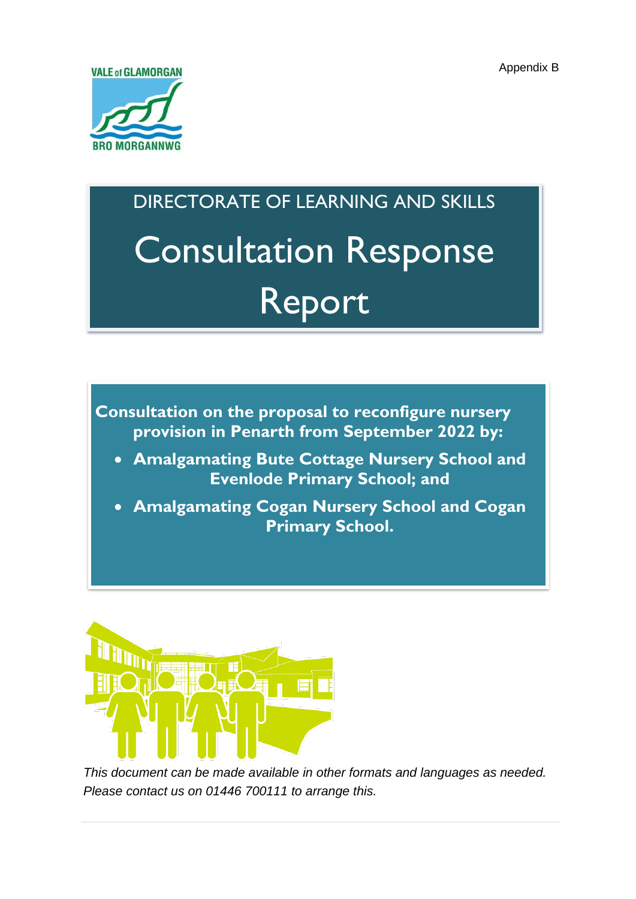Appendix B

VALE of GLAMORGAN
BRO MORGANNWG

DIRECTORATE OF LEARNING AND SKILLS

# Consultation Response Report

**Consultation on the proposal to reconfigure nursery provision in Penarth from September 2022 by:**

- **Amalgamating Bute Cottage Nursery School and Evenlode Primary School; and**
- **Amalgamating Cogan Nursery School and Cogan Primary School.**

*This document can be made available in other formats and languages as needed. Please contact us on 01446 700111 to arrange this.*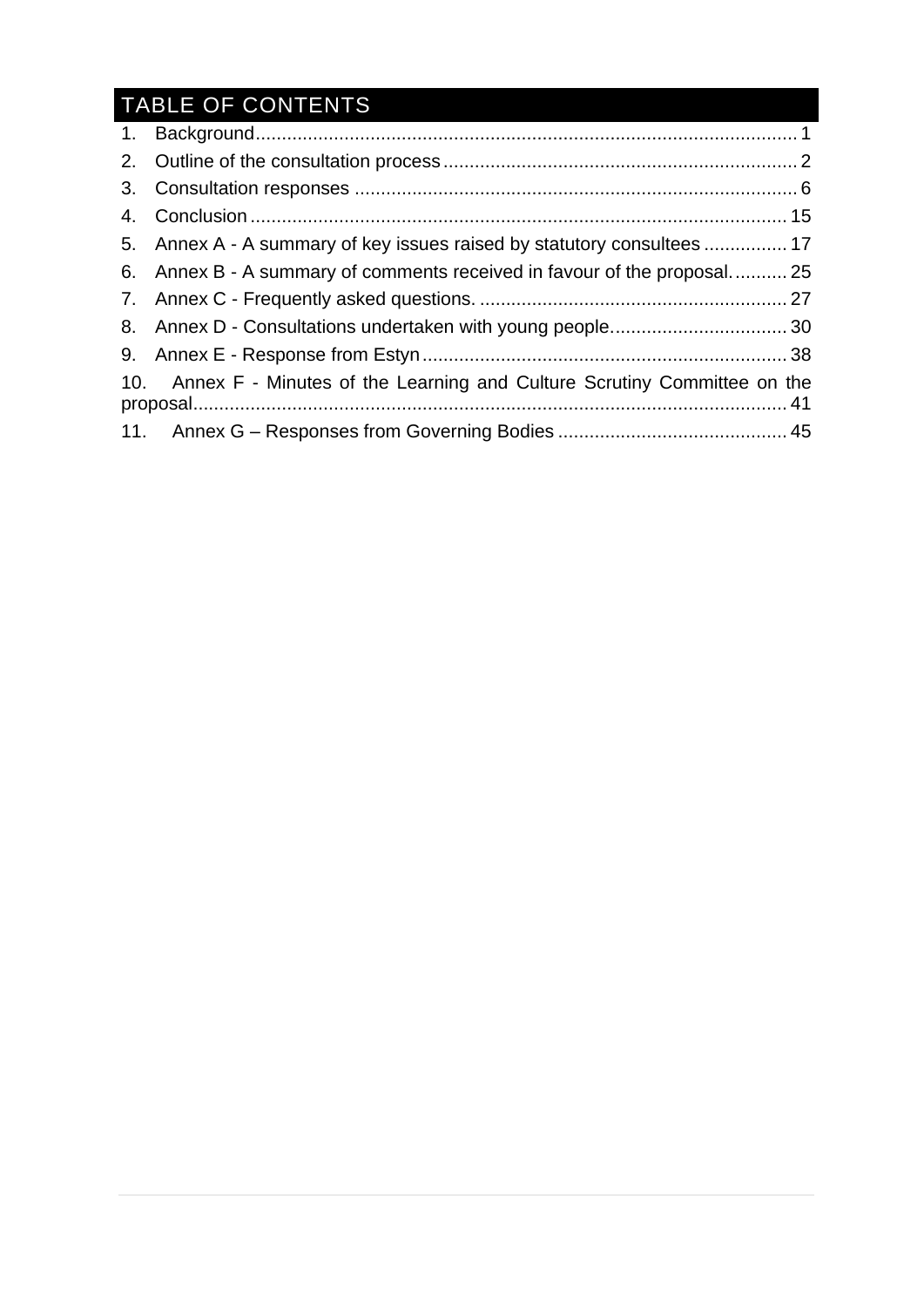# TABLE OF CONTENTS

1. Background ... 1
2. Outline of the consultation process ... 2
3. Consultation responses ... 6
4. Conclusion ... 15
5. Annex A - A summary of key issues raised by statutory consultees ... 17
6. Annex B - A summary of comments received in favour of the proposal. ... 25
7. Annex C - Frequently asked questions. ... 27
8. Annex D - Consultations undertaken with young people. ... 30
9. Annex E - Response from Estyn ... 38
10. Annex F - Minutes of the Learning and Culture Scrutiny Committee on the proposal ... 41
11. Annex G – Responses from Governing Bodies ... 45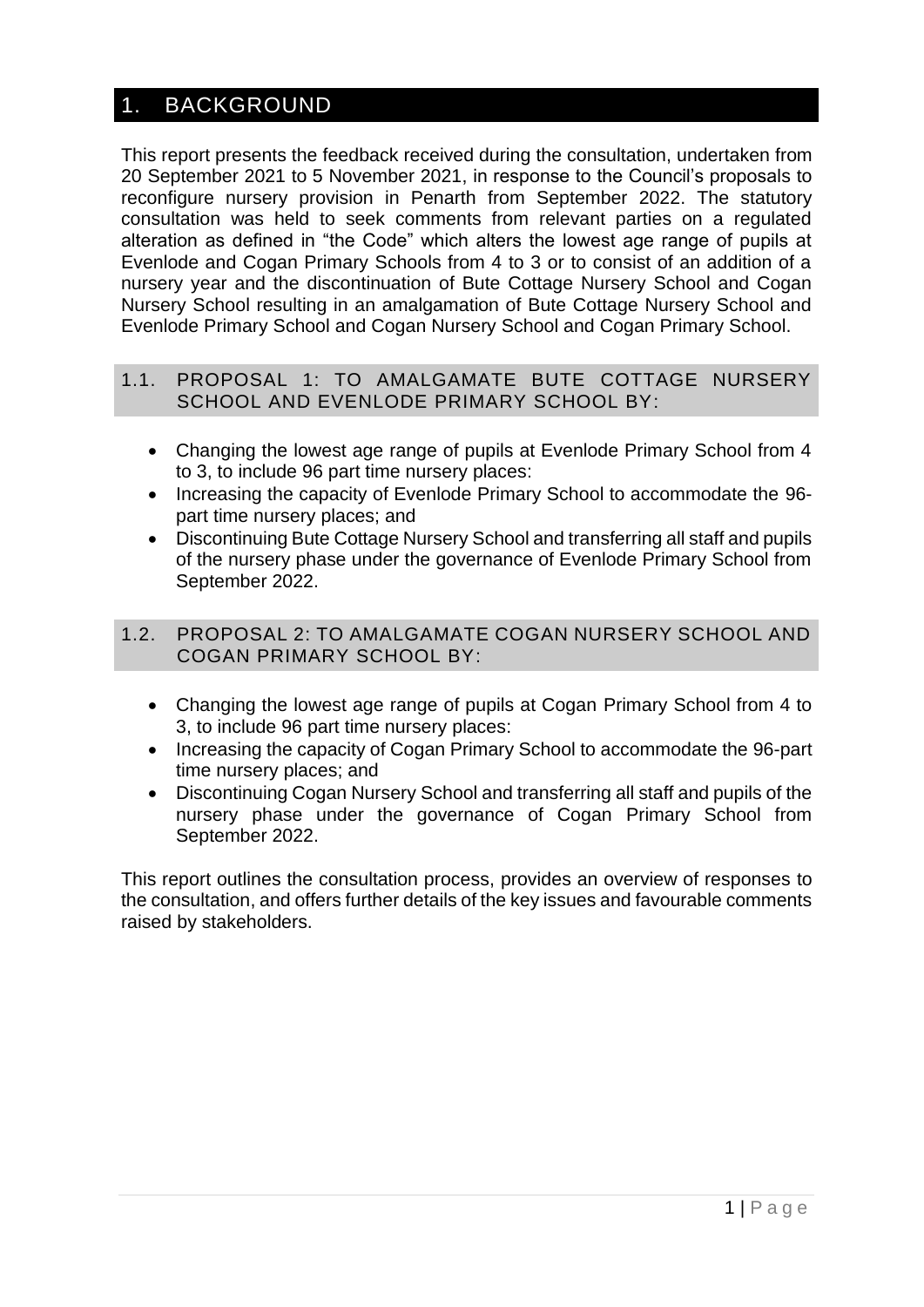# 1. BACKGROUND

This report presents the feedback received during the consultation, undertaken from 20 September 2021 to 5 November 2021, in response to the Council's proposals to reconfigure nursery provision in Penarth from September 2022. The statutory consultation was held to seek comments from relevant parties on a regulated alteration as defined in "the Code" which alters the lowest age range of pupils at Evenlode and Cogan Primary Schools from 4 to 3 or to consist of an addition of a nursery year and the discontinuation of Bute Cottage Nursery School and Cogan Nursery School resulting in an amalgamation of Bute Cottage Nursery School and Evenlode Primary School and Cogan Nursery School and Cogan Primary School.

## 1.1. PROPOSAL 1: TO AMALGAMATE BUTE COTTAGE NURSERY SCHOOL AND EVENLODE PRIMARY SCHOOL BY:

- Changing the lowest age range of pupils at Evenlode Primary School from 4 to 3, to include 96 part time nursery places:
- Increasing the capacity of Evenlode Primary School to accommodate the 96-part time nursery places; and
- Discontinuing Bute Cottage Nursery School and transferring all staff and pupils of the nursery phase under the governance of Evenlode Primary School from September 2022.

## 1.2. PROPOSAL 2: TO AMALGAMATE COGAN NURSERY SCHOOL AND COGAN PRIMARY SCHOOL BY:

- Changing the lowest age range of pupils at Cogan Primary School from 4 to 3, to include 96 part time nursery places:
- Increasing the capacity of Cogan Primary School to accommodate the 96-part time nursery places; and
- Discontinuing Cogan Nursery School and transferring all staff and pupils of the nursery phase under the governance of Cogan Primary School from September 2022.

This report outlines the consultation process, provides an overview of responses to the consultation, and offers further details of the key issues and favourable comments raised by stakeholders.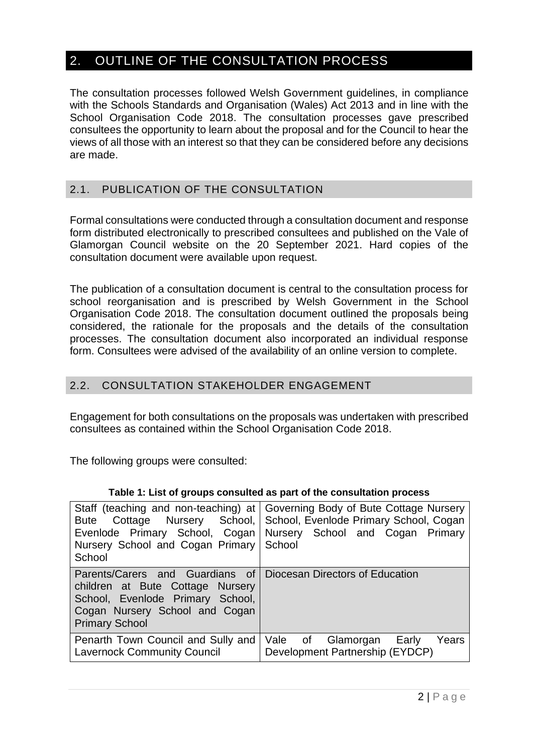## 2. OUTLINE OF THE CONSULTATION PROCESS

The consultation processes followed Welsh Government guidelines, in compliance with the Schools Standards and Organisation (Wales) Act 2013 and in line with the School Organisation Code 2018. The consultation processes gave prescribed consultees the opportunity to learn about the proposal and for the Council to hear the views of all those with an interest so that they can be considered before any decisions are made.

### 2.1. PUBLICATION OF THE CONSULTATION

Formal consultations were conducted through a consultation document and response form distributed electronically to prescribed consultees and published on the Vale of Glamorgan Council website on the 20 September 2021. Hard copies of the consultation document were available upon request.

The publication of a consultation document is central to the consultation process for school reorganisation and is prescribed by Welsh Government in the School Organisation Code 2018. The consultation document outlined the proposals being considered, the rationale for the proposals and the details of the consultation processes. The consultation document also incorporated an individual response form. Consultees were advised of the availability of an online version to complete.

### 2.2. CONSULTATION STAKEHOLDER ENGAGEMENT

Engagement for both consultations on the proposals was undertaken with prescribed consultees as contained within the School Organisation Code 2018.

The following groups were consulted:

**Table 1: List of groups consulted as part of the consultation process**

| | |
|---|---|
| Staff (teaching and non-teaching) at Bute Cottage Nursery School, Evenlode Primary School, Cogan Nursery School and Cogan Primary School | Governing Body of Bute Cottage Nursery School, Evenlode Primary School, Cogan Nursery School and Cogan Primary School |
| Parents/Carers and Guardians of children at Bute Cottage Nursery School, Evenlode Primary School, Cogan Nursery School and Cogan Primary School | Diocesan Directors of Education |
| Penarth Town Council and Sully and Lavernock Community Council | Vale of Glamorgan Early Years Development Partnership (EYDCP) |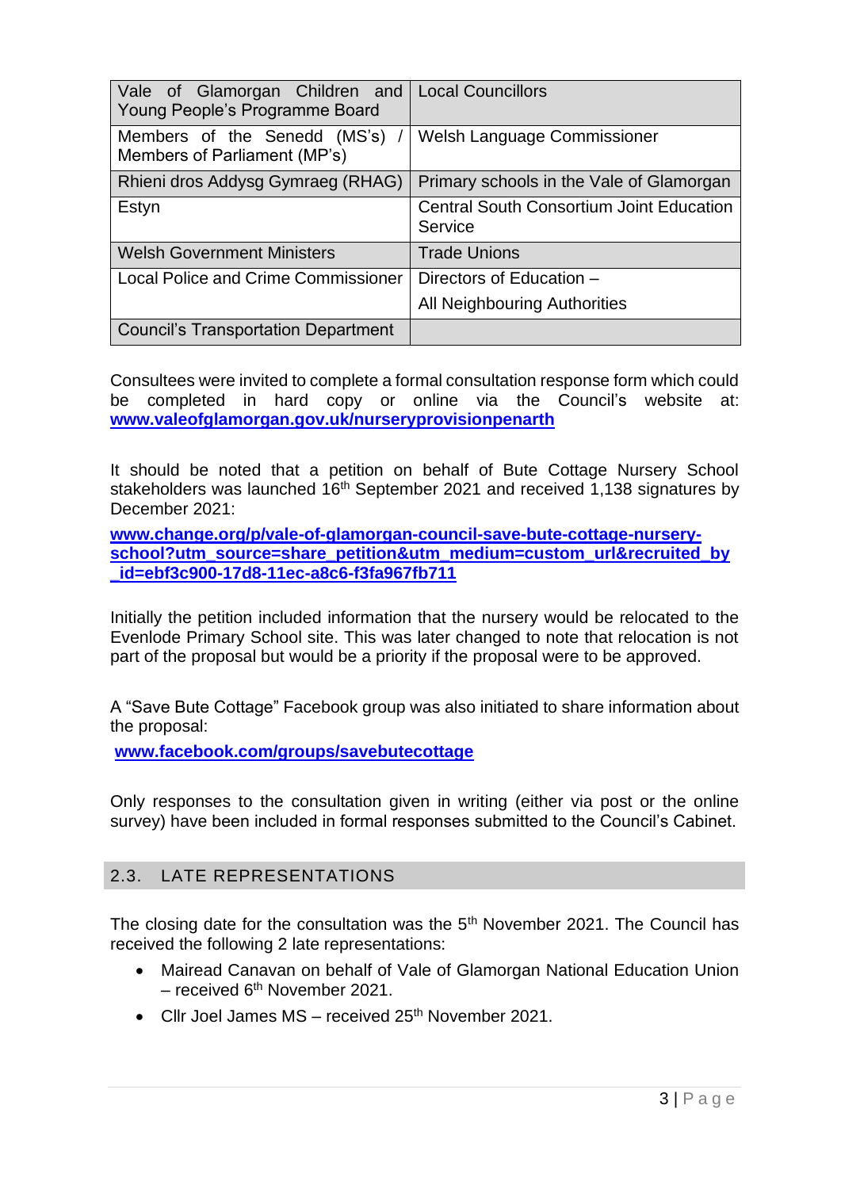| Vale of Glamorgan Children and Young People's Programme Board | Local Councillors |
|---|---|
| Members of the Senedd (MS's) / Members of Parliament (MP's) | Welsh Language Commissioner |
| Rhieni dros Addysg Gymraeg (RHAG) | Primary schools in the Vale of Glamorgan |
| Estyn | Central South Consortium Joint Education Service |
| Welsh Government Ministers | Trade Unions |
| Local Police and Crime Commissioner | Directors of Education – All Neighbouring Authorities |
| Council's Transportation Department | |

Consultees were invited to complete a formal consultation response form which could be completed in hard copy or online via the Council's website at: **www.valeofglamorgan.gov.uk/nurseryprovisionpenarth**

It should be noted that a petition on behalf of Bute Cottage Nursery School stakeholders was launched 16th September 2021 and received 1,138 signatures by December 2021:

**www.change.org/p/vale-of-glamorgan-council-save-bute-cottage-nursery-school?utm_source=share_petition&utm_medium=custom_url&recruited_by_id=ebf3c900-17d8-11ec-a8c6-f3fa967fb711**

Initially the petition included information that the nursery would be relocated to the Evenlode Primary School site. This was later changed to note that relocation is not part of the proposal but would be a priority if the proposal were to be approved.

A "Save Bute Cottage" Facebook group was also initiated to share information about the proposal:

**www.facebook.com/groups/savebutecottage**

Only responses to the consultation given in writing (either via post or the online survey) have been included in formal responses submitted to the Council's Cabinet.

## 2.3. LATE REPRESENTATIONS

The closing date for the consultation was the 5th November 2021. The Council has received the following 2 late representations:

- Mairead Canavan on behalf of Vale of Glamorgan National Education Union – received 6th November 2021.
- Cllr Joel James MS – received 25th November 2021.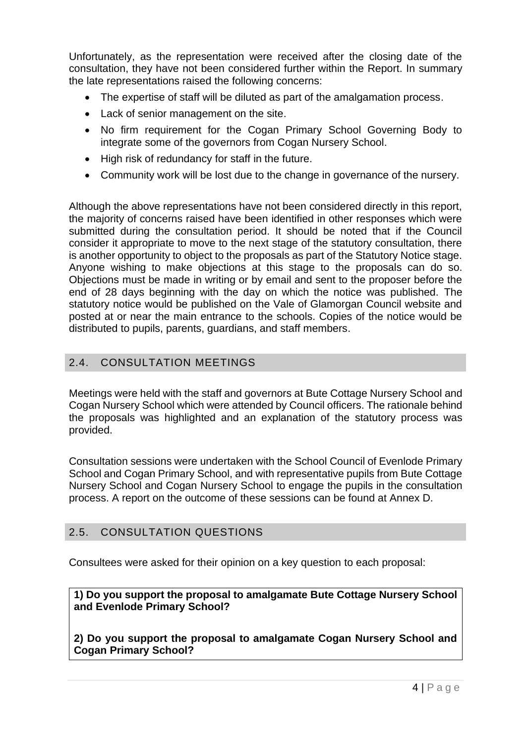Unfortunately, as the representation were received after the closing date of the consultation, they have not been considered further within the Report. In summary the late representations raised the following concerns:

- The expertise of staff will be diluted as part of the amalgamation process.
- Lack of senior management on the site.
- No firm requirement for the Cogan Primary School Governing Body to integrate some of the governors from Cogan Nursery School.
- High risk of redundancy for staff in the future.
- Community work will be lost due to the change in governance of the nursery.

Although the above representations have not been considered directly in this report, the majority of concerns raised have been identified in other responses which were submitted during the consultation period. It should be noted that if the Council consider it appropriate to move to the next stage of the statutory consultation, there is another opportunity to object to the proposals as part of the Statutory Notice stage. Anyone wishing to make objections at this stage to the proposals can do so. Objections must be made in writing or by email and sent to the proposer before the end of 28 days beginning with the day on which the notice was published. The statutory notice would be published on the Vale of Glamorgan Council website and posted at or near the main entrance to the schools. Copies of the notice would be distributed to pupils, parents, guardians, and staff members.

## 2.4. CONSULTATION MEETINGS

Meetings were held with the staff and governors at Bute Cottage Nursery School and Cogan Nursery School which were attended by Council officers. The rationale behind the proposals was highlighted and an explanation of the statutory process was provided.

Consultation sessions were undertaken with the School Council of Evenlode Primary School and Cogan Primary School, and with representative pupils from Bute Cottage Nursery School and Cogan Nursery School to engage the pupils in the consultation process. A report on the outcome of these sessions can be found at Annex D.

## 2.5. CONSULTATION QUESTIONS

Consultees were asked for their opinion on a key question to each proposal:

**1) Do you support the proposal to amalgamate Bute Cottage Nursery School and Evenlode Primary School?**

**2) Do you support the proposal to amalgamate Cogan Nursery School and Cogan Primary School?**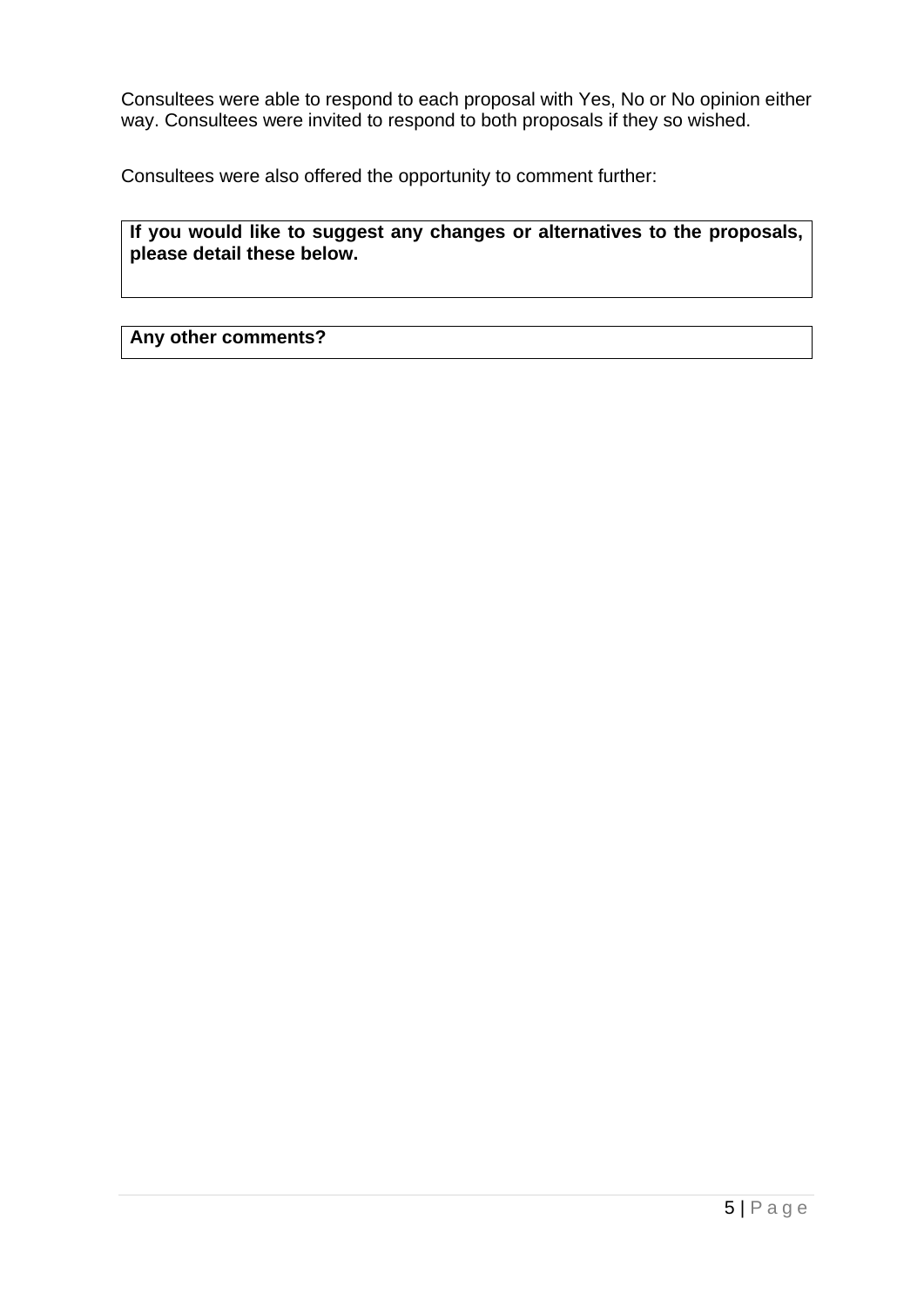Consultees were able to respond to each proposal with Yes, No or No opinion either way. Consultees were invited to respond to both proposals if they so wished.

Consultees were also offered the opportunity to comment further:

| **If you would like to suggest any changes or alternatives to the proposals, please detail these below.** |
| --- |

| **Any other comments?** |
| --- |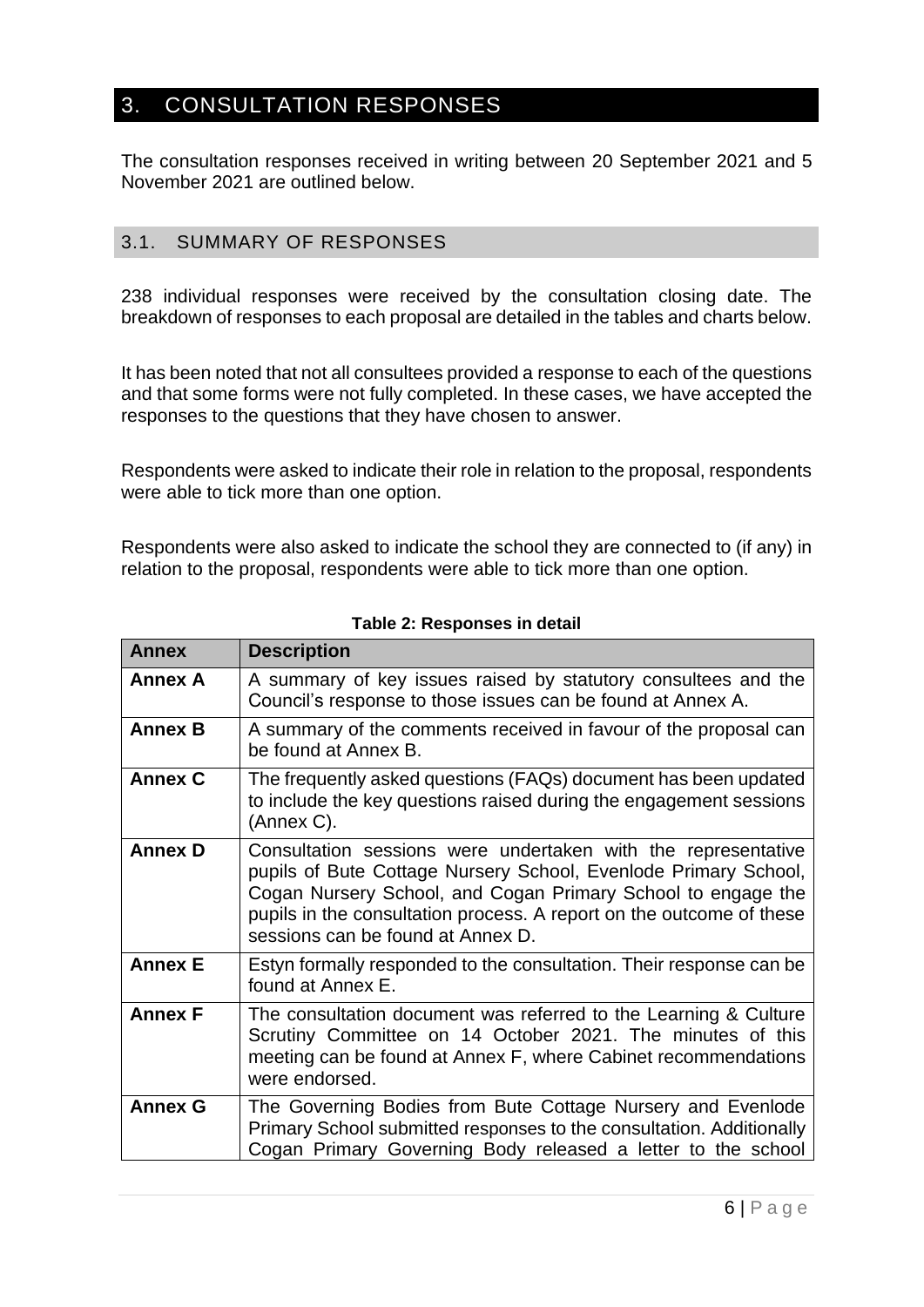## 3. CONSULTATION RESPONSES

The consultation responses received in writing between 20 September 2021 and 5 November 2021 are outlined below.

### 3.1. SUMMARY OF RESPONSES

238 individual responses were received by the consultation closing date. The breakdown of responses to each proposal are detailed in the tables and charts below.

It has been noted that not all consultees provided a response to each of the questions and that some forms were not fully completed. In these cases, we have accepted the responses to the questions that they have chosen to answer.

Respondents were asked to indicate their role in relation to the proposal, respondents were able to tick more than one option.

Respondents were also asked to indicate the school they are connected to (if any) in relation to the proposal, respondents were able to tick more than one option.

**Table 2: Responses in detail**

| Annex | Description |
|---|---|
| **Annex A** | A summary of key issues raised by statutory consultees and the Council's response to those issues can be found at Annex A. |
| **Annex B** | A summary of the comments received in favour of the proposal can be found at Annex B. |
| **Annex C** | The frequently asked questions (FAQs) document has been updated to include the key questions raised during the engagement sessions (Annex C). |
| **Annex D** | Consultation sessions were undertaken with the representative pupils of Bute Cottage Nursery School, Evenlode Primary School, Cogan Nursery School, and Cogan Primary School to engage the pupils in the consultation process. A report on the outcome of these sessions can be found at Annex D. |
| **Annex E** | Estyn formally responded to the consultation. Their response can be found at Annex E. |
| **Annex F** | The consultation document was referred to the Learning & Culture Scrutiny Committee on 14 October 2021. The minutes of this meeting can be found at Annex F, where Cabinet recommendations were endorsed. |
| **Annex G** | The Governing Bodies from Bute Cottage Nursery and Evenlode Primary School submitted responses to the consultation. Additionally Cogan Primary Governing Body released a letter to the school |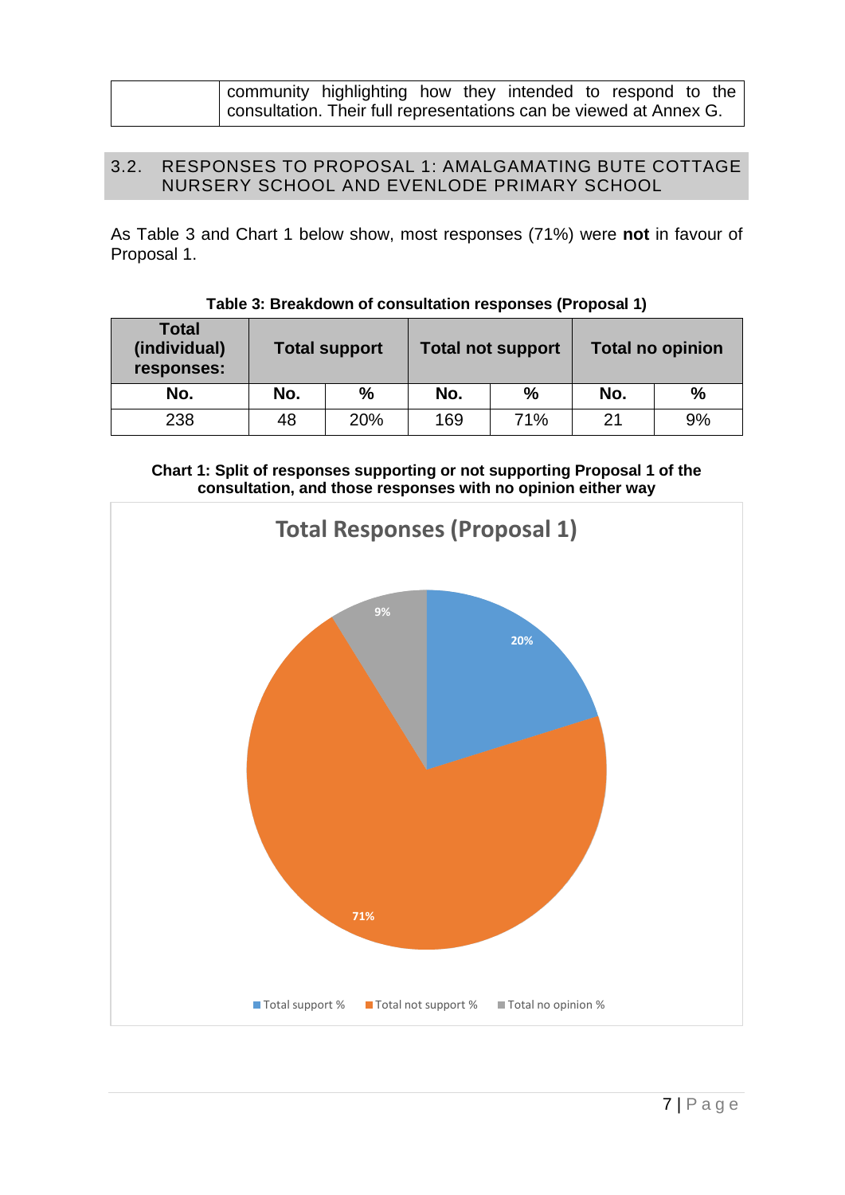| | community highlighting how they intended to respond to the consultation. Their full representations can be viewed at Annex G. |
|---|---|

## 3.2. RESPONSES TO PROPOSAL 1: AMALGAMATING BUTE COTTAGE NURSERY SCHOOL AND EVENLODE PRIMARY SCHOOL

As Table 3 and Chart 1 below show, most responses (71%) were **not** in favour of Proposal 1.

**Table 3: Breakdown of consultation responses (Proposal 1)**

| Total (individual) responses: | Total support | | Total not support | | Total no opinion | |
|---|---|---|---|---|---|---|
| No. | No. | % | No. | % | No. | % |
| 238 | 48 | 20% | 169 | 71% | 21 | 9% |

**Chart 1: Split of responses supporting or not supporting Proposal 1 of the consultation, and those responses with no opinion either way**

Total Responses (Proposal 1)

- Total support %: 20%
- Total not support %: 71%
- Total no opinion %: 9%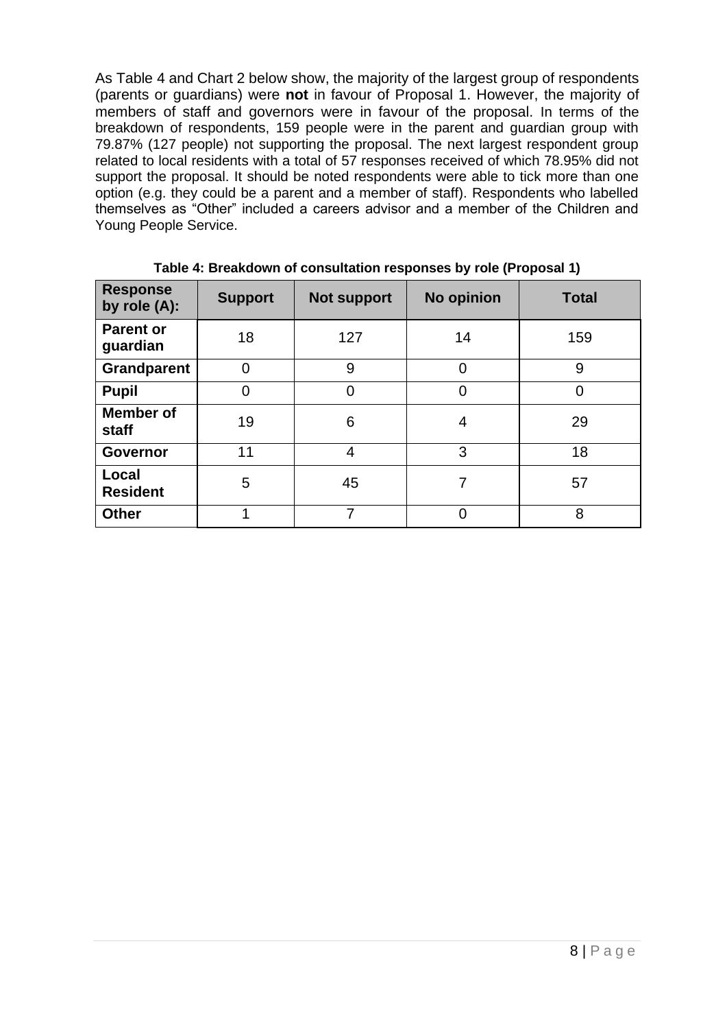As Table 4 and Chart 2 below show, the majority of the largest group of respondents (parents or guardians) were **not** in favour of Proposal 1. However, the majority of members of staff and governors were in favour of the proposal. In terms of the breakdown of respondents, 159 people were in the parent and guardian group with 79.87% (127 people) not supporting the proposal. The next largest respondent group related to local residents with a total of 57 responses received of which 78.95% did not support the proposal. It should be noted respondents were able to tick more than one option (e.g. they could be a parent and a member of staff). Respondents who labelled themselves as "Other" included a careers advisor and a member of the Children and Young People Service.

**Table 4: Breakdown of consultation responses by role (Proposal 1)**

| Response by role (A): | Support | Not support | No opinion | Total |
|---|---|---|---|---|
| **Parent or guardian** | 18 | 127 | 14 | 159 |
| **Grandparent** | 0 | 9 | 0 | 9 |
| **Pupil** | 0 | 0 | 0 | 0 |
| **Member of staff** | 19 | 6 | 4 | 29 |
| **Governor** | 11 | 4 | 3 | 18 |
| **Local Resident** | 5 | 45 | 7 | 57 |
| **Other** | 1 | 7 | 0 | 8 |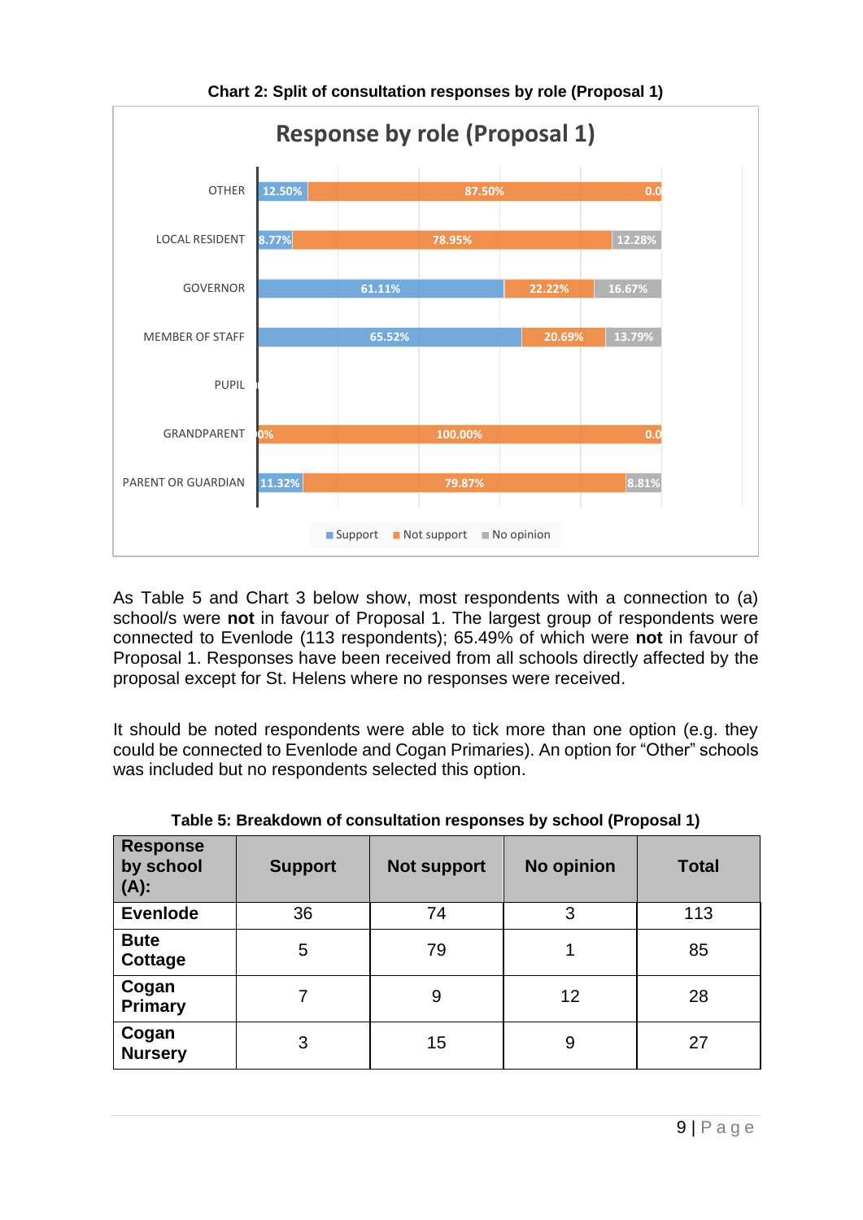**Chart 2: Split of consultation responses by role (Proposal 1)**

**Response by role (Proposal 1)**

| Role | Support | Not support | No opinion |
|---|---|---|---|
| OTHER | 12.50% | 87.50% | 0.0 |
| LOCAL RESIDENT | 8.77% | 78.95% | 12.28% |
| GOVERNOR | 61.11% | 22.22% | 16.67% |
| MEMBER OF STAFF | 65.52% | 20.69% | 13.79% |
| PUPIL | | | |
| GRANDPARENT | 0% | 100.00% | 0.0 |
| PARENT OR GUARDIAN | 11.32% | 79.87% | 8.81% |

As Table 5 and Chart 3 below show, most respondents with a connection to (a) school/s were **not** in favour of Proposal 1. The largest group of respondents were connected to Evenlode (113 respondents); 65.49% of which were **not** in favour of Proposal 1. Responses have been received from all schools directly affected by the proposal except for St. Helens where no responses were received.

It should be noted respondents were able to tick more than one option (e.g. they could be connected to Evenlode and Cogan Primaries). An option for "Other" schools was included but no respondents selected this option.

**Table 5: Breakdown of consultation responses by school (Proposal 1)**

| Response by school (A): | Support | Not support | No opinion | Total |
|---|---|---|---|---|
| **Evenlode** | 36 | 74 | 3 | 113 |
| **Bute Cottage** | 5 | 79 | 1 | 85 |
| **Cogan Primary** | 7 | 9 | 12 | 28 |
| **Cogan Nursery** | 3 | 15 | 9 | 27 |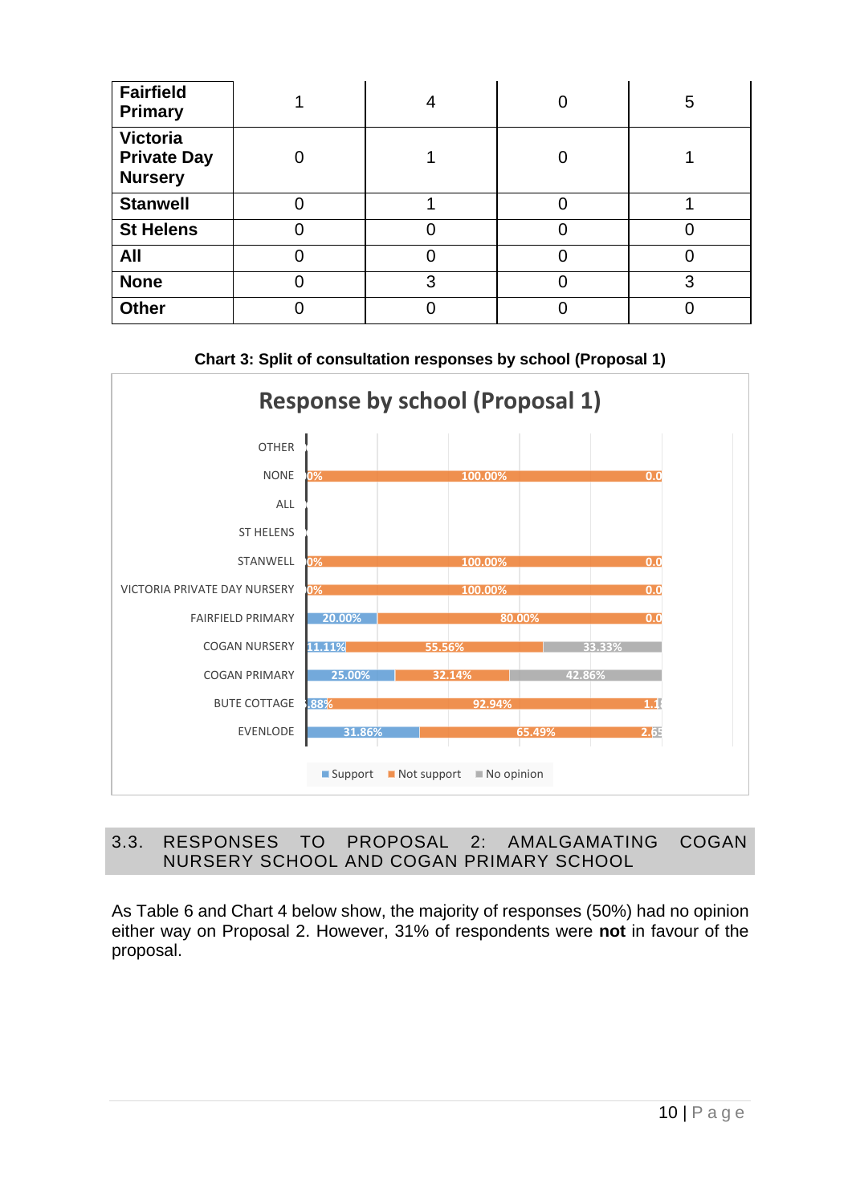| Fairfield Primary | 1 | 4 | 0 | 5 |
|---|---|---|---|---|
| Victoria Private Day Nursery | 0 | 1 | 0 | 1 |
| Stanwell | 0 | 1 | 0 | 1 |
| St Helens | 0 | 0 | 0 | 0 |
| All | 0 | 0 | 0 | 0 |
| None | 0 | 3 | 0 | 3 |
| Other | 0 | 0 | 0 | 0 |

**Chart 3: Split of consultation responses by school (Proposal 1)**

Response by school (Proposal 1)

| School | Support | Not support | No opinion |
|---|---|---|---|
| OTHER | | | |
| NONE | 0% | 100.00% | 0.0 |
| ALL | | | |
| ST HELENS | | | |
| STANWELL | 0% | 100.00% | 0.0 |
| VICTORIA PRIVATE DAY NURSERY | 0% | 100.00% | 0.0 |
| FAIRFIELD PRIMARY | 20.00% | 80.00% | 0.0 |
| COGAN NURSERY | 11.11% | 55.56% | 33.33% |
| COGAN PRIMARY | 25.00% | 32.14% | 42.86% |
| BUTE COTTAGE | .88% | 92.94% | 1.1 |
| EVENLODE | 31.86% | 65.49% | 2.65 |

## 3.3. RESPONSES TO PROPOSAL 2: AMALGAMATING COGAN NURSERY SCHOOL AND COGAN PRIMARY SCHOOL

As Table 6 and Chart 4 below show, the majority of responses (50%) had no opinion either way on Proposal 2. However, 31% of respondents were **not** in favour of the proposal.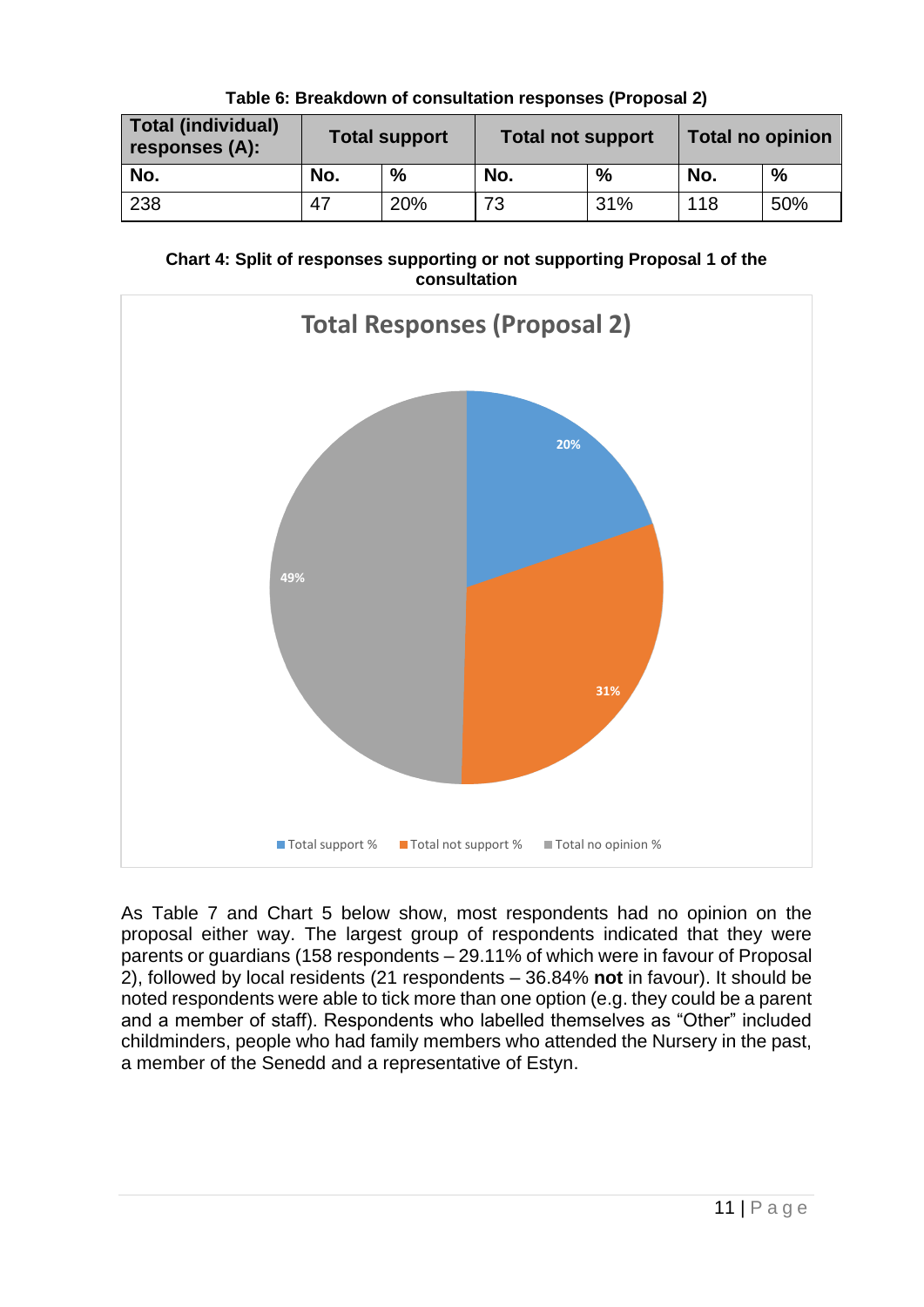**Table 6: Breakdown of consultation responses (Proposal 2)**

| Total (individual) responses (A): | Total support | | Total not support | | Total no opinion | |
|---|---|---|---|---|---|---|
| No. | No. | % | No. | % | No. | % |
| 238 | 47 | 20% | 73 | 31% | 118 | 50% |

**Chart 4: Split of responses supporting or not supporting Proposal 1 of the consultation**

As Table 7 and Chart 5 below show, most respondents had no opinion on the proposal either way. The largest group of respondents indicated that they were parents or guardians (158 respondents – 29.11% of which were in favour of Proposal 2), followed by local residents (21 respondents – 36.84% **not** in favour). It should be noted respondents were able to tick more than one option (e.g. they could be a parent and a member of staff). Respondents who labelled themselves as "Other" included childminders, people who had family members who attended the Nursery in the past, a member of the Senedd and a representative of Estyn.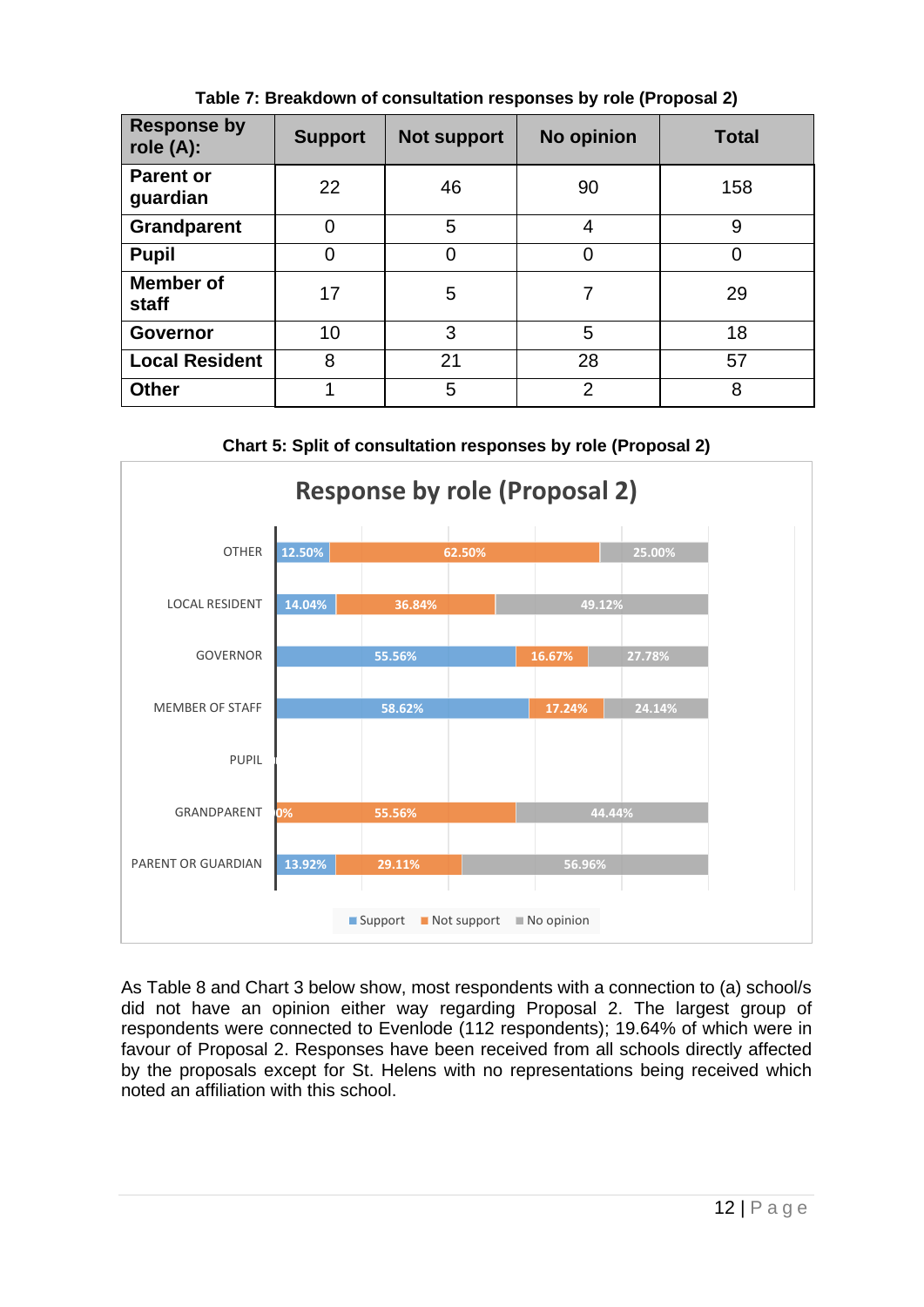**Table 7: Breakdown of consultation responses by role (Proposal 2)**

| Response by role (A): | Support | Not support | No opinion | Total |
|---|---|---|---|---|
| Parent or guardian | 22 | 46 | 90 | 158 |
| Grandparent | 0 | 5 | 4 | 9 |
| Pupil | 0 | 0 | 0 | 0 |
| Member of staff | 17 | 5 | 7 | 29 |
| Governor | 10 | 3 | 5 | 18 |
| Local Resident | 8 | 21 | 28 | 57 |
| Other | 1 | 5 | 2 | 8 |

**Chart 5: Split of consultation responses by role (Proposal 2)**

As Table 8 and Chart 3 below show, most respondents with a connection to (a) school/s did not have an opinion either way regarding Proposal 2. The largest group of respondents were connected to Evenlode (112 respondents); 19.64% of which were in favour of Proposal 2. Responses have been received from all schools directly affected by the proposals except for St. Helens with no representations being received which noted an affiliation with this school.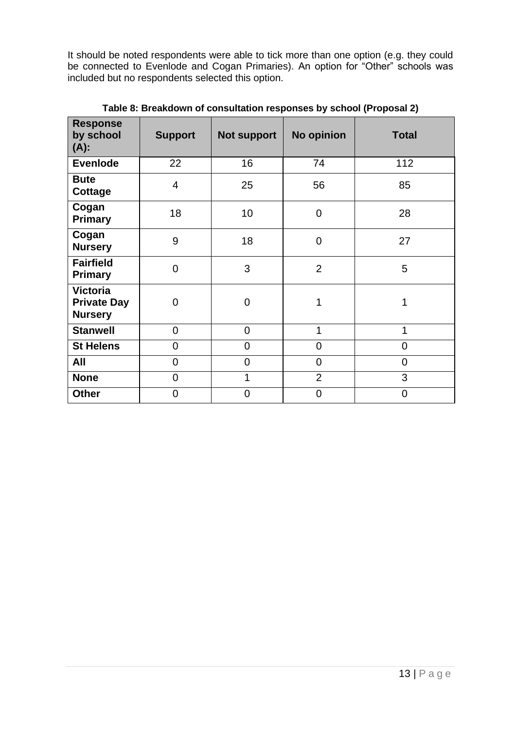It should be noted respondents were able to tick more than one option (e.g. they could be connected to Evenlode and Cogan Primaries). An option for "Other" schools was included but no respondents selected this option.

**Table 8: Breakdown of consultation responses by school (Proposal 2)**

| Response by school (A): | Support | Not support | No opinion | Total |
|---|---|---|---|---|
| Evenlode | 22 | 16 | 74 | 112 |
| Bute Cottage | 4 | 25 | 56 | 85 |
| Cogan Primary | 18 | 10 | 0 | 28 |
| Cogan Nursery | 9 | 18 | 0 | 27 |
| Fairfield Primary | 0 | 3 | 2 | 5 |
| Victoria Private Day Nursery | 0 | 0 | 1 | 1 |
| Stanwell | 0 | 0 | 1 | 1 |
| St Helens | 0 | 0 | 0 | 0 |
| All | 0 | 0 | 0 | 0 |
| None | 0 | 1 | 2 | 3 |
| Other | 0 | 0 | 0 | 0 |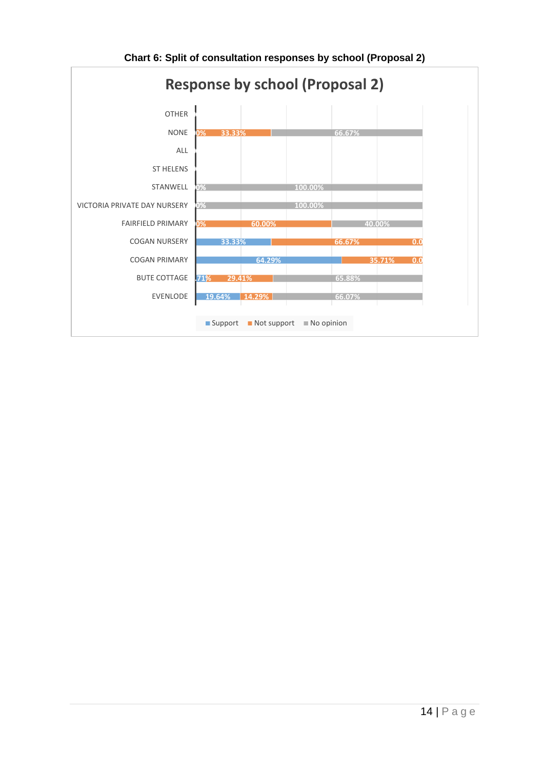**Chart 6: Split of consultation responses by school (Proposal 2)**

## Response by school (Proposal 2)

| School | Support | Not support | No opinion |
|---|---|---|---|
| OTHER | | | |
| NONE | 0% | 33.33% | 66.67% |
| ALL | | | |
| ST HELENS | | | |
| STANWELL | 0% | | 100.00% |
| VICTORIA PRIVATE DAY NURSERY | 0% | | 100.00% |
| FAIRFIELD PRIMARY | 0% | 60.00% | 40.00% |
| COGAN NURSERY | 33.33% | 66.67% | 0.0 |
| COGAN PRIMARY | 64.29% | 35.71% | 0.0 |
| BUTE COTTAGE | .71% | 29.41% | 65.88% |
| EVENLODE | 19.64% | 14.29% | 66.07% |

■ Support ■ Not support ■ No opinion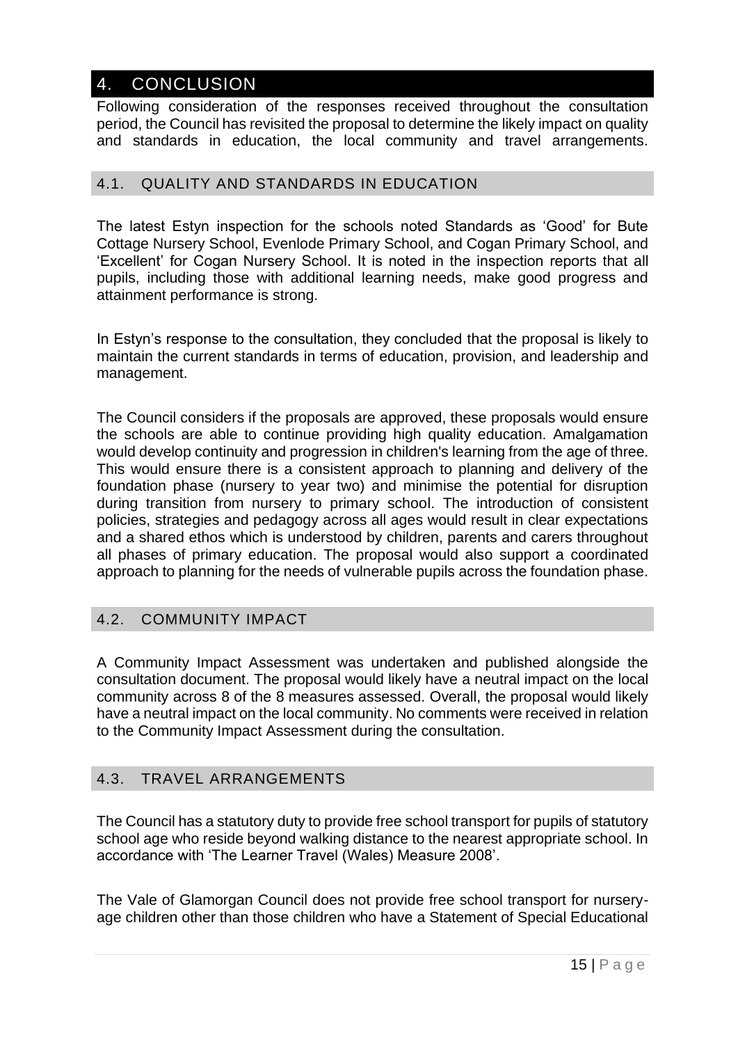# 4. CONCLUSION

Following consideration of the responses received throughout the consultation period, the Council has revisited the proposal to determine the likely impact on quality and standards in education, the local community and travel arrangements.

## 4.1. QUALITY AND STANDARDS IN EDUCATION

The latest Estyn inspection for the schools noted Standards as 'Good' for Bute Cottage Nursery School, Evenlode Primary School, and Cogan Primary School, and 'Excellent' for Cogan Nursery School. It is noted in the inspection reports that all pupils, including those with additional learning needs, make good progress and attainment performance is strong.

In Estyn's response to the consultation, they concluded that the proposal is likely to maintain the current standards in terms of education, provision, and leadership and management.

The Council considers if the proposals are approved, these proposals would ensure the schools are able to continue providing high quality education. Amalgamation would develop continuity and progression in children's learning from the age of three. This would ensure there is a consistent approach to planning and delivery of the foundation phase (nursery to year two) and minimise the potential for disruption during transition from nursery to primary school. The introduction of consistent policies, strategies and pedagogy across all ages would result in clear expectations and a shared ethos which is understood by children, parents and carers throughout all phases of primary education. The proposal would also support a coordinated approach to planning for the needs of vulnerable pupils across the foundation phase.

## 4.2. COMMUNITY IMPACT

A Community Impact Assessment was undertaken and published alongside the consultation document. The proposal would likely have a neutral impact on the local community across 8 of the 8 measures assessed. Overall, the proposal would likely have a neutral impact on the local community. No comments were received in relation to the Community Impact Assessment during the consultation.

## 4.3. TRAVEL ARRANGEMENTS

The Council has a statutory duty to provide free school transport for pupils of statutory school age who reside beyond walking distance to the nearest appropriate school. In accordance with 'The Learner Travel (Wales) Measure 2008'.

The Vale of Glamorgan Council does not provide free school transport for nursery-age children other than those children who have a Statement of Special Educational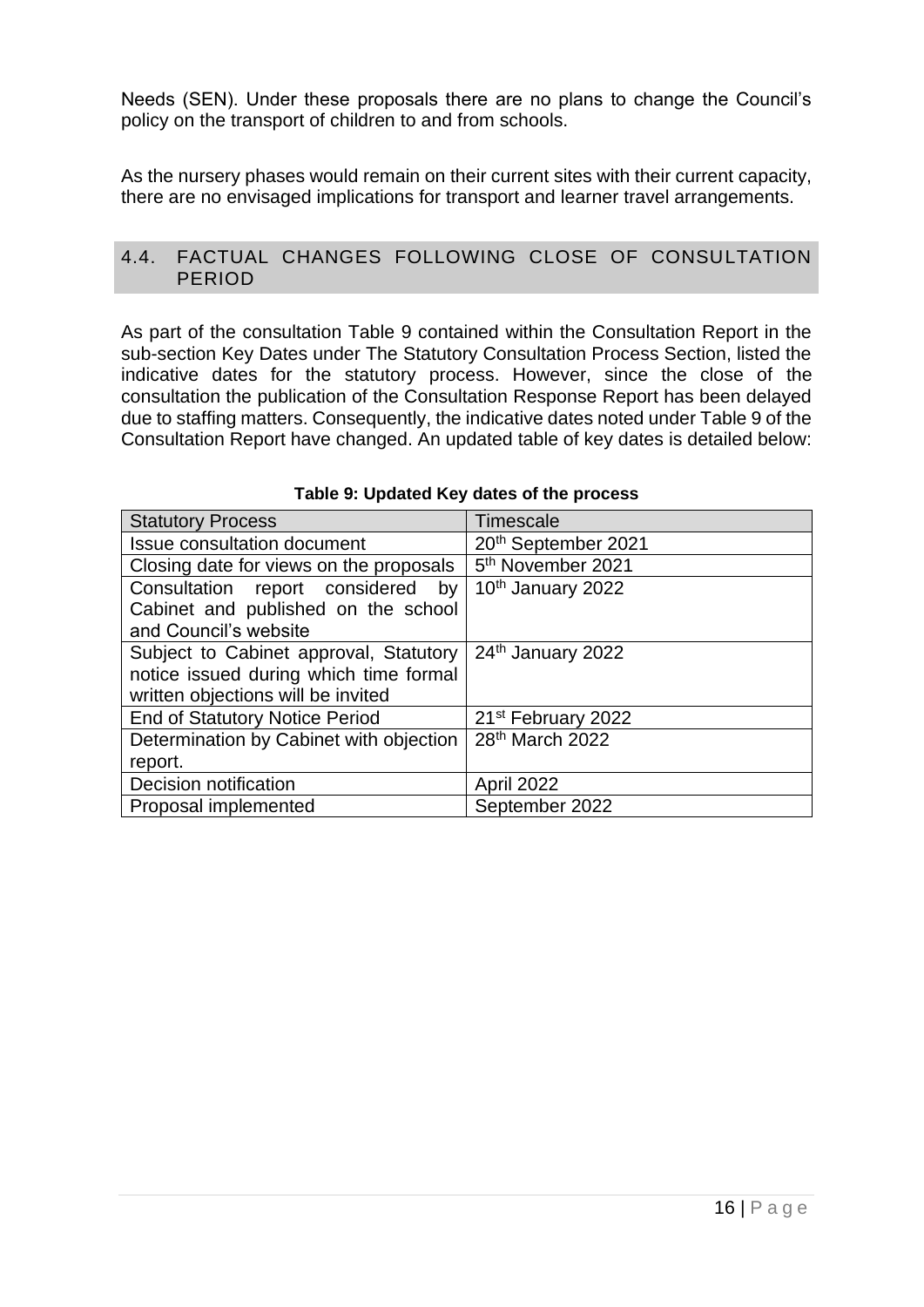Needs (SEN). Under these proposals there are no plans to change the Council's policy on the transport of children to and from schools.

As the nursery phases would remain on their current sites with their current capacity, there are no envisaged implications for transport and learner travel arrangements.

## 4.4. FACTUAL CHANGES FOLLOWING CLOSE OF CONSULTATION PERIOD

As part of the consultation Table 9 contained within the Consultation Report in the sub-section Key Dates under The Statutory Consultation Process Section, listed the indicative dates for the statutory process. However, since the close of the consultation the publication of the Consultation Response Report has been delayed due to staffing matters. Consequently, the indicative dates noted under Table 9 of the Consultation Report have changed. An updated table of key dates is detailed below:

**Table 9: Updated Key dates of the process**

| Statutory Process | Timescale |
| --- | --- |
| Issue consultation document | 20th September 2021 |
| Closing date for views on the proposals | 5th November 2021 |
| Consultation report considered by Cabinet and published on the school and Council's website | 10th January 2022 |
| Subject to Cabinet approval, Statutory notice issued during which time formal written objections will be invited | 24th January 2022 |
| End of Statutory Notice Period | 21st February 2022 |
| Determination by Cabinet with objection report. | 28th March 2022 |
| Decision notification | April 2022 |
| Proposal implemented | September 2022 |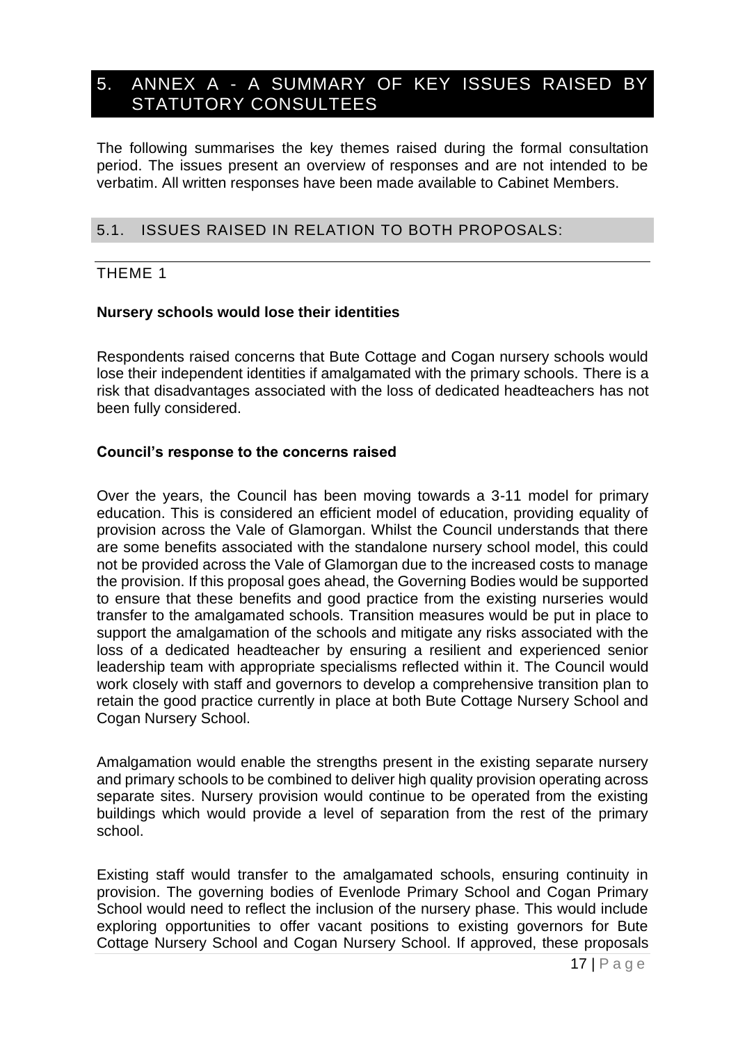# 5. ANNEX A - A SUMMARY OF KEY ISSUES RAISED BY STATUTORY CONSULTEES

The following summarises the key themes raised during the formal consultation period. The issues present an overview of responses and are not intended to be verbatim. All written responses have been made available to Cabinet Members.

## 5.1. ISSUES RAISED IN RELATION TO BOTH PROPOSALS:

### THEME 1

**Nursery schools would lose their identities**

Respondents raised concerns that Bute Cottage and Cogan nursery schools would lose their independent identities if amalgamated with the primary schools. There is a risk that disadvantages associated with the loss of dedicated headteachers has not been fully considered.

**Council's response to the concerns raised**

Over the years, the Council has been moving towards a 3-11 model for primary education. This is considered an efficient model of education, providing equality of provision across the Vale of Glamorgan. Whilst the Council understands that there are some benefits associated with the standalone nursery school model, this could not be provided across the Vale of Glamorgan due to the increased costs to manage the provision. If this proposal goes ahead, the Governing Bodies would be supported to ensure that these benefits and good practice from the existing nurseries would transfer to the amalgamated schools. Transition measures would be put in place to support the amalgamation of the schools and mitigate any risks associated with the loss of a dedicated headteacher by ensuring a resilient and experienced senior leadership team with appropriate specialisms reflected within it. The Council would work closely with staff and governors to develop a comprehensive transition plan to retain the good practice currently in place at both Bute Cottage Nursery School and Cogan Nursery School.

Amalgamation would enable the strengths present in the existing separate nursery and primary schools to be combined to deliver high quality provision operating across separate sites. Nursery provision would continue to be operated from the existing buildings which would provide a level of separation from the rest of the primary school.

Existing staff would transfer to the amalgamated schools, ensuring continuity in provision. The governing bodies of Evenlode Primary School and Cogan Primary School would need to reflect the inclusion of the nursery phase. This would include exploring opportunities to offer vacant positions to existing governors for Bute Cottage Nursery School and Cogan Nursery School. If approved, these proposals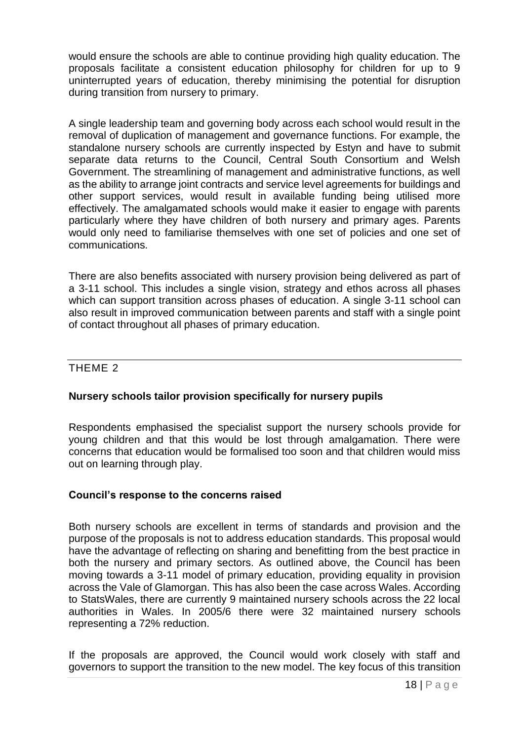would ensure the schools are able to continue providing high quality education. The proposals facilitate a consistent education philosophy for children for up to 9 uninterrupted years of education, thereby minimising the potential for disruption during transition from nursery to primary.

A single leadership team and governing body across each school would result in the removal of duplication of management and governance functions. For example, the standalone nursery schools are currently inspected by Estyn and have to submit separate data returns to the Council, Central South Consortium and Welsh Government. The streamlining of management and administrative functions, as well as the ability to arrange joint contracts and service level agreements for buildings and other support services, would result in available funding being utilised more effectively. The amalgamated schools would make it easier to engage with parents particularly where they have children of both nursery and primary ages. Parents would only need to familiarise themselves with one set of policies and one set of communications.

There are also benefits associated with nursery provision being delivered as part of a 3-11 school. This includes a single vision, strategy and ethos across all phases which can support transition across phases of education. A single 3-11 school can also result in improved communication between parents and staff with a single point of contact throughout all phases of primary education.

---

## THEME 2

### Nursery schools tailor provision specifically for nursery pupils

Respondents emphasised the specialist support the nursery schools provide for young children and that this would be lost through amalgamation. There were concerns that education would be formalised too soon and that children would miss out on learning through play.

### Council's response to the concerns raised

Both nursery schools are excellent in terms of standards and provision and the purpose of the proposals is not to address education standards. This proposal would have the advantage of reflecting on sharing and benefitting from the best practice in both the nursery and primary sectors. As outlined above, the Council has been moving towards a 3-11 model of primary education, providing equality in provision across the Vale of Glamorgan. This has also been the case across Wales. According to StatsWales, there are currently 9 maintained nursery schools across the 22 local authorities in Wales. In 2005/6 there were 32 maintained nursery schools representing a 72% reduction.

If the proposals are approved, the Council would work closely with staff and governors to support the transition to the new model. The key focus of this transition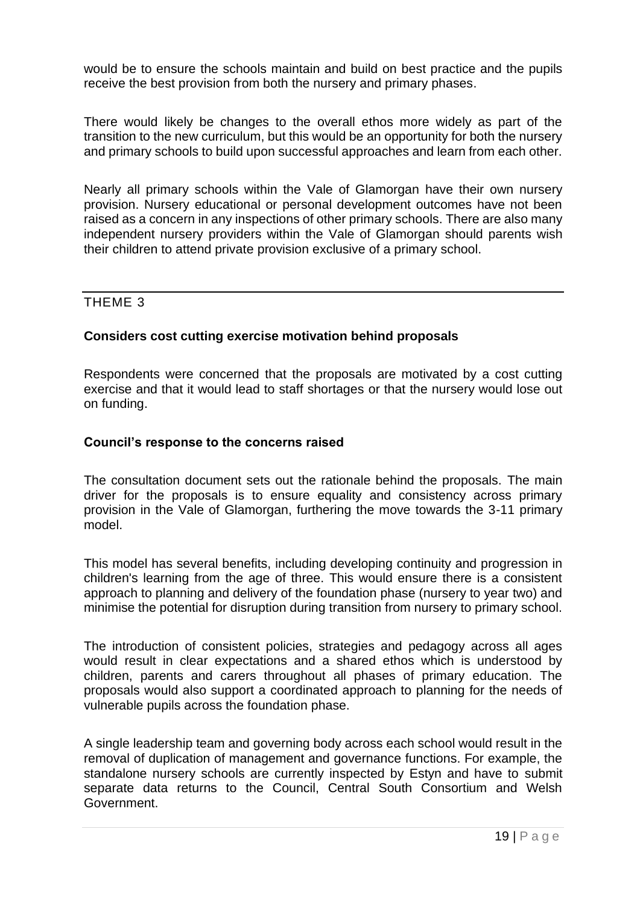would be to ensure the schools maintain and build on best practice and the pupils receive the best provision from both the nursery and primary phases.

There would likely be changes to the overall ethos more widely as part of the transition to the new curriculum, but this would be an opportunity for both the nursery and primary schools to build upon successful approaches and learn from each other.

Nearly all primary schools within the Vale of Glamorgan have their own nursery provision. Nursery educational or personal development outcomes have not been raised as a concern in any inspections of other primary schools. There are also many independent nursery providers within the Vale of Glamorgan should parents wish their children to attend private provision exclusive of a primary school.

---

THEME 3

**Considers cost cutting exercise motivation behind proposals**

Respondents were concerned that the proposals are motivated by a cost cutting exercise and that it would lead to staff shortages or that the nursery would lose out on funding.

**Council's response to the concerns raised**

The consultation document sets out the rationale behind the proposals. The main driver for the proposals is to ensure equality and consistency across primary provision in the Vale of Glamorgan, furthering the move towards the 3-11 primary model.

This model has several benefits, including developing continuity and progression in children's learning from the age of three. This would ensure there is a consistent approach to planning and delivery of the foundation phase (nursery to year two) and minimise the potential for disruption during transition from nursery to primary school.

The introduction of consistent policies, strategies and pedagogy across all ages would result in clear expectations and a shared ethos which is understood by children, parents and carers throughout all phases of primary education. The proposals would also support a coordinated approach to planning for the needs of vulnerable pupils across the foundation phase.

A single leadership team and governing body across each school would result in the removal of duplication of management and governance functions. For example, the standalone nursery schools are currently inspected by Estyn and have to submit separate data returns to the Council, Central South Consortium and Welsh Government.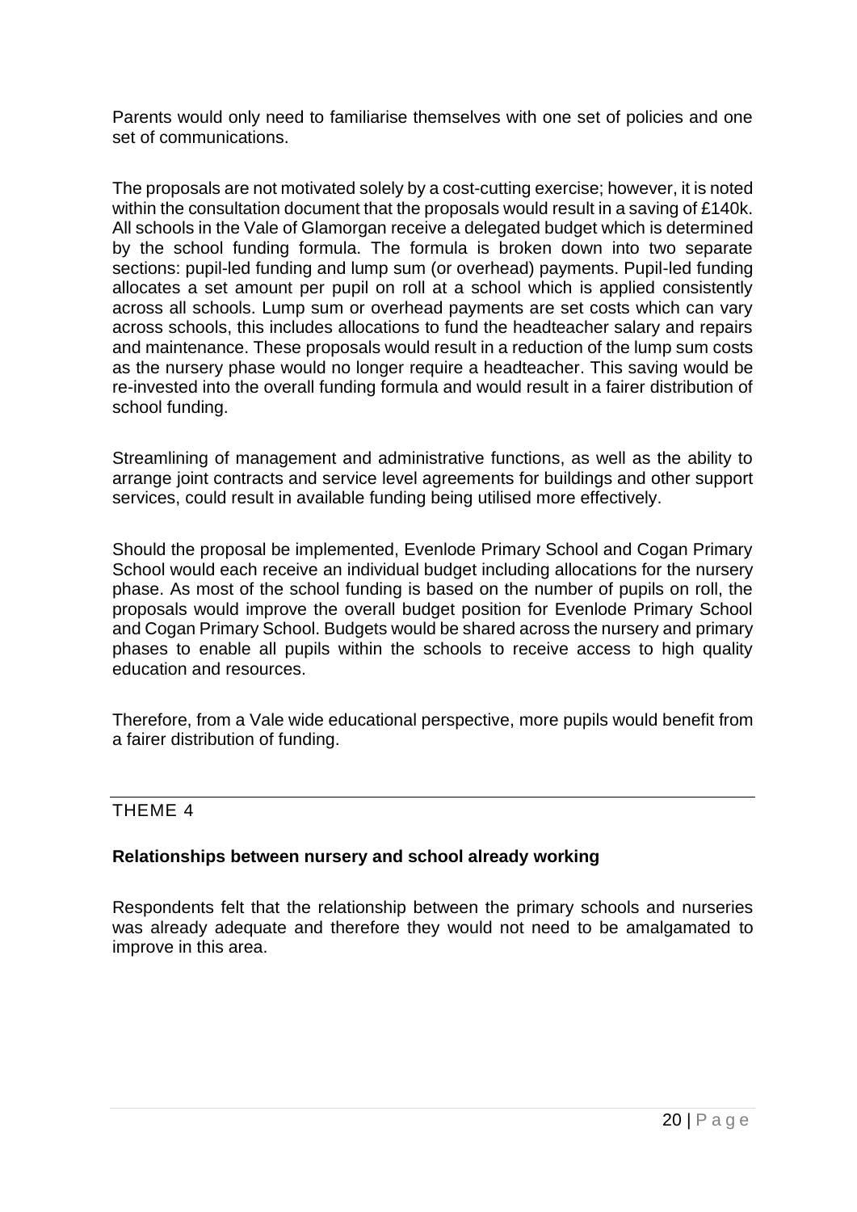Parents would only need to familiarise themselves with one set of policies and one set of communications.

The proposals are not motivated solely by a cost-cutting exercise; however, it is noted within the consultation document that the proposals would result in a saving of £140k. All schools in the Vale of Glamorgan receive a delegated budget which is determined by the school funding formula. The formula is broken down into two separate sections: pupil-led funding and lump sum (or overhead) payments. Pupil-led funding allocates a set amount per pupil on roll at a school which is applied consistently across all schools. Lump sum or overhead payments are set costs which can vary across schools, this includes allocations to fund the headteacher salary and repairs and maintenance. These proposals would result in a reduction of the lump sum costs as the nursery phase would no longer require a headteacher. This saving would be re-invested into the overall funding formula and would result in a fairer distribution of school funding.

Streamlining of management and administrative functions, as well as the ability to arrange joint contracts and service level agreements for buildings and other support services, could result in available funding being utilised more effectively.

Should the proposal be implemented, Evenlode Primary School and Cogan Primary School would each receive an individual budget including allocations for the nursery phase. As most of the school funding is based on the number of pupils on roll, the proposals would improve the overall budget position for Evenlode Primary School and Cogan Primary School. Budgets would be shared across the nursery and primary phases to enable all pupils within the schools to receive access to high quality education and resources.

Therefore, from a Vale wide educational perspective, more pupils would benefit from a fairer distribution of funding.

---

## THEME 4

**Relationships between nursery and school already working**

Respondents felt that the relationship between the primary schools and nurseries was already adequate and therefore they would not need to be amalgamated to improve in this area.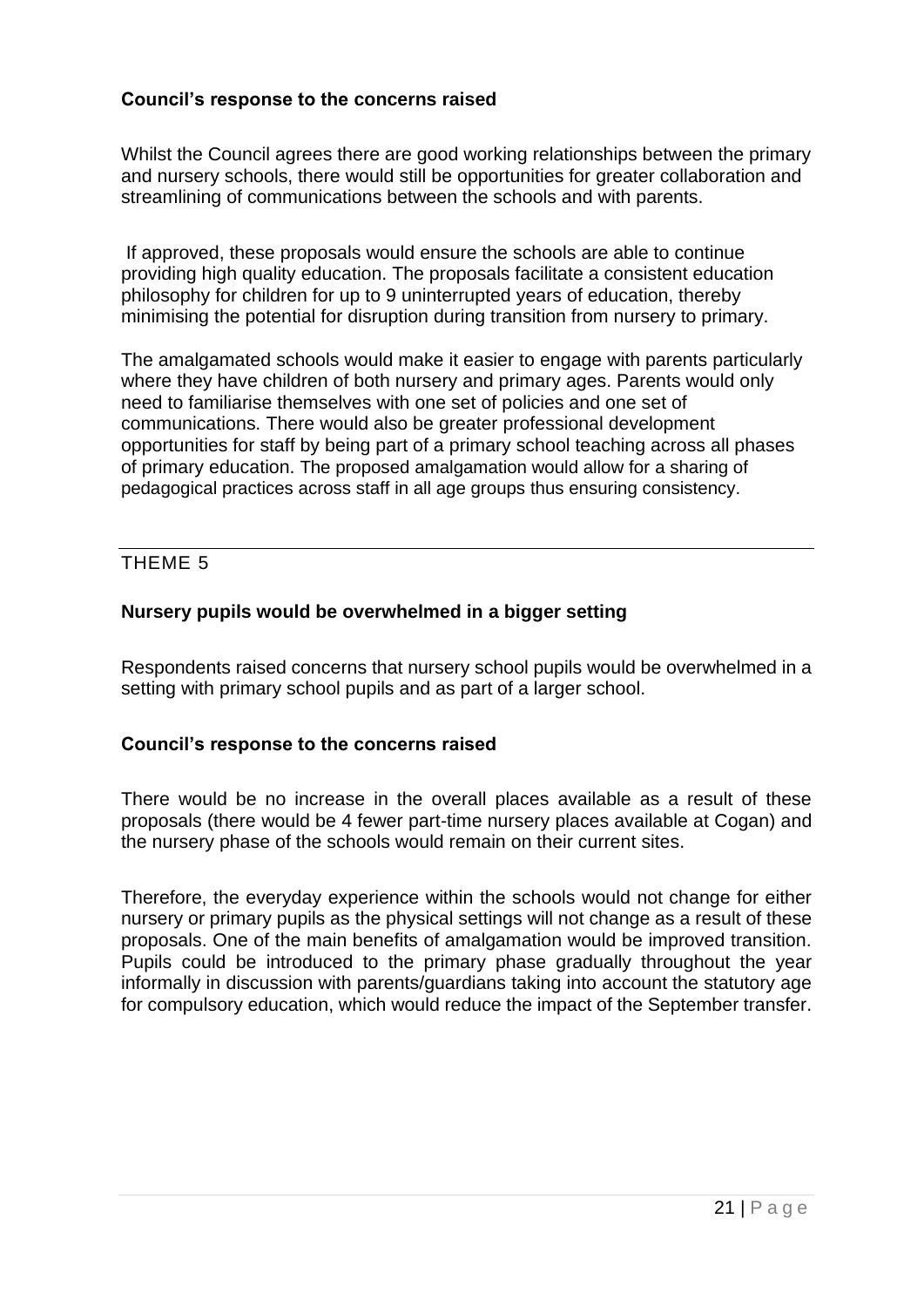### Council's response to the concerns raised

Whilst the Council agrees there are good working relationships between the primary and nursery schools, there would still be opportunities for greater collaboration and streamlining of communications between the schools and with parents.

If approved, these proposals would ensure the schools are able to continue providing high quality education. The proposals facilitate a consistent education philosophy for children for up to 9 uninterrupted years of education, thereby minimising the potential for disruption during transition from nursery to primary.

The amalgamated schools would make it easier to engage with parents particularly where they have children of both nursery and primary ages. Parents would only need to familiarise themselves with one set of policies and one set of communications. There would also be greater professional development opportunities for staff by being part of a primary school teaching across all phases of primary education. The proposed amalgamation would allow for a sharing of pedagogical practices across staff in all age groups thus ensuring consistency.

---

## THEME 5

### Nursery pupils would be overwhelmed in a bigger setting

Respondents raised concerns that nursery school pupils would be overwhelmed in a setting with primary school pupils and as part of a larger school.

### Council's response to the concerns raised

There would be no increase in the overall places available as a result of these proposals (there would be 4 fewer part-time nursery places available at Cogan) and the nursery phase of the schools would remain on their current sites.

Therefore, the everyday experience within the schools would not change for either nursery or primary pupils as the physical settings will not change as a result of these proposals. One of the main benefits of amalgamation would be improved transition. Pupils could be introduced to the primary phase gradually throughout the year informally in discussion with parents/guardians taking into account the statutory age for compulsory education, which would reduce the impact of the September transfer.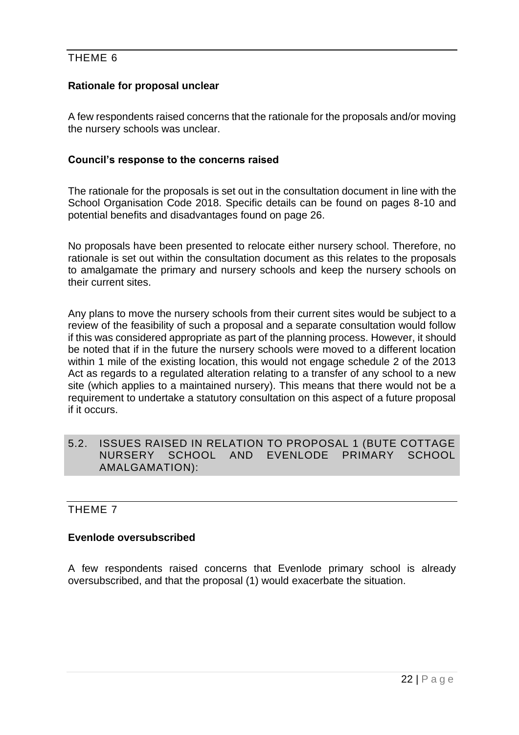THEME 6

**Rationale for proposal unclear**

A few respondents raised concerns that the rationale for the proposals and/or moving the nursery schools was unclear.

**Council's response to the concerns raised**

The rationale for the proposals is set out in the consultation document in line with the School Organisation Code 2018. Specific details can be found on pages 8-10 and potential benefits and disadvantages found on page 26.

No proposals have been presented to relocate either nursery school. Therefore, no rationale is set out within the consultation document as this relates to the proposals to amalgamate the primary and nursery schools and keep the nursery schools on their current sites.

Any plans to move the nursery schools from their current sites would be subject to a review of the feasibility of such a proposal and a separate consultation would follow if this was considered appropriate as part of the planning process. However, it should be noted that if in the future the nursery schools were moved to a different location within 1 mile of the existing location, this would not engage schedule 2 of the 2013 Act as regards to a regulated alteration relating to a transfer of any school to a new site (which applies to a maintained nursery). This means that there would not be a requirement to undertake a statutory consultation on this aspect of a future proposal if it occurs.

## 5.2. ISSUES RAISED IN RELATION TO PROPOSAL 1 (BUTE COTTAGE NURSERY SCHOOL AND EVENLODE PRIMARY SCHOOL AMALGAMATION):

THEME 7

**Evenlode oversubscribed**

A few respondents raised concerns that Evenlode primary school is already oversubscribed, and that the proposal (1) would exacerbate the situation.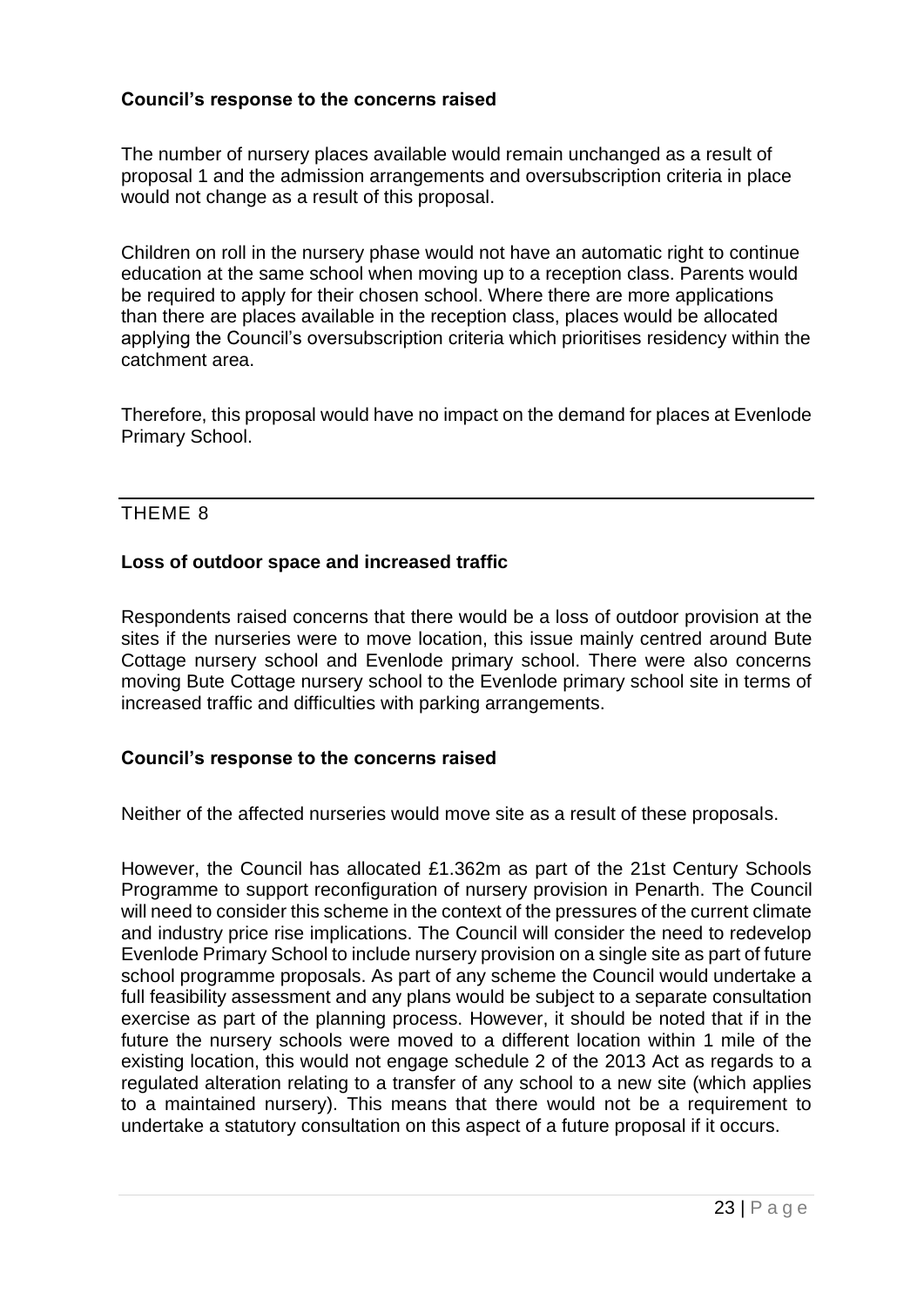**Council's response to the concerns raised**

The number of nursery places available would remain unchanged as a result of proposal 1 and the admission arrangements and oversubscription criteria in place would not change as a result of this proposal.

Children on roll in the nursery phase would not have an automatic right to continue education at the same school when moving up to a reception class. Parents would be required to apply for their chosen school. Where there are more applications than there are places available in the reception class, places would be allocated applying the Council's oversubscription criteria which prioritises residency within the catchment area.

Therefore, this proposal would have no impact on the demand for places at Evenlode Primary School.

---

## THEME 8

**Loss of outdoor space and increased traffic**

Respondents raised concerns that there would be a loss of outdoor provision at the sites if the nurseries were to move location, this issue mainly centred around Bute Cottage nursery school and Evenlode primary school. There were also concerns moving Bute Cottage nursery school to the Evenlode primary school site in terms of increased traffic and difficulties with parking arrangements.

**Council's response to the concerns raised**

Neither of the affected nurseries would move site as a result of these proposals.

However, the Council has allocated £1.362m as part of the 21st Century Schools Programme to support reconfiguration of nursery provision in Penarth. The Council will need to consider this scheme in the context of the pressures of the current climate and industry price rise implications. The Council will consider the need to redevelop Evenlode Primary School to include nursery provision on a single site as part of future school programme proposals. As part of any scheme the Council would undertake a full feasibility assessment and any plans would be subject to a separate consultation exercise as part of the planning process. However, it should be noted that if in the future the nursery schools were moved to a different location within 1 mile of the existing location, this would not engage schedule 2 of the 2013 Act as regards to a regulated alteration relating to a transfer of any school to a new site (which applies to a maintained nursery). This means that there would not be a requirement to undertake a statutory consultation on this aspect of a future proposal if it occurs.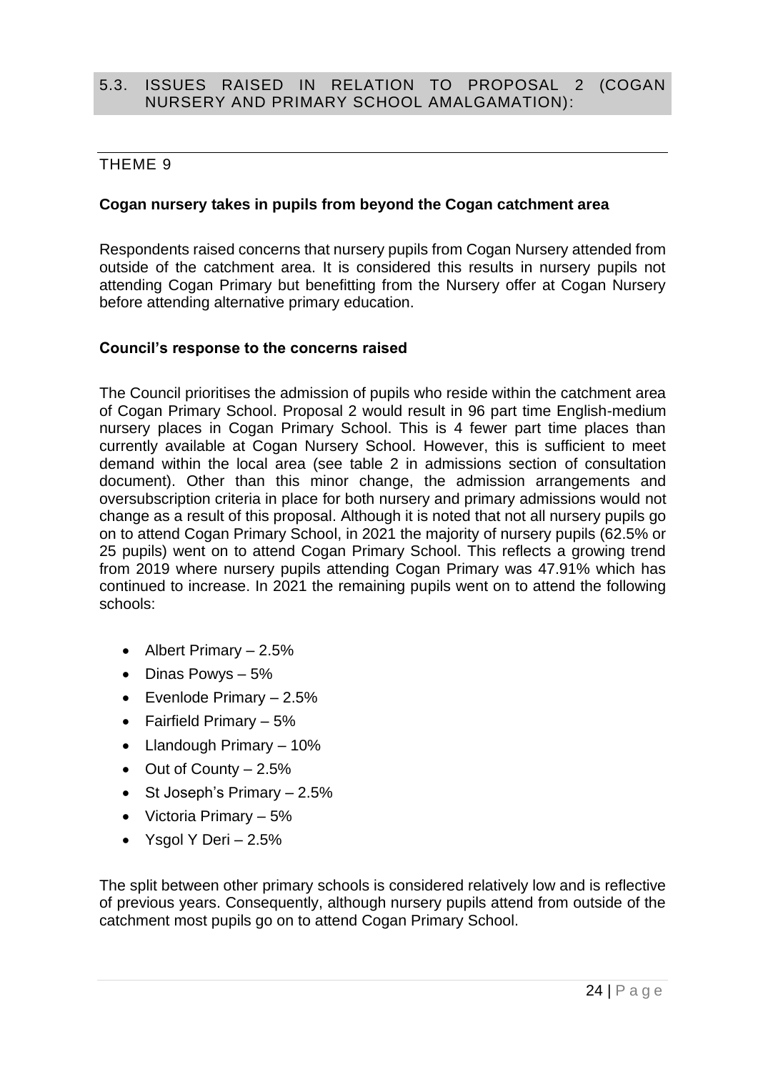## 5.3. ISSUES RAISED IN RELATION TO PROPOSAL 2 (COGAN NURSERY AND PRIMARY SCHOOL AMALGAMATION):

### THEME 9

**Cogan nursery takes in pupils from beyond the Cogan catchment area**

Respondents raised concerns that nursery pupils from Cogan Nursery attended from outside of the catchment area. It is considered this results in nursery pupils not attending Cogan Primary but benefitting from the Nursery offer at Cogan Nursery before attending alternative primary education.

**Council's response to the concerns raised**

The Council prioritises the admission of pupils who reside within the catchment area of Cogan Primary School. Proposal 2 would result in 96 part time English-medium nursery places in Cogan Primary School. This is 4 fewer part time places than currently available at Cogan Nursery School. However, this is sufficient to meet demand within the local area (see table 2 in admissions section of consultation document). Other than this minor change, the admission arrangements and oversubscription criteria in place for both nursery and primary admissions would not change as a result of this proposal. Although it is noted that not all nursery pupils go on to attend Cogan Primary School, in 2021 the majority of nursery pupils (62.5% or 25 pupils) went on to attend Cogan Primary School. This reflects a growing trend from 2019 where nursery pupils attending Cogan Primary was 47.91% which has continued to increase. In 2021 the remaining pupils went on to attend the following schools:

- Albert Primary – 2.5%
- Dinas Powys – 5%
- Evenlode Primary – 2.5%
- Fairfield Primary – 5%
- Llandough Primary – 10%
- Out of County – 2.5%
- St Joseph's Primary – 2.5%
- Victoria Primary – 5%
- Ysgol Y Deri – 2.5%

The split between other primary schools is considered relatively low and is reflective of previous years. Consequently, although nursery pupils attend from outside of the catchment most pupils go on to attend Cogan Primary School.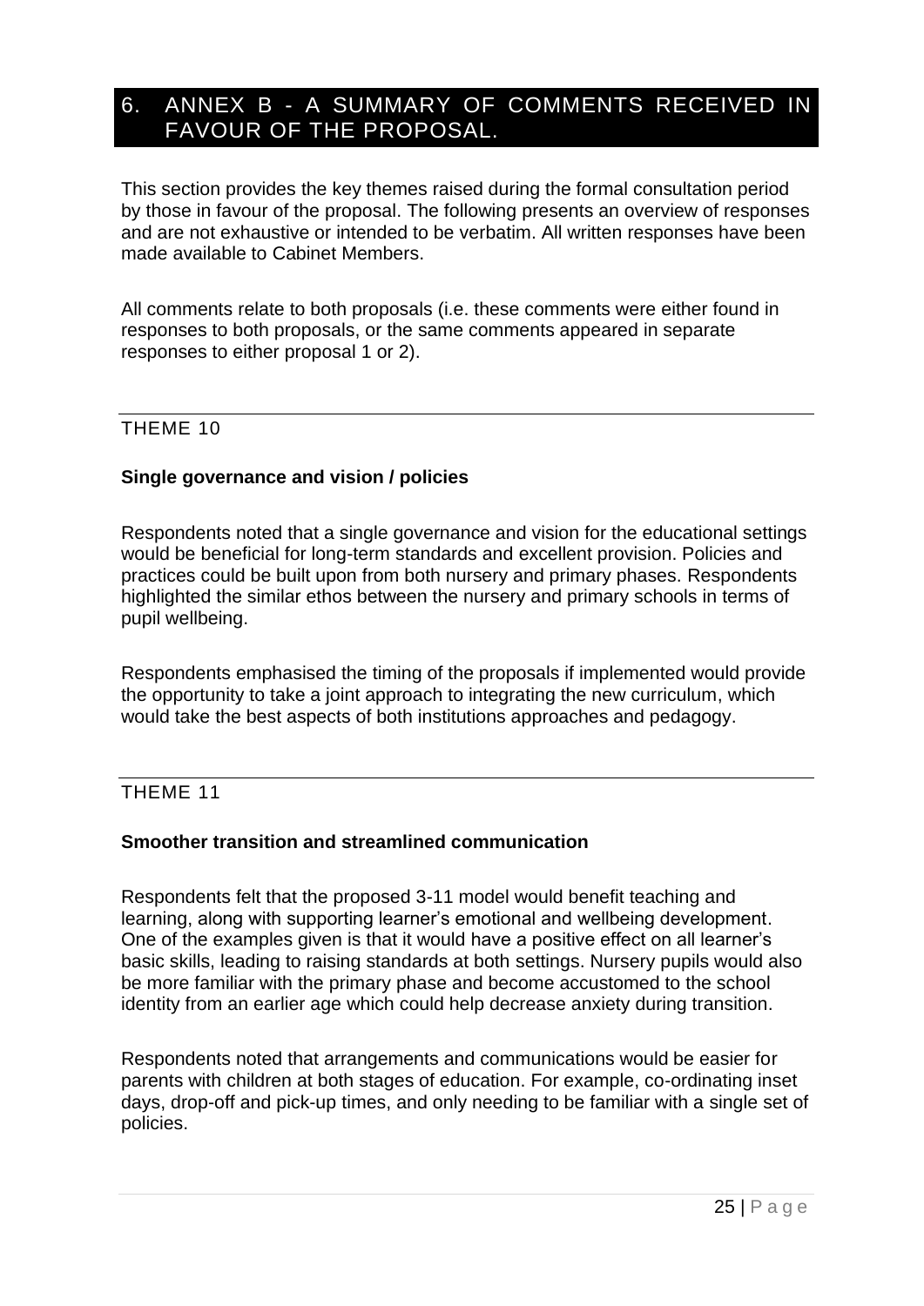# 6. ANNEX B - A SUMMARY OF COMMENTS RECEIVED IN FAVOUR OF THE PROPOSAL.

This section provides the key themes raised during the formal consultation period by those in favour of the proposal. The following presents an overview of responses and are not exhaustive or intended to be verbatim. All written responses have been made available to Cabinet Members.

All comments relate to both proposals (i.e. these comments were either found in responses to both proposals, or the same comments appeared in separate responses to either proposal 1 or 2).

## THEME 10

### Single governance and vision / policies

Respondents noted that a single governance and vision for the educational settings would be beneficial for long-term standards and excellent provision. Policies and practices could be built upon from both nursery and primary phases. Respondents highlighted the similar ethos between the nursery and primary schools in terms of pupil wellbeing.

Respondents emphasised the timing of the proposals if implemented would provide the opportunity to take a joint approach to integrating the new curriculum, which would take the best aspects of both institutions approaches and pedagogy.

## THEME 11

### Smoother transition and streamlined communication

Respondents felt that the proposed 3-11 model would benefit teaching and learning, along with supporting learner's emotional and wellbeing development. One of the examples given is that it would have a positive effect on all learner's basic skills, leading to raising standards at both settings. Nursery pupils would also be more familiar with the primary phase and become accustomed to the school identity from an earlier age which could help decrease anxiety during transition.

Respondents noted that arrangements and communications would be easier for parents with children at both stages of education. For example, co-ordinating inset days, drop-off and pick-up times, and only needing to be familiar with a single set of policies.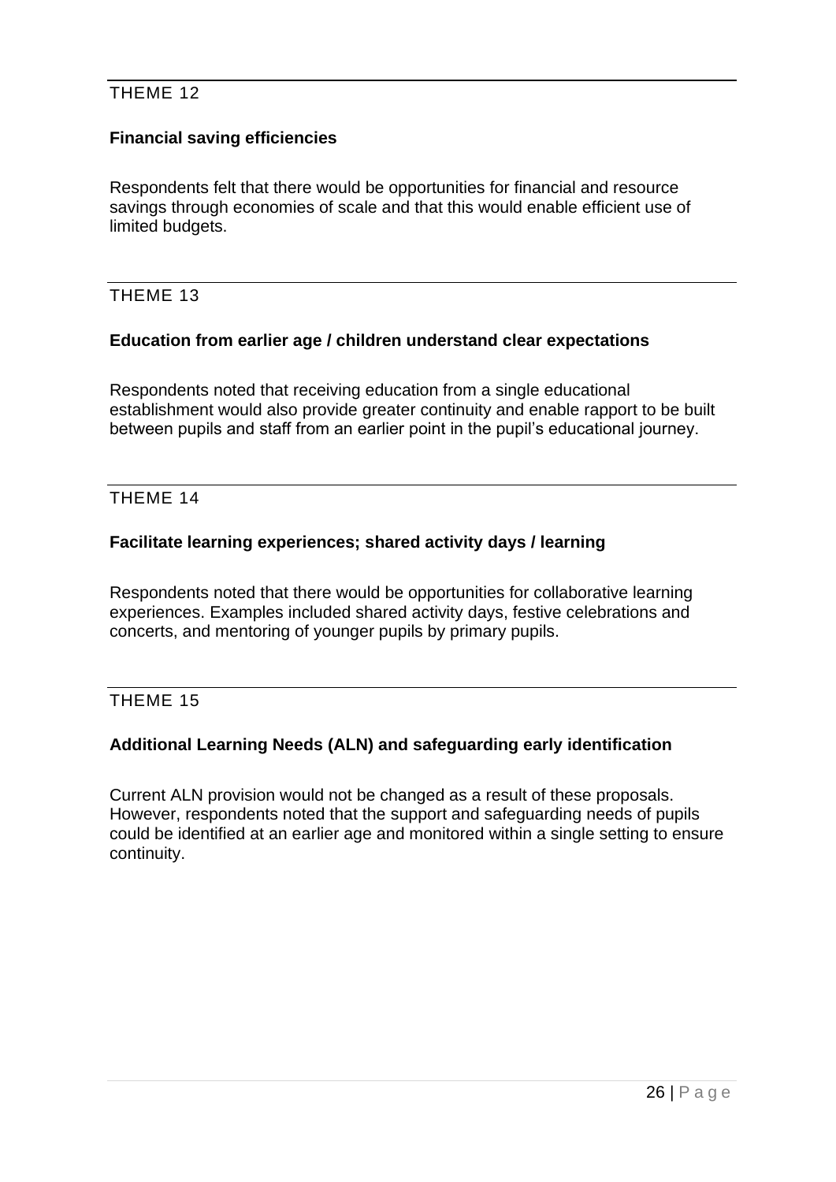THEME 12

**Financial saving efficiencies**

Respondents felt that there would be opportunities for financial and resource savings through economies of scale and that this would enable efficient use of limited budgets.

THEME 13

**Education from earlier age / children understand clear expectations**

Respondents noted that receiving education from a single educational establishment would also provide greater continuity and enable rapport to be built between pupils and staff from an earlier point in the pupil's educational journey.

THEME 14

**Facilitate learning experiences; shared activity days / learning**

Respondents noted that there would be opportunities for collaborative learning experiences. Examples included shared activity days, festive celebrations and concerts, and mentoring of younger pupils by primary pupils.

THEME 15

**Additional Learning Needs (ALN) and safeguarding early identification**

Current ALN provision would not be changed as a result of these proposals. However, respondents noted that the support and safeguarding needs of pupils could be identified at an earlier age and monitored within a single setting to ensure continuity.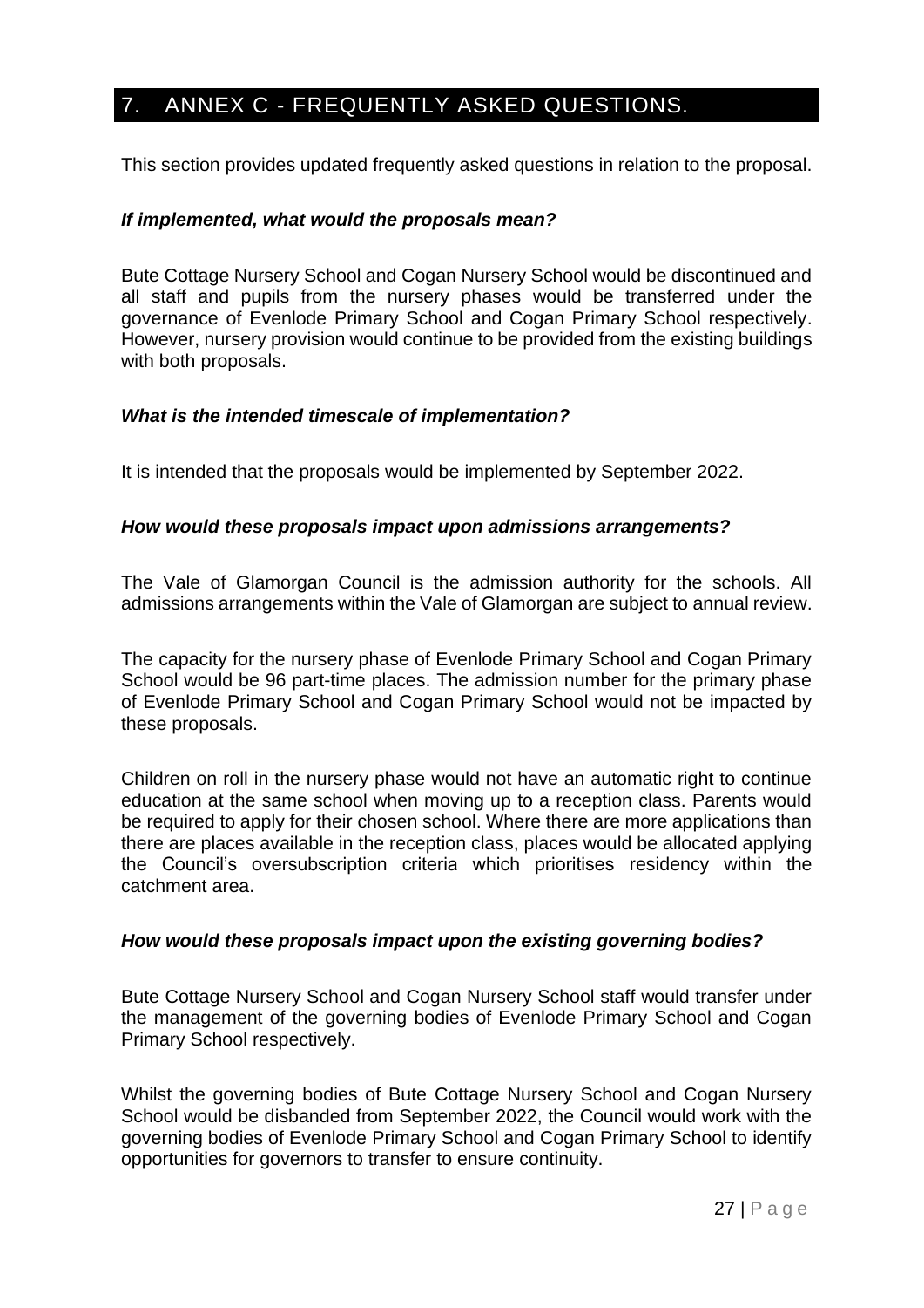## 7. ANNEX C - FREQUENTLY ASKED QUESTIONS.

This section provides updated frequently asked questions in relation to the proposal.

***If implemented, what would the proposals mean?***

Bute Cottage Nursery School and Cogan Nursery School would be discontinued and all staff and pupils from the nursery phases would be transferred under the governance of Evenlode Primary School and Cogan Primary School respectively. However, nursery provision would continue to be provided from the existing buildings with both proposals.

***What is the intended timescale of implementation?***

It is intended that the proposals would be implemented by September 2022.

***How would these proposals impact upon admissions arrangements?***

The Vale of Glamorgan Council is the admission authority for the schools. All admissions arrangements within the Vale of Glamorgan are subject to annual review.

The capacity for the nursery phase of Evenlode Primary School and Cogan Primary School would be 96 part-time places. The admission number for the primary phase of Evenlode Primary School and Cogan Primary School would not be impacted by these proposals.

Children on roll in the nursery phase would not have an automatic right to continue education at the same school when moving up to a reception class. Parents would be required to apply for their chosen school. Where there are more applications than there are places available in the reception class, places would be allocated applying the Council's oversubscription criteria which prioritises residency within the catchment area.

***How would these proposals impact upon the existing governing bodies?***

Bute Cottage Nursery School and Cogan Nursery School staff would transfer under the management of the governing bodies of Evenlode Primary School and Cogan Primary School respectively.

Whilst the governing bodies of Bute Cottage Nursery School and Cogan Nursery School would be disbanded from September 2022, the Council would work with the governing bodies of Evenlode Primary School and Cogan Primary School to identify opportunities for governors to transfer to ensure continuity.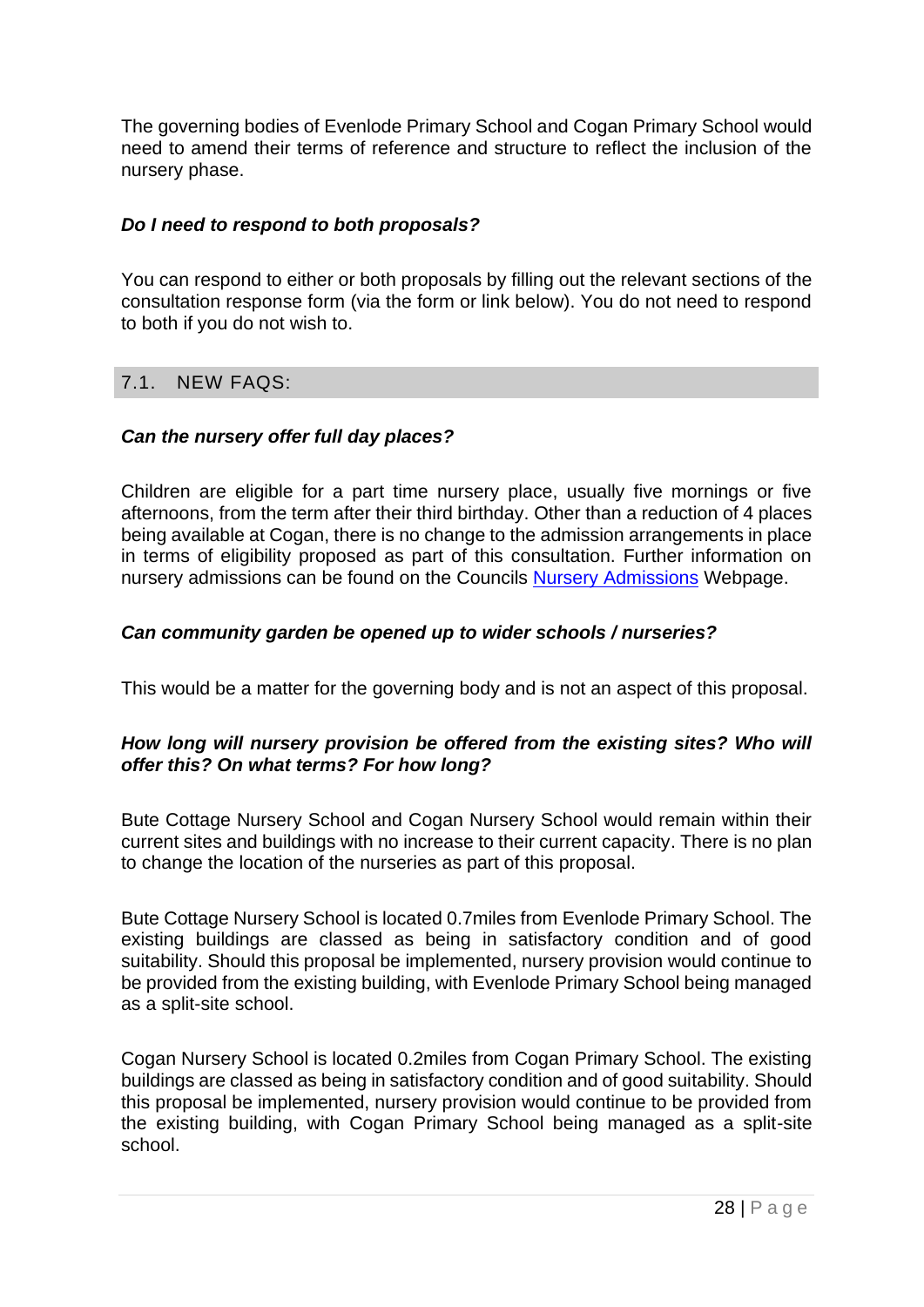The governing bodies of Evenlode Primary School and Cogan Primary School would need to amend their terms of reference and structure to reflect the inclusion of the nursery phase.

***Do I need to respond to both proposals?***

You can respond to either or both proposals by filling out the relevant sections of the consultation response form (via the form or link below). You do not need to respond to both if you do not wish to.

## 7.1. NEW FAQS:

***Can the nursery offer full day places?***

Children are eligible for a part time nursery place, usually five mornings or five afternoons, from the term after their third birthday. Other than a reduction of 4 places being available at Cogan, there is no change to the admission arrangements in place in terms of eligibility proposed as part of this consultation. Further information on nursery admissions can be found on the Councils [Nursery Admissions] Webpage.

***Can community garden be opened up to wider schools / nurseries?***

This would be a matter for the governing body and is not an aspect of this proposal.

***How long will nursery provision be offered from the existing sites? Who will offer this? On what terms? For how long?***

Bute Cottage Nursery School and Cogan Nursery School would remain within their current sites and buildings with no increase to their current capacity. There is no plan to change the location of the nurseries as part of this proposal.

Bute Cottage Nursery School is located 0.7miles from Evenlode Primary School. The existing buildings are classed as being in satisfactory condition and of good suitability. Should this proposal be implemented, nursery provision would continue to be provided from the existing building, with Evenlode Primary School being managed as a split-site school.

Cogan Nursery School is located 0.2miles from Cogan Primary School. The existing buildings are classed as being in satisfactory condition and of good suitability. Should this proposal be implemented, nursery provision would continue to be provided from the existing building, with Cogan Primary School being managed as a split-site school.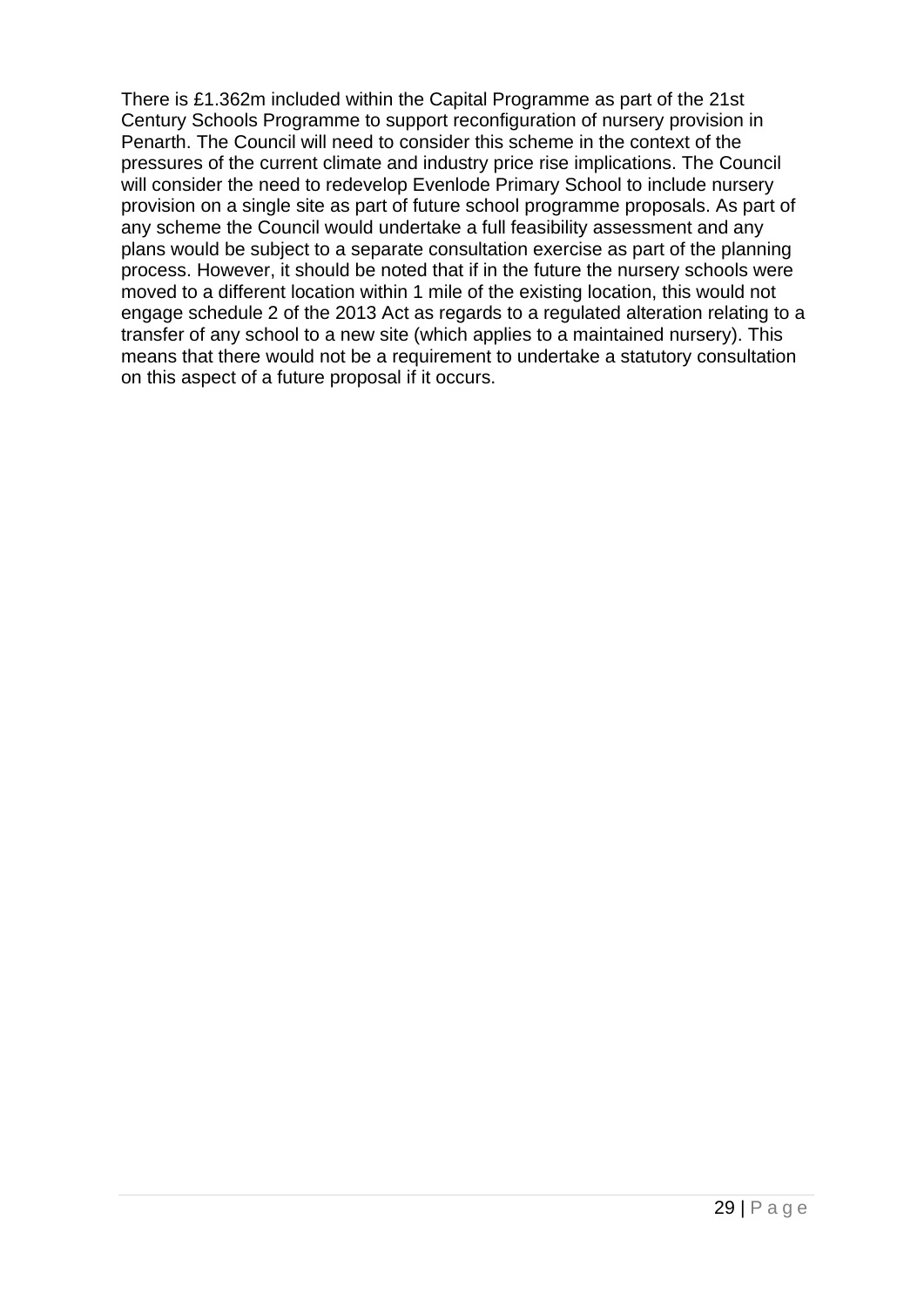There is £1.362m included within the Capital Programme as part of the 21st Century Schools Programme to support reconfiguration of nursery provision in Penarth. The Council will need to consider this scheme in the context of the pressures of the current climate and industry price rise implications. The Council will consider the need to redevelop Evenlode Primary School to include nursery provision on a single site as part of future school programme proposals. As part of any scheme the Council would undertake a full feasibility assessment and any plans would be subject to a separate consultation exercise as part of the planning process. However, it should be noted that if in the future the nursery schools were moved to a different location within 1 mile of the existing location, this would not engage schedule 2 of the 2013 Act as regards to a regulated alteration relating to a transfer of any school to a new site (which applies to a maintained nursery). This means that there would not be a requirement to undertake a statutory consultation on this aspect of a future proposal if it occurs.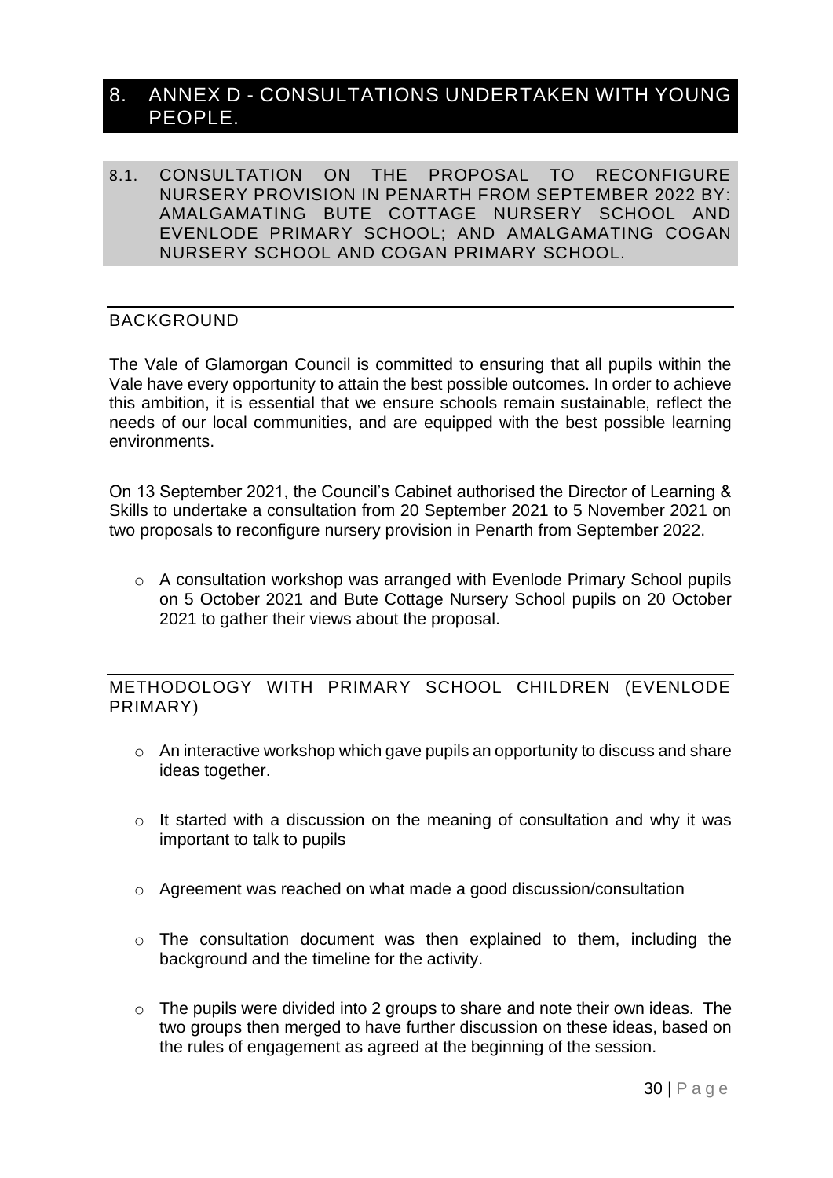# 8. ANNEX D - CONSULTATIONS UNDERTAKEN WITH YOUNG PEOPLE.

## 8.1. CONSULTATION ON THE PROPOSAL TO RECONFIGURE NURSERY PROVISION IN PENARTH FROM SEPTEMBER 2022 BY: AMALGAMATING BUTE COTTAGE NURSERY SCHOOL AND EVENLODE PRIMARY SCHOOL; AND AMALGAMATING COGAN NURSERY SCHOOL AND COGAN PRIMARY SCHOOL.

### BACKGROUND

The Vale of Glamorgan Council is committed to ensuring that all pupils within the Vale have every opportunity to attain the best possible outcomes. In order to achieve this ambition, it is essential that we ensure schools remain sustainable, reflect the needs of our local communities, and are equipped with the best possible learning environments.

On 13 September 2021, the Council's Cabinet authorised the Director of Learning & Skills to undertake a consultation from 20 September 2021 to 5 November 2021 on two proposals to reconfigure nursery provision in Penarth from September 2022.

- A consultation workshop was arranged with Evenlode Primary School pupils on 5 October 2021 and Bute Cottage Nursery School pupils on 20 October 2021 to gather their views about the proposal.

### METHODOLOGY WITH PRIMARY SCHOOL CHILDREN (EVENLODE PRIMARY)

- An interactive workshop which gave pupils an opportunity to discuss and share ideas together.
- It started with a discussion on the meaning of consultation and why it was important to talk to pupils
- Agreement was reached on what made a good discussion/consultation
- The consultation document was then explained to them, including the background and the timeline for the activity.
- The pupils were divided into 2 groups to share and note their own ideas. The two groups then merged to have further discussion on these ideas, based on the rules of engagement as agreed at the beginning of the session.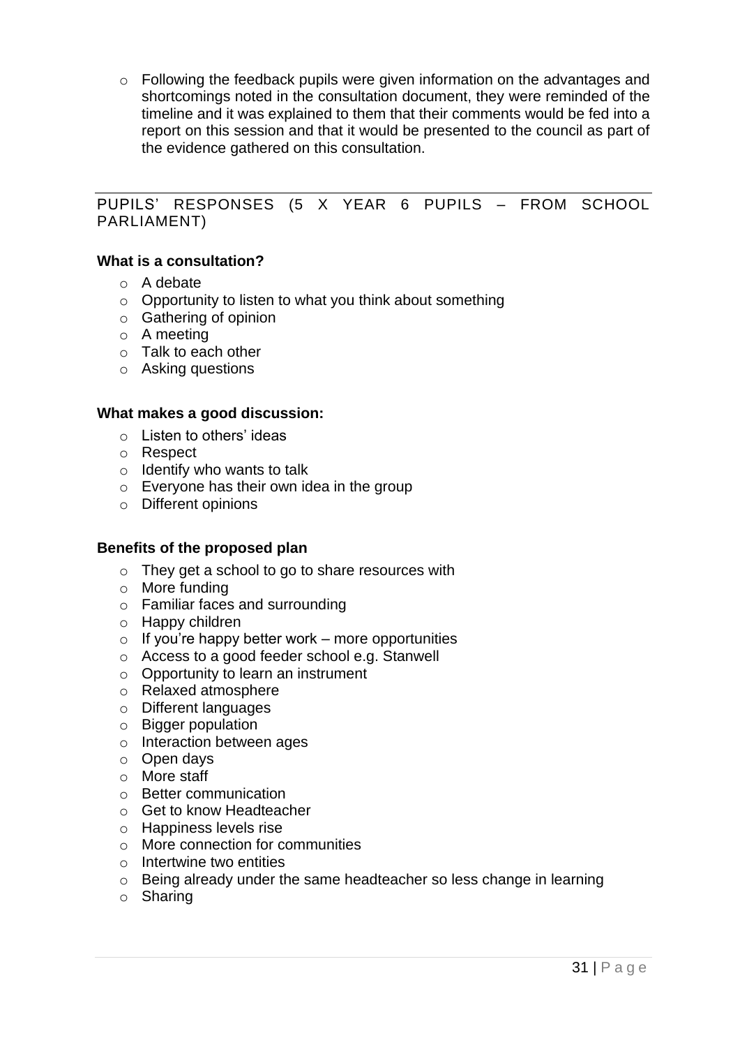- Following the feedback pupils were given information on the advantages and shortcomings noted in the consultation document, they were reminded of the timeline and it was explained to them that their comments would be fed into a report on this session and that it would be presented to the council as part of the evidence gathered on this consultation.

---

## PUPILS' RESPONSES (5 X YEAR 6 PUPILS – FROM SCHOOL PARLIAMENT)

**What is a consultation?**

- A debate
- Opportunity to listen to what you think about something
- Gathering of opinion
- A meeting
- Talk to each other
- Asking questions

**What makes a good discussion:**

- Listen to others' ideas
- Respect
- Identify who wants to talk
- Everyone has their own idea in the group
- Different opinions

**Benefits of the proposed plan**

- They get a school to go to share resources with
- More funding
- Familiar faces and surrounding
- Happy children
- If you're happy better work – more opportunities
- Access to a good feeder school e.g. Stanwell
- Opportunity to learn an instrument
- Relaxed atmosphere
- Different languages
- Bigger population
- Interaction between ages
- Open days
- More staff
- Better communication
- Get to know Headteacher
- Happiness levels rise
- More connection for communities
- Intertwine two entities
- Being already under the same headteacher so less change in learning
- Sharing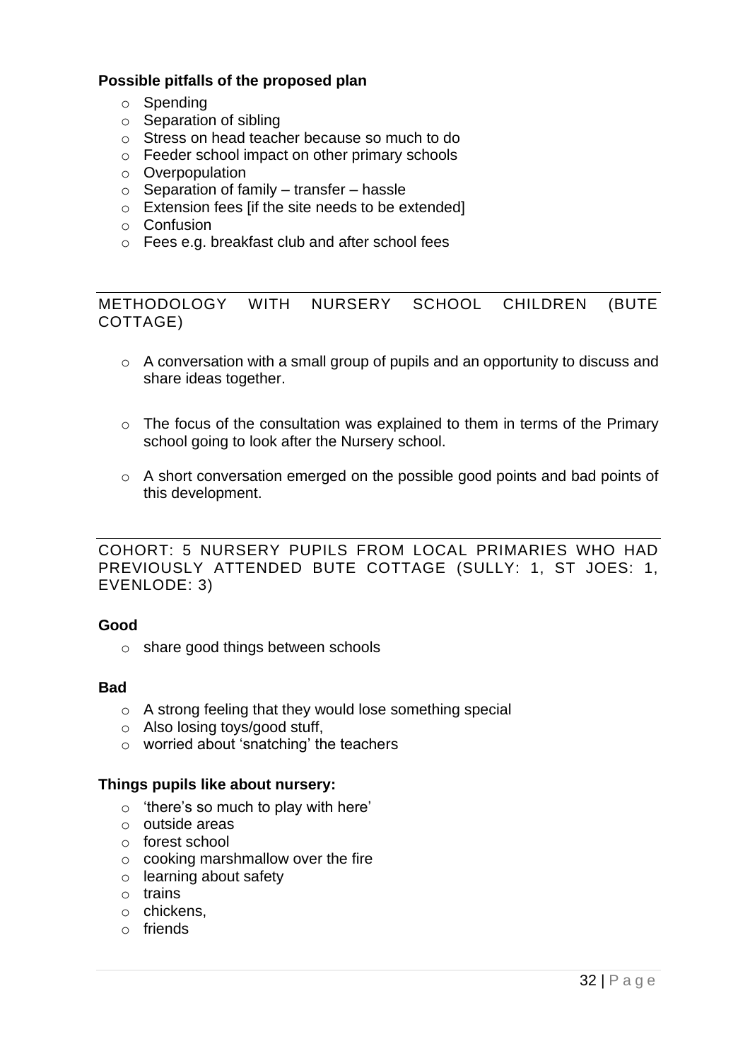**Possible pitfalls of the proposed plan**

- Spending
- Separation of sibling
- Stress on head teacher because so much to do
- Feeder school impact on other primary schools
- Overpopulation
- Separation of family – transfer – hassle
- Extension fees [if the site needs to be extended]
- Confusion
- Fees e.g. breakfast club and after school fees

## METHODOLOGY WITH NURSERY SCHOOL CHILDREN (BUTE COTTAGE)

- A conversation with a small group of pupils and an opportunity to discuss and share ideas together.
- The focus of the consultation was explained to them in terms of the Primary school going to look after the Nursery school.
- A short conversation emerged on the possible good points and bad points of this development.

## COHORT: 5 NURSERY PUPILS FROM LOCAL PRIMARIES WHO HAD PREVIOUSLY ATTENDED BUTE COTTAGE (SULLY: 1, ST JOES: 1, EVENLODE: 3)

**Good**

- share good things between schools

**Bad**

- A strong feeling that they would lose something special
- Also losing toys/good stuff,
- worried about 'snatching' the teachers

**Things pupils like about nursery:**

- 'there's so much to play with here'
- outside areas
- forest school
- cooking marshmallow over the fire
- learning about safety
- trains
- chickens,
- friends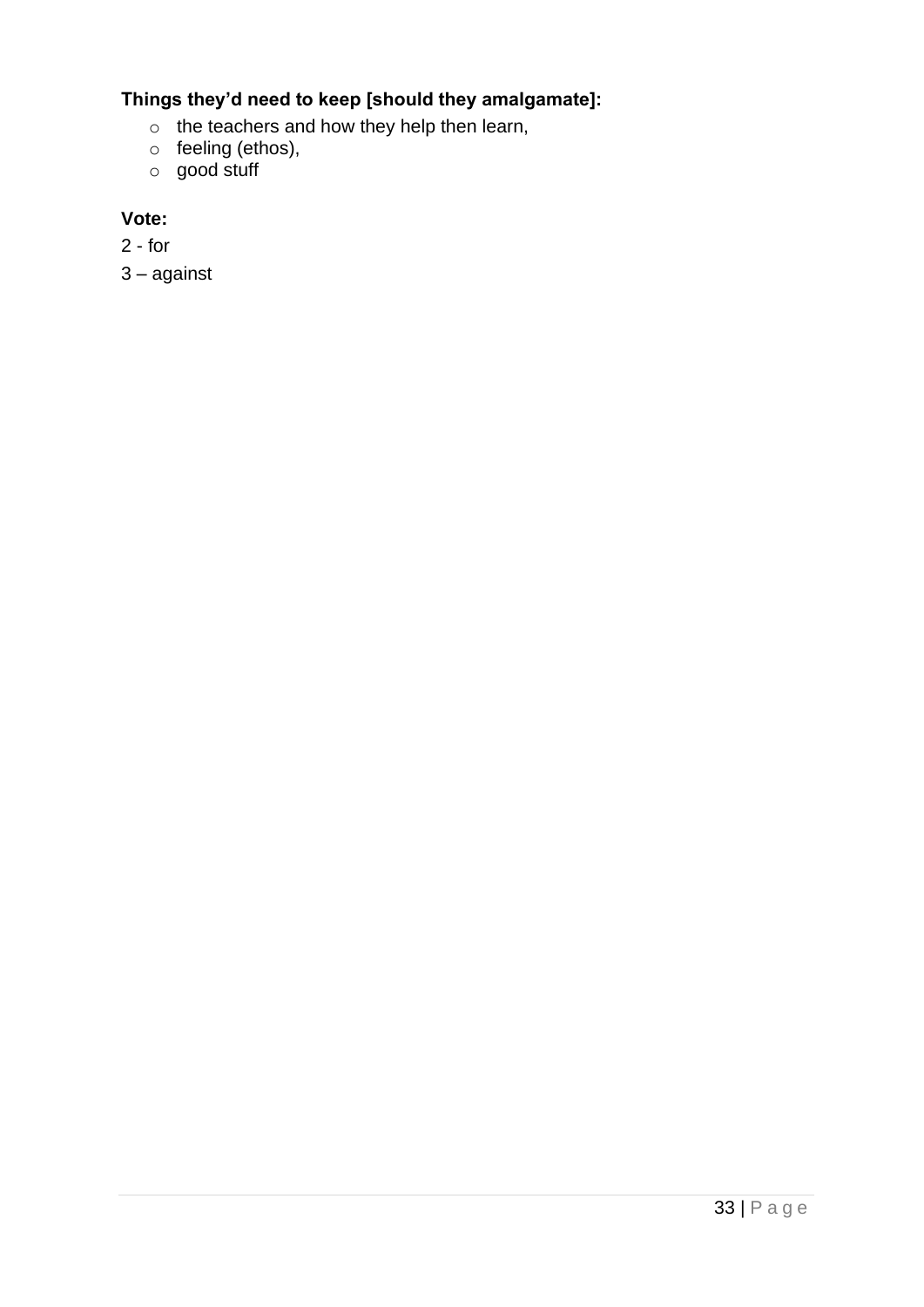**Things they'd need to keep [should they amalgamate]:**

- the teachers and how they help then learn,
- feeling (ethos),
- good stuff

**Vote:**

2 - for

3 – against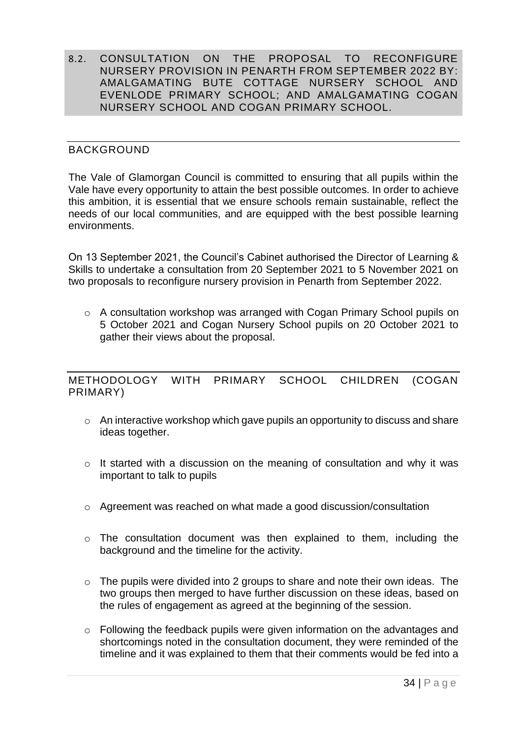## 8.2. CONSULTATION ON THE PROPOSAL TO RECONFIGURE NURSERY PROVISION IN PENARTH FROM SEPTEMBER 2022 BY: AMALGAMATING BUTE COTTAGE NURSERY SCHOOL AND EVENLODE PRIMARY SCHOOL; AND AMALGAMATING COGAN NURSERY SCHOOL AND COGAN PRIMARY SCHOOL.

### BACKGROUND

The Vale of Glamorgan Council is committed to ensuring that all pupils within the Vale have every opportunity to attain the best possible outcomes. In order to achieve this ambition, it is essential that we ensure schools remain sustainable, reflect the needs of our local communities, and are equipped with the best possible learning environments.

On 13 September 2021, the Council's Cabinet authorised the Director of Learning & Skills to undertake a consultation from 20 September 2021 to 5 November 2021 on two proposals to reconfigure nursery provision in Penarth from September 2022.

- A consultation workshop was arranged with Cogan Primary School pupils on 5 October 2021 and Cogan Nursery School pupils on 20 October 2021 to gather their views about the proposal.

### METHODOLOGY WITH PRIMARY SCHOOL CHILDREN (COGAN PRIMARY)

- An interactive workshop which gave pupils an opportunity to discuss and share ideas together.
- It started with a discussion on the meaning of consultation and why it was important to talk to pupils
- Agreement was reached on what made a good discussion/consultation
- The consultation document was then explained to them, including the background and the timeline for the activity.
- The pupils were divided into 2 groups to share and note their own ideas. The two groups then merged to have further discussion on these ideas, based on the rules of engagement as agreed at the beginning of the session.
- Following the feedback pupils were given information on the advantages and shortcomings noted in the consultation document, they were reminded of the timeline and it was explained to them that their comments would be fed into a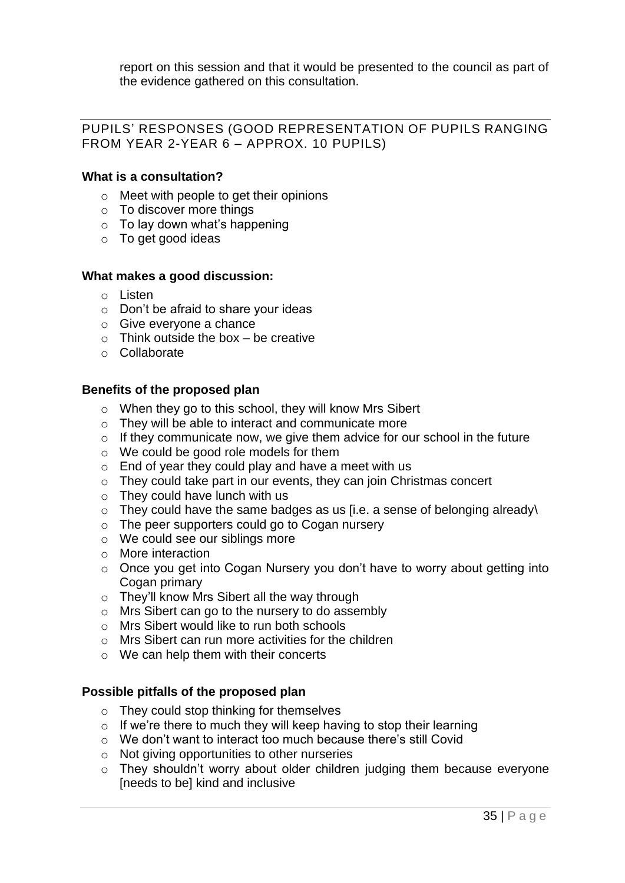report on this session and that it would be presented to the council as part of the evidence gathered on this consultation.

## PUPILS' RESPONSES (GOOD REPRESENTATION OF PUPILS RANGING FROM YEAR 2-YEAR 6 – APPROX. 10 PUPILS)

**What is a consultation?**

- Meet with people to get their opinions
- To discover more things
- To lay down what's happening
- To get good ideas

**What makes a good discussion:**

- Listen
- Don't be afraid to share your ideas
- Give everyone a chance
- Think outside the box – be creative
- Collaborate

**Benefits of the proposed plan**

- When they go to this school, they will know Mrs Sibert
- They will be able to interact and communicate more
- If they communicate now, we give them advice for our school in the future
- We could be good role models for them
- End of year they could play and have a meet with us
- They could take part in our events, they can join Christmas concert
- They could have lunch with us
- They could have the same badges as us [i.e. a sense of belonging already\
- The peer supporters could go to Cogan nursery
- We could see our siblings more
- More interaction
- Once you get into Cogan Nursery you don't have to worry about getting into Cogan primary
- They'll know Mrs Sibert all the way through
- Mrs Sibert can go to the nursery to do assembly
- Mrs Sibert would like to run both schools
- Mrs Sibert can run more activities for the children
- We can help them with their concerts

**Possible pitfalls of the proposed plan**

- They could stop thinking for themselves
- If we're there to much they will keep having to stop their learning
- We don't want to interact too much because there's still Covid
- Not giving opportunities to other nurseries
- They shouldn't worry about older children judging them because everyone [needs to be] kind and inclusive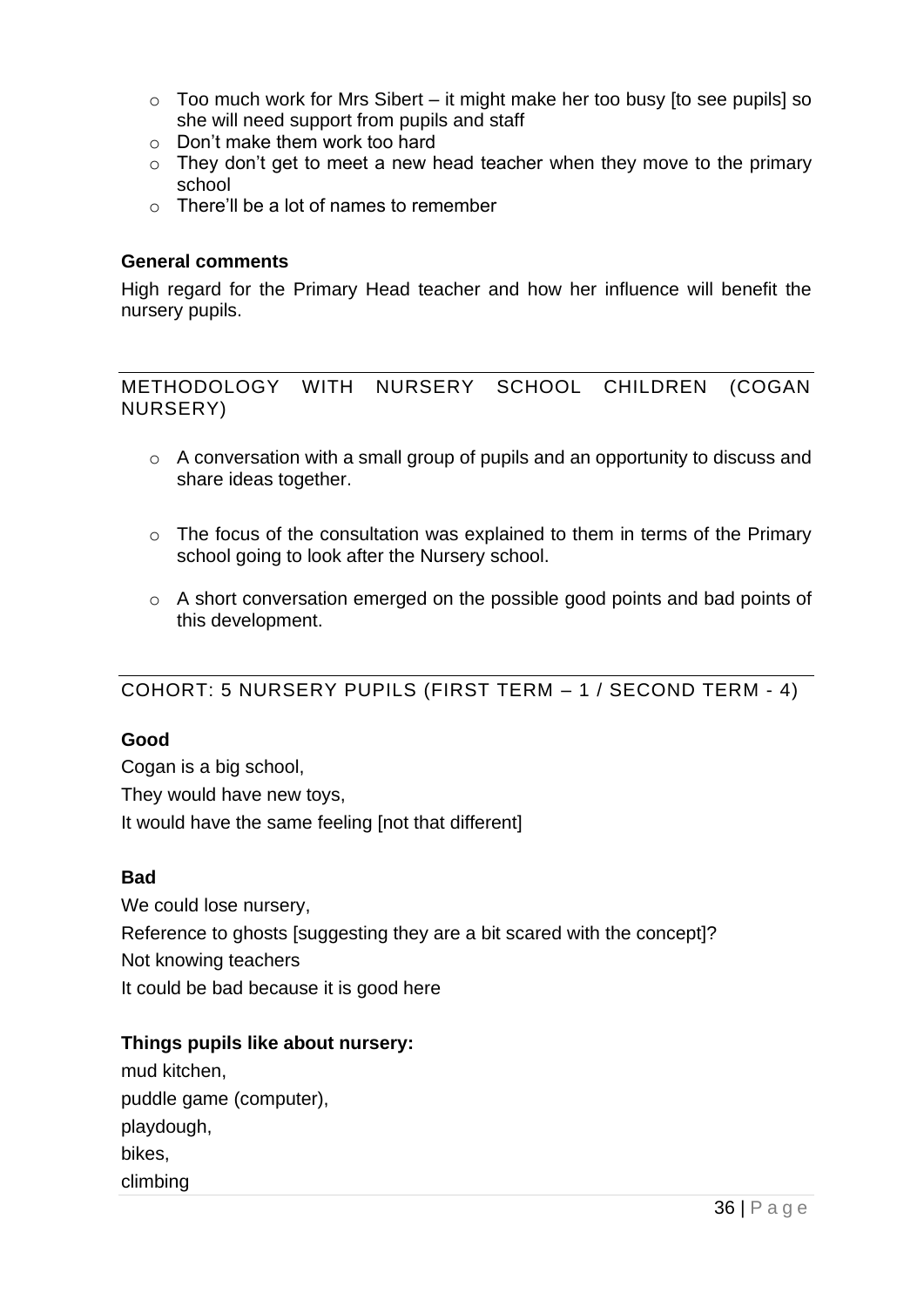- Too much work for Mrs Sibert – it might make her too busy [to see pupils] so she will need support from pupils and staff
- Don't make them work too hard
- They don't get to meet a new head teacher when they move to the primary school
- There'll be a lot of names to remember

**General comments**

High regard for the Primary Head teacher and how her influence will benefit the nursery pupils.

## METHODOLOGY WITH NURSERY SCHOOL CHILDREN (COGAN NURSERY)

- A conversation with a small group of pupils and an opportunity to discuss and share ideas together.
- The focus of the consultation was explained to them in terms of the Primary school going to look after the Nursery school.
- A short conversation emerged on the possible good points and bad points of this development.

## COHORT: 5 NURSERY PUPILS (FIRST TERM – 1 / SECOND TERM - 4)

**Good**

Cogan is a big school,
They would have new toys,
It would have the same feeling [not that different]

**Bad**

We could lose nursery,
Reference to ghosts [suggesting they are a bit scared with the concept]?
Not knowing teachers
It could be bad because it is good here

**Things pupils like about nursery:**

mud kitchen,
puddle game (computer),
playdough,
bikes,
climbing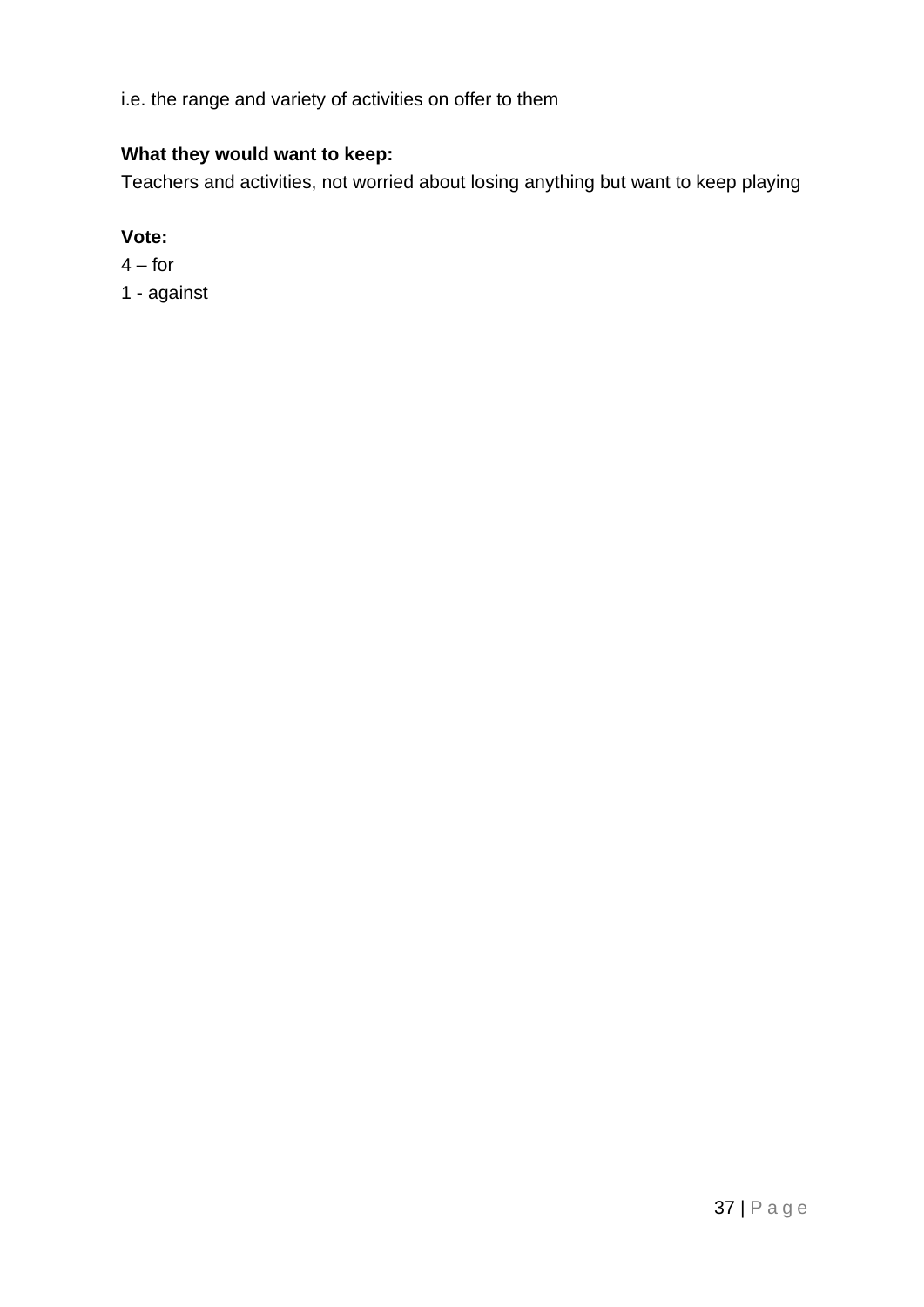i.e. the range and variety of activities on offer to them

**What they would want to keep:**

Teachers and activities, not worried about losing anything but want to keep playing

**Vote:**

4 – for

1 - against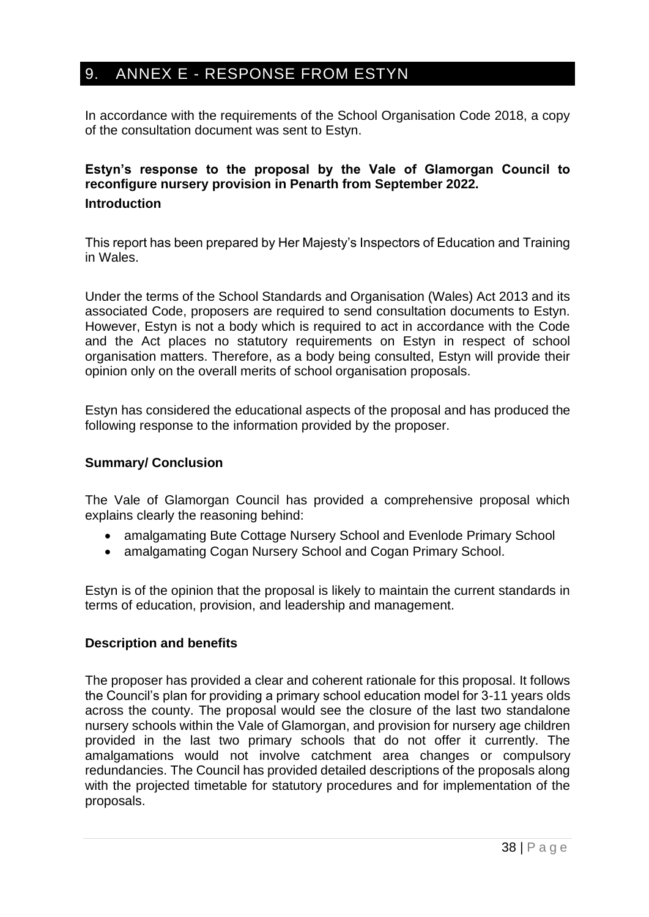## 9. ANNEX E - RESPONSE FROM ESTYN

In accordance with the requirements of the School Organisation Code 2018, a copy of the consultation document was sent to Estyn.

**Estyn's response to the proposal by the Vale of Glamorgan Council to reconfigure nursery provision in Penarth from September 2022.**

**Introduction**

This report has been prepared by Her Majesty's Inspectors of Education and Training in Wales.

Under the terms of the School Standards and Organisation (Wales) Act 2013 and its associated Code, proposers are required to send consultation documents to Estyn. However, Estyn is not a body which is required to act in accordance with the Code and the Act places no statutory requirements on Estyn in respect of school organisation matters. Therefore, as a body being consulted, Estyn will provide their opinion only on the overall merits of school organisation proposals.

Estyn has considered the educational aspects of the proposal and has produced the following response to the information provided by the proposer.

**Summary/ Conclusion**

The Vale of Glamorgan Council has provided a comprehensive proposal which explains clearly the reasoning behind:

- amalgamating Bute Cottage Nursery School and Evenlode Primary School
- amalgamating Cogan Nursery School and Cogan Primary School.

Estyn is of the opinion that the proposal is likely to maintain the current standards in terms of education, provision, and leadership and management.

**Description and benefits**

The proposer has provided a clear and coherent rationale for this proposal. It follows the Council's plan for providing a primary school education model for 3-11 years olds across the county. The proposal would see the closure of the last two standalone nursery schools within the Vale of Glamorgan, and provision for nursery age children provided in the last two primary schools that do not offer it currently. The amalgamations would not involve catchment area changes or compulsory redundancies. The Council has provided detailed descriptions of the proposals along with the projected timetable for statutory procedures and for implementation of the proposals.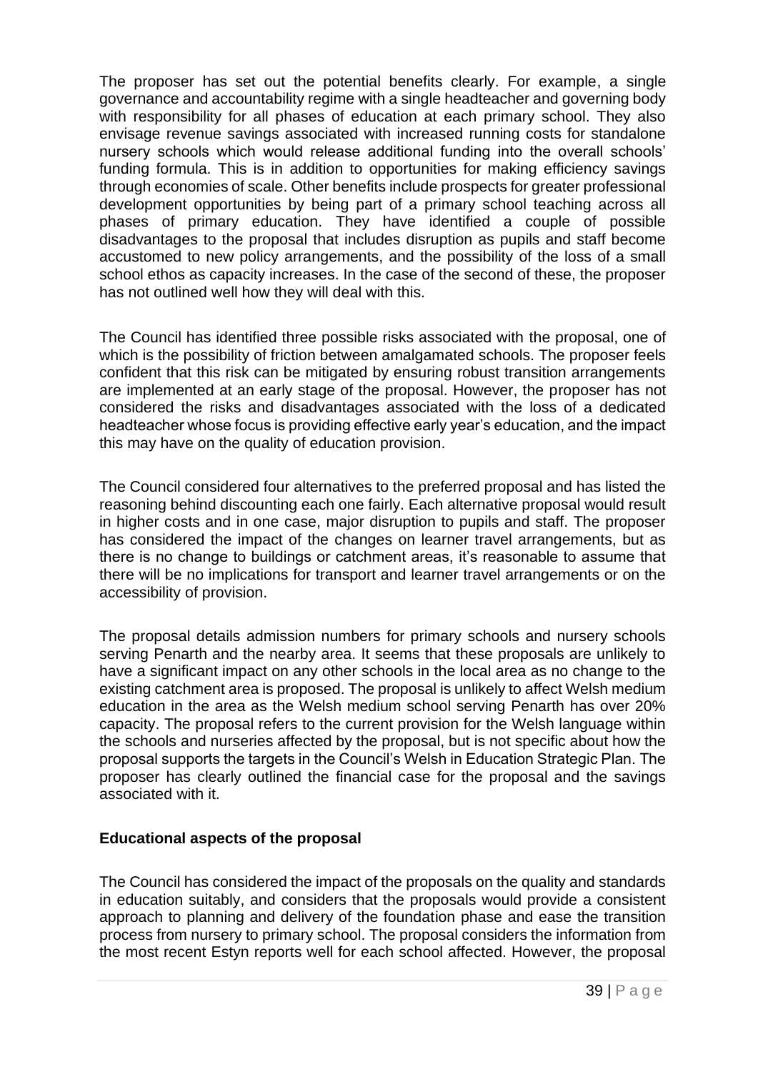The proposer has set out the potential benefits clearly. For example, a single governance and accountability regime with a single headteacher and governing body with responsibility for all phases of education at each primary school. They also envisage revenue savings associated with increased running costs for standalone nursery schools which would release additional funding into the overall schools' funding formula. This is in addition to opportunities for making efficiency savings through economies of scale. Other benefits include prospects for greater professional development opportunities by being part of a primary school teaching across all phases of primary education. They have identified a couple of possible disadvantages to the proposal that includes disruption as pupils and staff become accustomed to new policy arrangements, and the possibility of the loss of a small school ethos as capacity increases. In the case of the second of these, the proposer has not outlined well how they will deal with this.

The Council has identified three possible risks associated with the proposal, one of which is the possibility of friction between amalgamated schools. The proposer feels confident that this risk can be mitigated by ensuring robust transition arrangements are implemented at an early stage of the proposal. However, the proposer has not considered the risks and disadvantages associated with the loss of a dedicated headteacher whose focus is providing effective early year's education, and the impact this may have on the quality of education provision.

The Council considered four alternatives to the preferred proposal and has listed the reasoning behind discounting each one fairly. Each alternative proposal would result in higher costs and in one case, major disruption to pupils and staff. The proposer has considered the impact of the changes on learner travel arrangements, but as there is no change to buildings or catchment areas, it's reasonable to assume that there will be no implications for transport and learner travel arrangements or on the accessibility of provision.

The proposal details admission numbers for primary schools and nursery schools serving Penarth and the nearby area. It seems that these proposals are unlikely to have a significant impact on any other schools in the local area as no change to the existing catchment area is proposed. The proposal is unlikely to affect Welsh medium education in the area as the Welsh medium school serving Penarth has over 20% capacity. The proposal refers to the current provision for the Welsh language within the schools and nurseries affected by the proposal, but is not specific about how the proposal supports the targets in the Council's Welsh in Education Strategic Plan. The proposer has clearly outlined the financial case for the proposal and the savings associated with it.

**Educational aspects of the proposal**

The Council has considered the impact of the proposals on the quality and standards in education suitably, and considers that the proposals would provide a consistent approach to planning and delivery of the foundation phase and ease the transition process from nursery to primary school. The proposal considers the information from the most recent Estyn reports well for each school affected. However, the proposal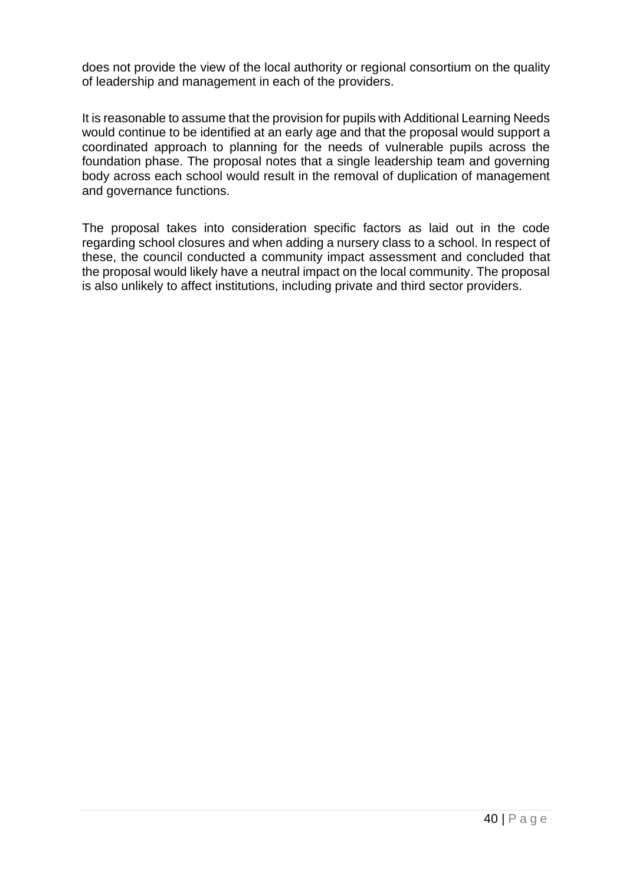does not provide the view of the local authority or regional consortium on the quality of leadership and management in each of the providers.

It is reasonable to assume that the provision for pupils with Additional Learning Needs would continue to be identified at an early age and that the proposal would support a coordinated approach to planning for the needs of vulnerable pupils across the foundation phase. The proposal notes that a single leadership team and governing body across each school would result in the removal of duplication of management and governance functions.

The proposal takes into consideration specific factors as laid out in the code regarding school closures and when adding a nursery class to a school. In respect of these, the council conducted a community impact assessment and concluded that the proposal would likely have a neutral impact on the local community. The proposal is also unlikely to affect institutions, including private and third sector providers.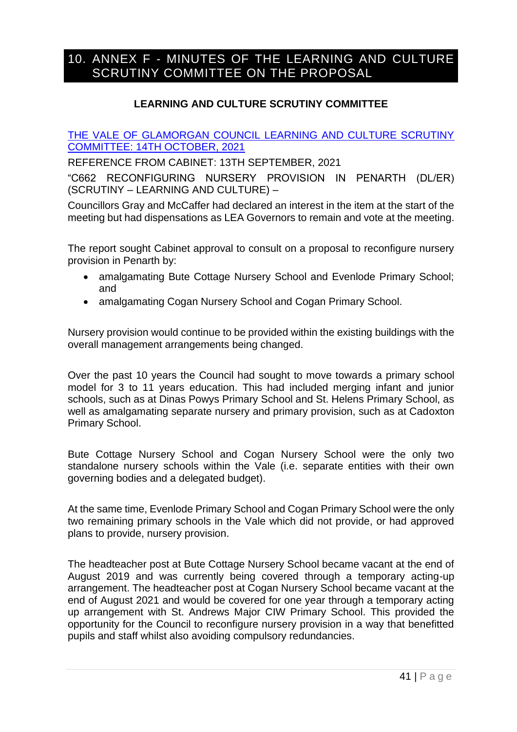# 10. ANNEX F - MINUTES OF THE LEARNING AND CULTURE SCRUTINY COMMITTEE ON THE PROPOSAL

**LEARNING AND CULTURE SCRUTINY COMMITTEE**

THE VALE OF GLAMORGAN COUNCIL LEARNING AND CULTURE SCRUTINY COMMITTEE: 14TH OCTOBER, 2021

REFERENCE FROM CABINET: 13TH SEPTEMBER, 2021

"C662 RECONFIGURING NURSERY PROVISION IN PENARTH (DL/ER) (SCRUTINY – LEARNING AND CULTURE) –

Councillors Gray and McCaffer had declared an interest in the item at the start of the meeting but had dispensations as LEA Governors to remain and vote at the meeting.

The report sought Cabinet approval to consult on a proposal to reconfigure nursery provision in Penarth by:

- amalgamating Bute Cottage Nursery School and Evenlode Primary School; and
- amalgamating Cogan Nursery School and Cogan Primary School.

Nursery provision would continue to be provided within the existing buildings with the overall management arrangements being changed.

Over the past 10 years the Council had sought to move towards a primary school model for 3 to 11 years education. This had included merging infant and junior schools, such as at Dinas Powys Primary School and St. Helens Primary School, as well as amalgamating separate nursery and primary provision, such as at Cadoxton Primary School.

Bute Cottage Nursery School and Cogan Nursery School were the only two standalone nursery schools within the Vale (i.e. separate entities with their own governing bodies and a delegated budget).

At the same time, Evenlode Primary School and Cogan Primary School were the only two remaining primary schools in the Vale which did not provide, or had approved plans to provide, nursery provision.

The headteacher post at Bute Cottage Nursery School became vacant at the end of August 2019 and was currently being covered through a temporary acting-up arrangement. The headteacher post at Cogan Nursery School became vacant at the end of August 2021 and would be covered for one year through a temporary acting up arrangement with St. Andrews Major CIW Primary School. This provided the opportunity for the Council to reconfigure nursery provision in a way that benefitted pupils and staff whilst also avoiding compulsory redundancies.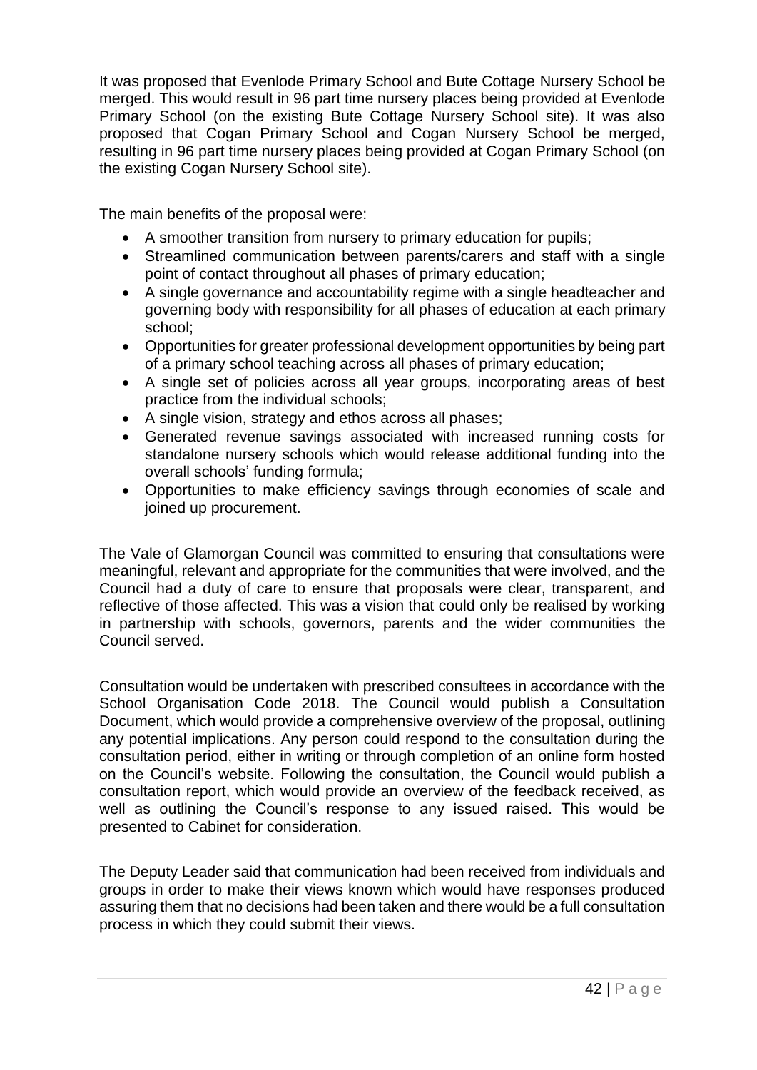It was proposed that Evenlode Primary School and Bute Cottage Nursery School be merged. This would result in 96 part time nursery places being provided at Evenlode Primary School (on the existing Bute Cottage Nursery School site). It was also proposed that Cogan Primary School and Cogan Nursery School be merged, resulting in 96 part time nursery places being provided at Cogan Primary School (on the existing Cogan Nursery School site).

The main benefits of the proposal were:

- A smoother transition from nursery to primary education for pupils;
- Streamlined communication between parents/carers and staff with a single point of contact throughout all phases of primary education;
- A single governance and accountability regime with a single headteacher and governing body with responsibility for all phases of education at each primary school;
- Opportunities for greater professional development opportunities by being part of a primary school teaching across all phases of primary education;
- A single set of policies across all year groups, incorporating areas of best practice from the individual schools;
- A single vision, strategy and ethos across all phases;
- Generated revenue savings associated with increased running costs for standalone nursery schools which would release additional funding into the overall schools' funding formula;
- Opportunities to make efficiency savings through economies of scale and joined up procurement.

The Vale of Glamorgan Council was committed to ensuring that consultations were meaningful, relevant and appropriate for the communities that were involved, and the Council had a duty of care to ensure that proposals were clear, transparent, and reflective of those affected. This was a vision that could only be realised by working in partnership with schools, governors, parents and the wider communities the Council served.

Consultation would be undertaken with prescribed consultees in accordance with the School Organisation Code 2018. The Council would publish a Consultation Document, which would provide a comprehensive overview of the proposal, outlining any potential implications. Any person could respond to the consultation during the consultation period, either in writing or through completion of an online form hosted on the Council's website. Following the consultation, the Council would publish a consultation report, which would provide an overview of the feedback received, as well as outlining the Council's response to any issued raised. This would be presented to Cabinet for consideration.

The Deputy Leader said that communication had been received from individuals and groups in order to make their views known which would have responses produced assuring them that no decisions had been taken and there would be a full consultation process in which they could submit their views.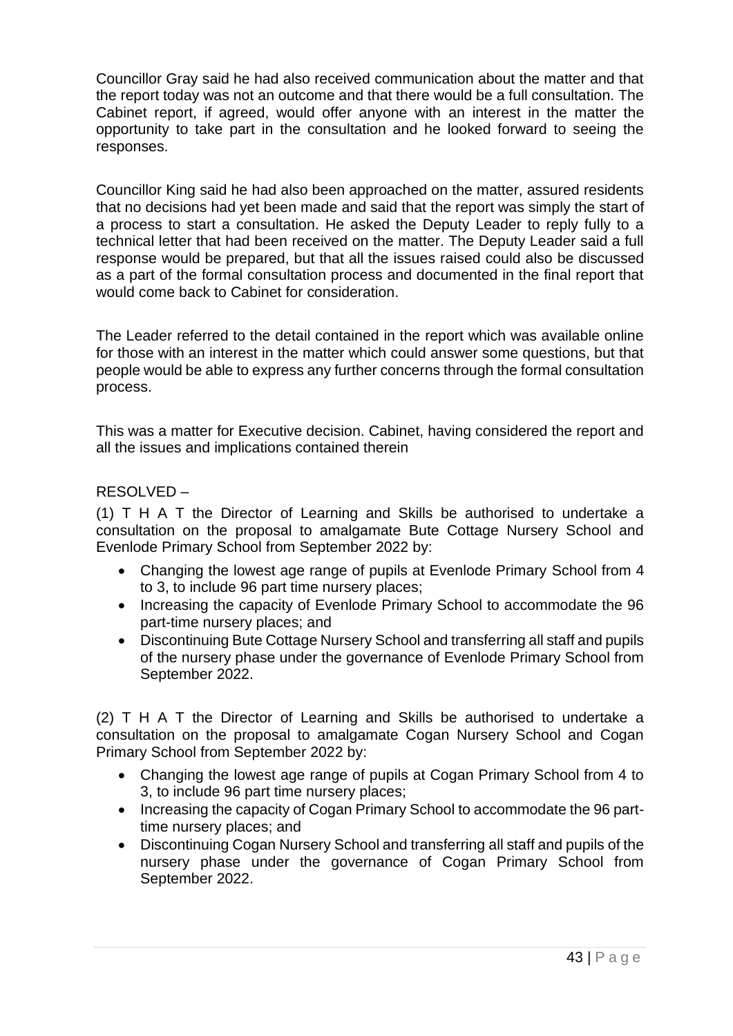Councillor Gray said he had also received communication about the matter and that the report today was not an outcome and that there would be a full consultation. The Cabinet report, if agreed, would offer anyone with an interest in the matter the opportunity to take part in the consultation and he looked forward to seeing the responses.

Councillor King said he had also been approached on the matter, assured residents that no decisions had yet been made and said that the report was simply the start of a process to start a consultation. He asked the Deputy Leader to reply fully to a technical letter that had been received on the matter. The Deputy Leader said a full response would be prepared, but that all the issues raised could also be discussed as a part of the formal consultation process and documented in the final report that would come back to Cabinet for consideration.

The Leader referred to the detail contained in the report which was available online for those with an interest in the matter which could answer some questions, but that people would be able to express any further concerns through the formal consultation process.

This was a matter for Executive decision. Cabinet, having considered the report and all the issues and implications contained therein

RESOLVED –

(1) T H A T the Director of Learning and Skills be authorised to undertake a consultation on the proposal to amalgamate Bute Cottage Nursery School and Evenlode Primary School from September 2022 by:

- Changing the lowest age range of pupils at Evenlode Primary School from 4 to 3, to include 96 part time nursery places;
- Increasing the capacity of Evenlode Primary School to accommodate the 96 part-time nursery places; and
- Discontinuing Bute Cottage Nursery School and transferring all staff and pupils of the nursery phase under the governance of Evenlode Primary School from September 2022.

(2) T H A T the Director of Learning and Skills be authorised to undertake a consultation on the proposal to amalgamate Cogan Nursery School and Cogan Primary School from September 2022 by:

- Changing the lowest age range of pupils at Cogan Primary School from 4 to 3, to include 96 part time nursery places;
- Increasing the capacity of Cogan Primary School to accommodate the 96 part-time nursery places; and
- Discontinuing Cogan Nursery School and transferring all staff and pupils of the nursery phase under the governance of Cogan Primary School from September 2022.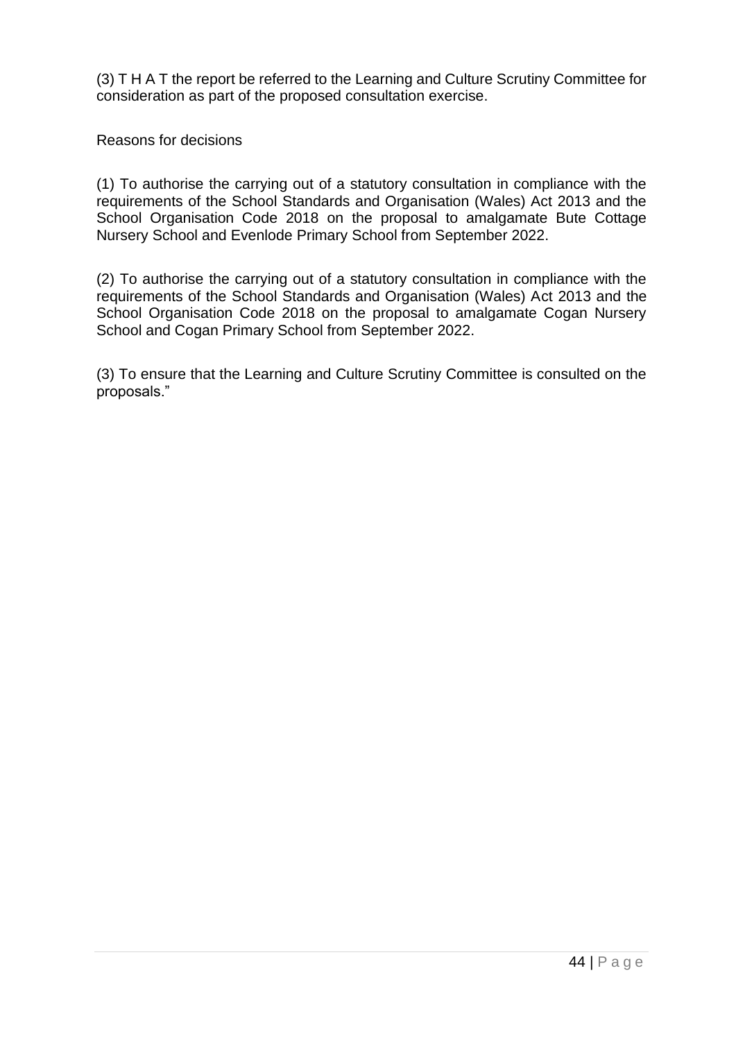(3) T H A T the report be referred to the Learning and Culture Scrutiny Committee for consideration as part of the proposed consultation exercise.

Reasons for decisions

(1) To authorise the carrying out of a statutory consultation in compliance with the requirements of the School Standards and Organisation (Wales) Act 2013 and the School Organisation Code 2018 on the proposal to amalgamate Bute Cottage Nursery School and Evenlode Primary School from September 2022.

(2) To authorise the carrying out of a statutory consultation in compliance with the requirements of the School Standards and Organisation (Wales) Act 2013 and the School Organisation Code 2018 on the proposal to amalgamate Cogan Nursery School and Cogan Primary School from September 2022.

(3) To ensure that the Learning and Culture Scrutiny Committee is consulted on the proposals."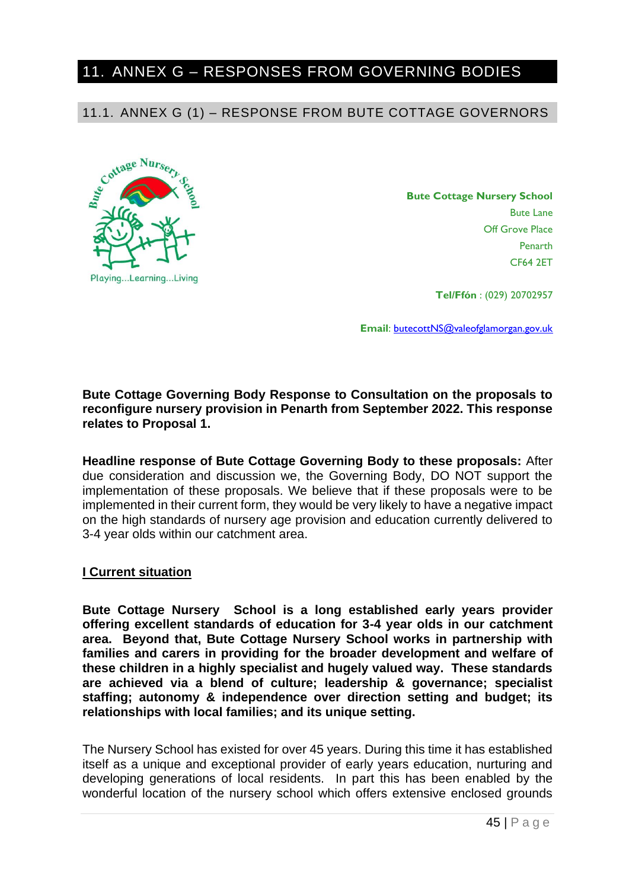# 11. ANNEX G – RESPONSES FROM GOVERNING BODIES

## 11.1. ANNEX G (1) – RESPONSE FROM BUTE COTTAGE GOVERNORS

Playing...Learning...Living

**Bute Cottage Nursery School**
Bute Lane
Off Grove Place
Penarth
CF64 2ET

**Tel/Ffôn** : (029) 20702957

**Email**: butecottNS@valeofglamorgan.gov.uk

**Bute Cottage Governing Body Response to Consultation on the proposals to reconfigure nursery provision in Penarth from September 2022. This response relates to Proposal 1.**

**Headline response of Bute Cottage Governing Body to these proposals:** After due consideration and discussion we, the Governing Body, DO NOT support the implementation of these proposals. We believe that if these proposals were to be implemented in their current form, they would be very likely to have a negative impact on the high standards of nursery age provision and education currently delivered to 3-4 year olds within our catchment area.

**I Current situation**

**Bute Cottage Nursery School is a long established early years provider offering excellent standards of education for 3-4 year olds in our catchment area. Beyond that, Bute Cottage Nursery School works in partnership with families and carers in providing for the broader development and welfare of these children in a highly specialist and hugely valued way. These standards are achieved via a blend of culture; leadership & governance; specialist staffing; autonomy & independence over direction setting and budget; its relationships with local families; and its unique setting.**

The Nursery School has existed for over 45 years. During this time it has established itself as a unique and exceptional provider of early years education, nurturing and developing generations of local residents. In part this has been enabled by the wonderful location of the nursery school which offers extensive enclosed grounds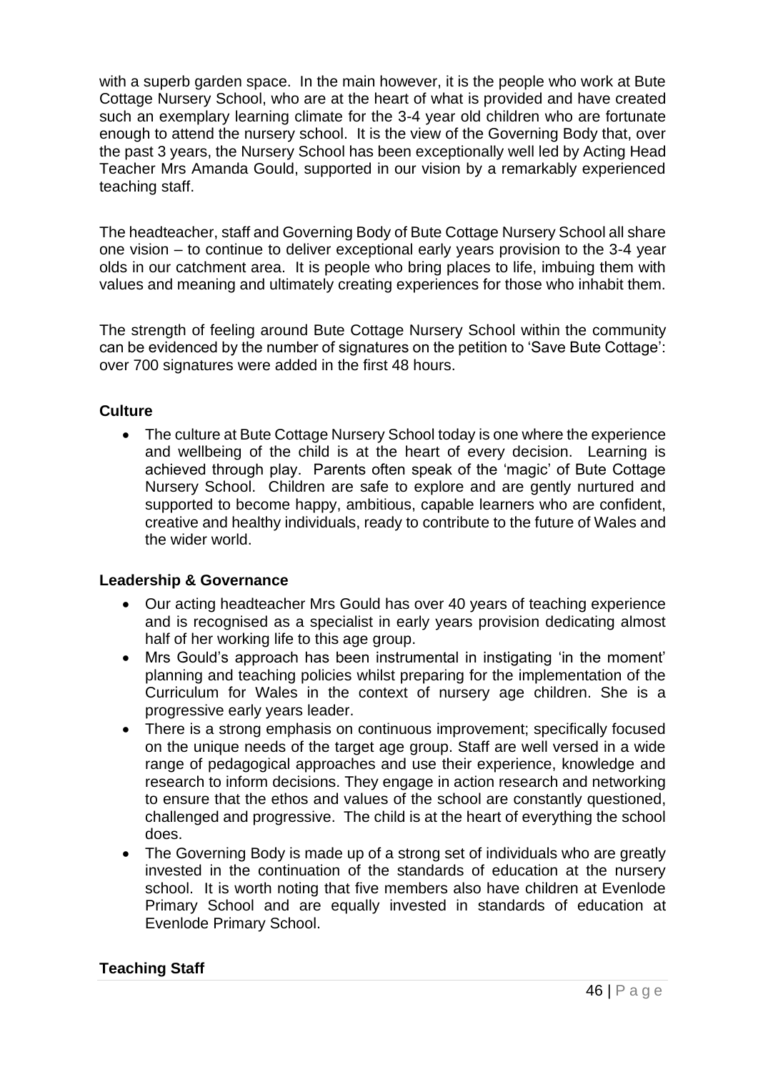with a superb garden space. In the main however, it is the people who work at Bute Cottage Nursery School, who are at the heart of what is provided and have created such an exemplary learning climate for the 3-4 year old children who are fortunate enough to attend the nursery school. It is the view of the Governing Body that, over the past 3 years, the Nursery School has been exceptionally well led by Acting Head Teacher Mrs Amanda Gould, supported in our vision by a remarkably experienced teaching staff.

The headteacher, staff and Governing Body of Bute Cottage Nursery School all share one vision – to continue to deliver exceptional early years provision to the 3-4 year olds in our catchment area. It is people who bring places to life, imbuing them with values and meaning and ultimately creating experiences for those who inhabit them.

The strength of feeling around Bute Cottage Nursery School within the community can be evidenced by the number of signatures on the petition to 'Save Bute Cottage': over 700 signatures were added in the first 48 hours.

### Culture

- The culture at Bute Cottage Nursery School today is one where the experience and wellbeing of the child is at the heart of every decision. Learning is achieved through play. Parents often speak of the 'magic' of Bute Cottage Nursery School. Children are safe to explore and are gently nurtured and supported to become happy, ambitious, capable learners who are confident, creative and healthy individuals, ready to contribute to the future of Wales and the wider world.

### Leadership & Governance

- Our acting headteacher Mrs Gould has over 40 years of teaching experience and is recognised as a specialist in early years provision dedicating almost half of her working life to this age group.
- Mrs Gould's approach has been instrumental in instigating 'in the moment' planning and teaching policies whilst preparing for the implementation of the Curriculum for Wales in the context of nursery age children. She is a progressive early years leader.
- There is a strong emphasis on continuous improvement; specifically focused on the unique needs of the target age group. Staff are well versed in a wide range of pedagogical approaches and use their experience, knowledge and research to inform decisions. They engage in action research and networking to ensure that the ethos and values of the school are constantly questioned, challenged and progressive. The child is at the heart of everything the school does.
- The Governing Body is made up of a strong set of individuals who are greatly invested in the continuation of the standards of education at the nursery school. It is worth noting that five members also have children at Evenlode Primary School and are equally invested in standards of education at Evenlode Primary School.

### Teaching Staff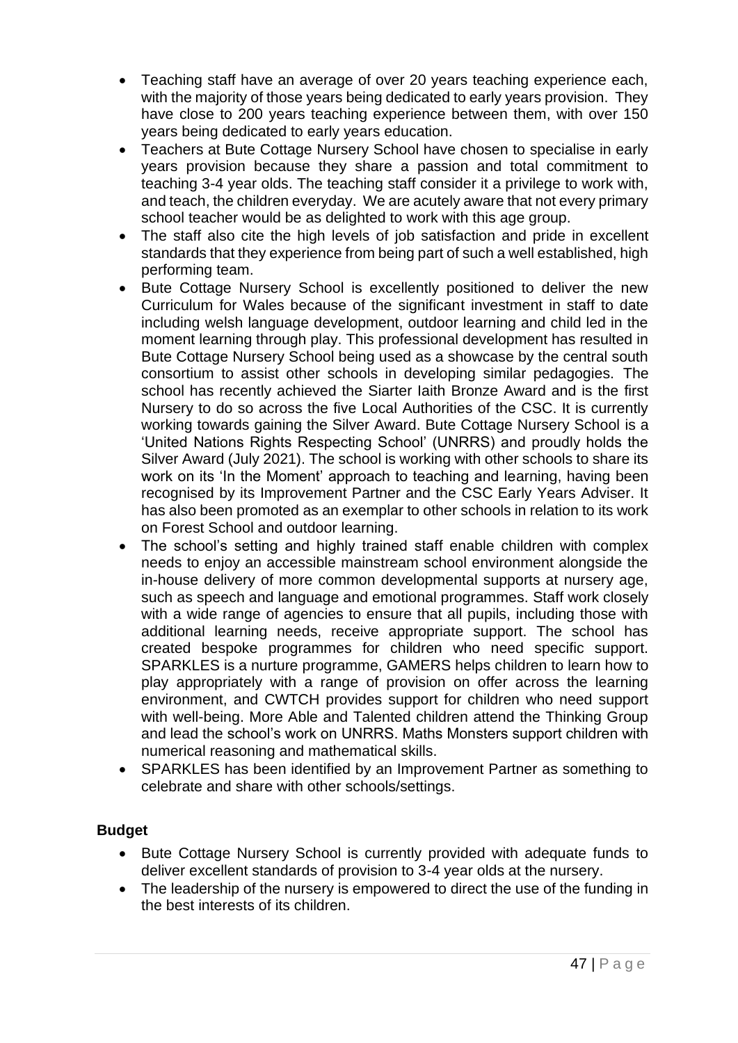- Teaching staff have an average of over 20 years teaching experience each, with the majority of those years being dedicated to early years provision. They have close to 200 years teaching experience between them, with over 150 years being dedicated to early years education.
- Teachers at Bute Cottage Nursery School have chosen to specialise in early years provision because they share a passion and total commitment to teaching 3-4 year olds. The teaching staff consider it a privilege to work with, and teach, the children everyday. We are acutely aware that not every primary school teacher would be as delighted to work with this age group.
- The staff also cite the high levels of job satisfaction and pride in excellent standards that they experience from being part of such a well established, high performing team.
- Bute Cottage Nursery School is excellently positioned to deliver the new Curriculum for Wales because of the significant investment in staff to date including welsh language development, outdoor learning and child led in the moment learning through play. This professional development has resulted in Bute Cottage Nursery School being used as a showcase by the central south consortium to assist other schools in developing similar pedagogies. The school has recently achieved the Siarter Iaith Bronze Award and is the first Nursery to do so across the five Local Authorities of the CSC. It is currently working towards gaining the Silver Award. Bute Cottage Nursery School is a 'United Nations Rights Respecting School' (UNRRS) and proudly holds the Silver Award (July 2021). The school is working with other schools to share its work on its 'In the Moment' approach to teaching and learning, having been recognised by its Improvement Partner and the CSC Early Years Adviser. It has also been promoted as an exemplar to other schools in relation to its work on Forest School and outdoor learning.
- The school's setting and highly trained staff enable children with complex needs to enjoy an accessible mainstream school environment alongside the in-house delivery of more common developmental supports at nursery age, such as speech and language and emotional programmes. Staff work closely with a wide range of agencies to ensure that all pupils, including those with additional learning needs, receive appropriate support. The school has created bespoke programmes for children who need specific support. SPARKLES is a nurture programme, GAMERS helps children to learn how to play appropriately with a range of provision on offer across the learning environment, and CWTCH provides support for children who need support with well-being. More Able and Talented children attend the Thinking Group and lead the school's work on UNRRS. Maths Monsters support children with numerical reasoning and mathematical skills.
- SPARKLES has been identified by an Improvement Partner as something to celebrate and share with other schools/settings.

**Budget**

- Bute Cottage Nursery School is currently provided with adequate funds to deliver excellent standards of provision to 3-4 year olds at the nursery.
- The leadership of the nursery is empowered to direct the use of the funding in the best interests of its children.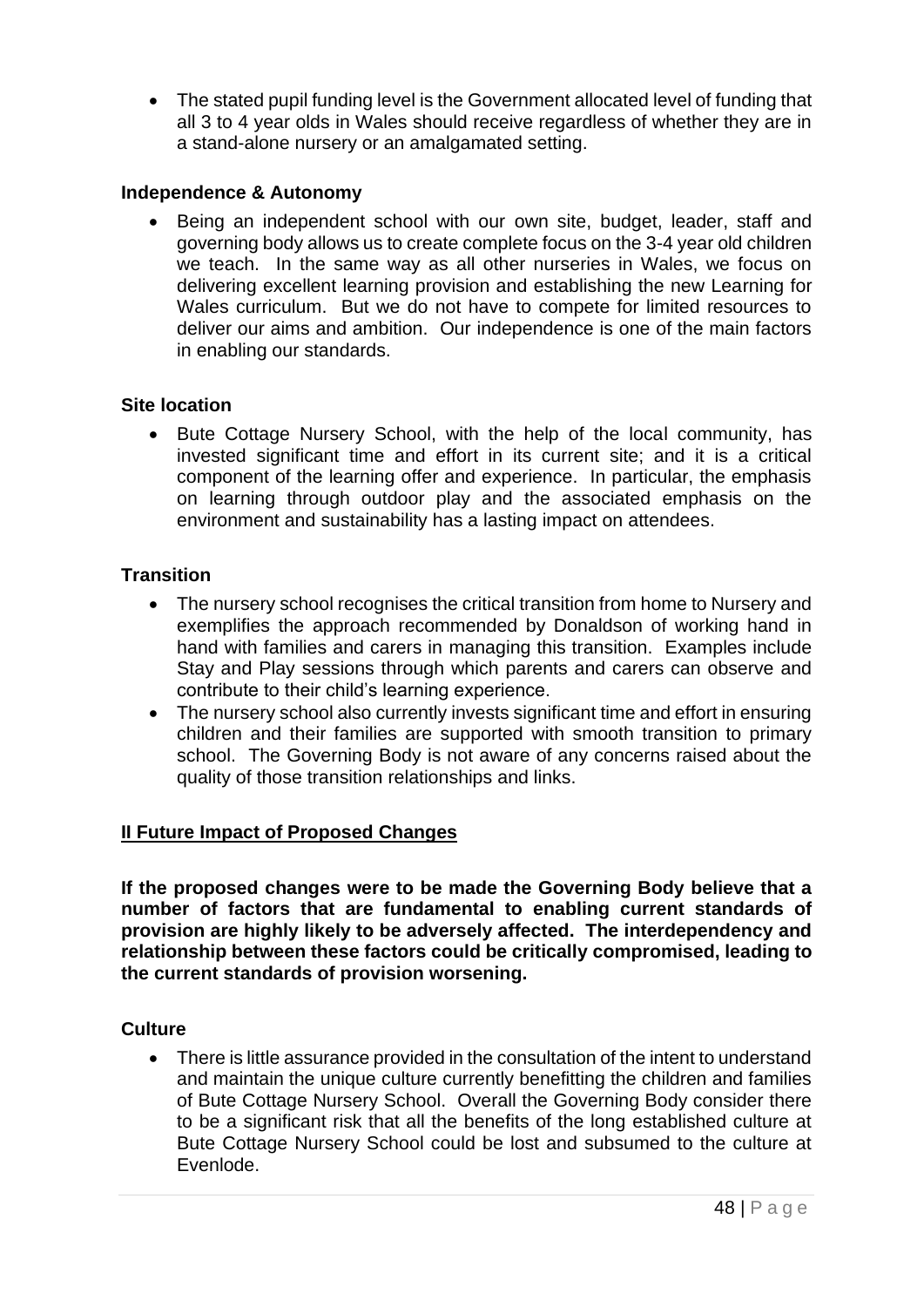- The stated pupil funding level is the Government allocated level of funding that all 3 to 4 year olds in Wales should receive regardless of whether they are in a stand-alone nursery or an amalgamated setting.

### Independence & Autonomy

- Being an independent school with our own site, budget, leader, staff and governing body allows us to create complete focus on the 3-4 year old children we teach. In the same way as all other nurseries in Wales, we focus on delivering excellent learning provision and establishing the new Learning for Wales curriculum. But we do not have to compete for limited resources to deliver our aims and ambition. Our independence is one of the main factors in enabling our standards.

### Site location

- Bute Cottage Nursery School, with the help of the local community, has invested significant time and effort in its current site; and it is a critical component of the learning offer and experience. In particular, the emphasis on learning through outdoor play and the associated emphasis on the environment and sustainability has a lasting impact on attendees.

### Transition

- The nursery school recognises the critical transition from home to Nursery and exemplifies the approach recommended by Donaldson of working hand in hand with families and carers in managing this transition. Examples include Stay and Play sessions through which parents and carers can observe and contribute to their child's learning experience.
- The nursery school also currently invests significant time and effort in ensuring children and their families are supported with smooth transition to primary school. The Governing Body is not aware of any concerns raised about the quality of those transition relationships and links.

## II Future Impact of Proposed Changes

**If the proposed changes were to be made the Governing Body believe that a number of factors that are fundamental to enabling current standards of provision are highly likely to be adversely affected. The interdependency and relationship between these factors could be critically compromised, leading to the current standards of provision worsening.**

### Culture

- There is little assurance provided in the consultation of the intent to understand and maintain the unique culture currently benefitting the children and families of Bute Cottage Nursery School. Overall the Governing Body consider there to be a significant risk that all the benefits of the long established culture at Bute Cottage Nursery School could be lost and subsumed to the culture at Evenlode.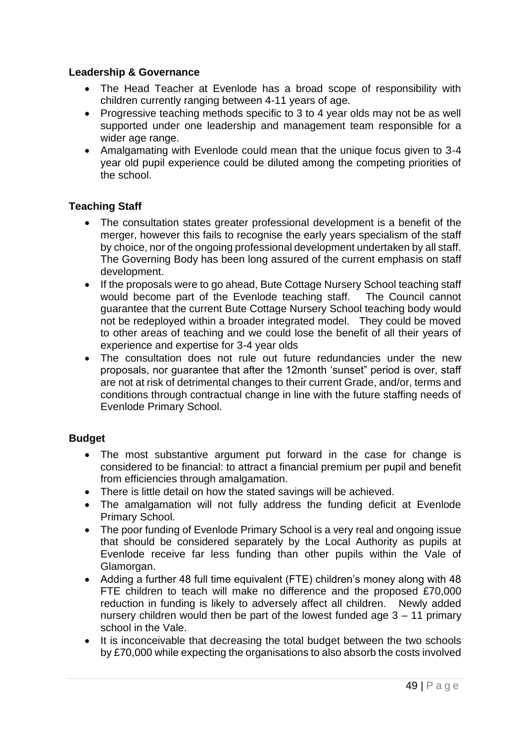**Leadership & Governance**

- The Head Teacher at Evenlode has a broad scope of responsibility with children currently ranging between 4-11 years of age.
- Progressive teaching methods specific to 3 to 4 year olds may not be as well supported under one leadership and management team responsible for a wider age range.
- Amalgamating with Evenlode could mean that the unique focus given to 3-4 year old pupil experience could be diluted among the competing priorities of the school.

**Teaching Staff**

- The consultation states greater professional development is a benefit of the merger, however this fails to recognise the early years specialism of the staff by choice, nor of the ongoing professional development undertaken by all staff. The Governing Body has been long assured of the current emphasis on staff development.
- If the proposals were to go ahead, Bute Cottage Nursery School teaching staff would become part of the Evenlode teaching staff. The Council cannot guarantee that the current Bute Cottage Nursery School teaching body would not be redeployed within a broader integrated model. They could be moved to other areas of teaching and we could lose the benefit of all their years of experience and expertise for 3-4 year olds
- The consultation does not rule out future redundancies under the new proposals, nor guarantee that after the 12month 'sunset" period is over, staff are not at risk of detrimental changes to their current Grade, and/or, terms and conditions through contractual change in line with the future staffing needs of Evenlode Primary School.

**Budget**

- The most substantive argument put forward in the case for change is considered to be financial: to attract a financial premium per pupil and benefit from efficiencies through amalgamation.
- There is little detail on how the stated savings will be achieved.
- The amalgamation will not fully address the funding deficit at Evenlode Primary School.
- The poor funding of Evenlode Primary School is a very real and ongoing issue that should be considered separately by the Local Authority as pupils at Evenlode receive far less funding than other pupils within the Vale of Glamorgan.
- Adding a further 48 full time equivalent (FTE) children's money along with 48 FTE children to teach will make no difference and the proposed £70,000 reduction in funding is likely to adversely affect all children. Newly added nursery children would then be part of the lowest funded age 3 – 11 primary school in the Vale.
- It is inconceivable that decreasing the total budget between the two schools by £70,000 while expecting the organisations to also absorb the costs involved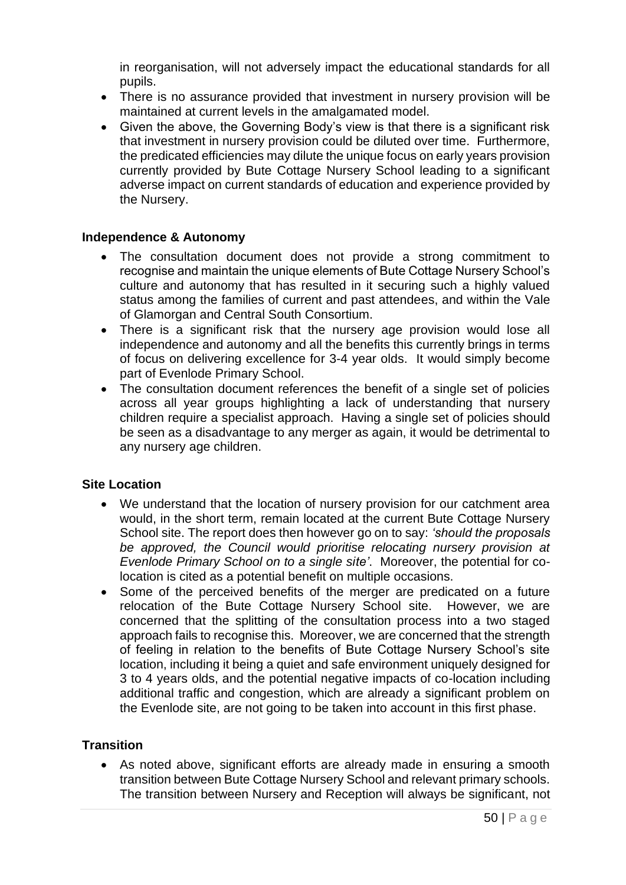in reorganisation, will not adversely impact the educational standards for all pupils.

- There is no assurance provided that investment in nursery provision will be maintained at current levels in the amalgamated model.
- Given the above, the Governing Body's view is that there is a significant risk that investment in nursery provision could be diluted over time. Furthermore, the predicated efficiencies may dilute the unique focus on early years provision currently provided by Bute Cottage Nursery School leading to a significant adverse impact on current standards of education and experience provided by the Nursery.

**Independence & Autonomy**

- The consultation document does not provide a strong commitment to recognise and maintain the unique elements of Bute Cottage Nursery School's culture and autonomy that has resulted in it securing such a highly valued status among the families of current and past attendees, and within the Vale of Glamorgan and Central South Consortium.
- There is a significant risk that the nursery age provision would lose all independence and autonomy and all the benefits this currently brings in terms of focus on delivering excellence for 3-4 year olds. It would simply become part of Evenlode Primary School.
- The consultation document references the benefit of a single set of policies across all year groups highlighting a lack of understanding that nursery children require a specialist approach. Having a single set of policies should be seen as a disadvantage to any merger as again, it would be detrimental to any nursery age children.

**Site Location**

- We understand that the location of nursery provision for our catchment area would, in the short term, remain located at the current Bute Cottage Nursery School site. The report does then however go on to say: *'should the proposals be approved, the Council would prioritise relocating nursery provision at Evenlode Primary School on to a single site'*. Moreover, the potential for co-location is cited as a potential benefit on multiple occasions.
- Some of the perceived benefits of the merger are predicated on a future relocation of the Bute Cottage Nursery School site. However, we are concerned that the splitting of the consultation process into a two staged approach fails to recognise this. Moreover, we are concerned that the strength of feeling in relation to the benefits of Bute Cottage Nursery School's site location, including it being a quiet and safe environment uniquely designed for 3 to 4 years olds, and the potential negative impacts of co-location including additional traffic and congestion, which are already a significant problem on the Evenlode site, are not going to be taken into account in this first phase.

**Transition**

- As noted above, significant efforts are already made in ensuring a smooth transition between Bute Cottage Nursery School and relevant primary schools. The transition between Nursery and Reception will always be significant, not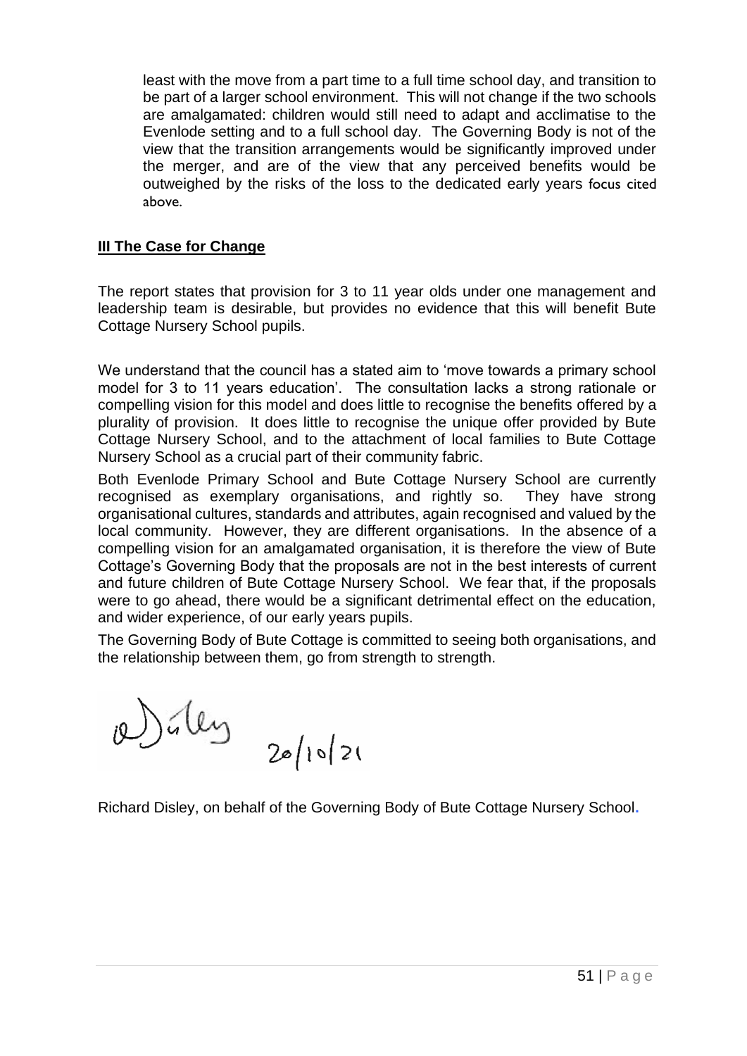least with the move from a part time to a full time school day, and transition to be part of a larger school environment. This will not change if the two schools are amalgamated: children would still need to adapt and acclimatise to the Evenlode setting and to a full school day. The Governing Body is not of the view that the transition arrangements would be significantly improved under the merger, and are of the view that any perceived benefits would be outweighed by the risks of the loss to the dedicated early years focus cited above.

## **III The Case for Change**

The report states that provision for 3 to 11 year olds under one management and leadership team is desirable, but provides no evidence that this will benefit Bute Cottage Nursery School pupils.

We understand that the council has a stated aim to 'move towards a primary school model for 3 to 11 years education'. The consultation lacks a strong rationale or compelling vision for this model and does little to recognise the benefits offered by a plurality of provision. It does little to recognise the unique offer provided by Bute Cottage Nursery School, and to the attachment of local families to Bute Cottage Nursery School as a crucial part of their community fabric.

Both Evenlode Primary School and Bute Cottage Nursery School are currently recognised as exemplary organisations, and rightly so. They have strong organisational cultures, standards and attributes, again recognised and valued by the local community. However, they are different organisations. In the absence of a compelling vision for an amalgamated organisation, it is therefore the view of Bute Cottage's Governing Body that the proposals are not in the best interests of current and future children of Bute Cottage Nursery School. We fear that, if the proposals were to go ahead, there would be a significant detrimental effect on the education, and wider experience, of our early years pupils.

The Governing Body of Bute Cottage is committed to seeing both organisations, and the relationship between them, go from strength to strength.

20/10/21

Richard Disley, on behalf of the Governing Body of Bute Cottage Nursery School.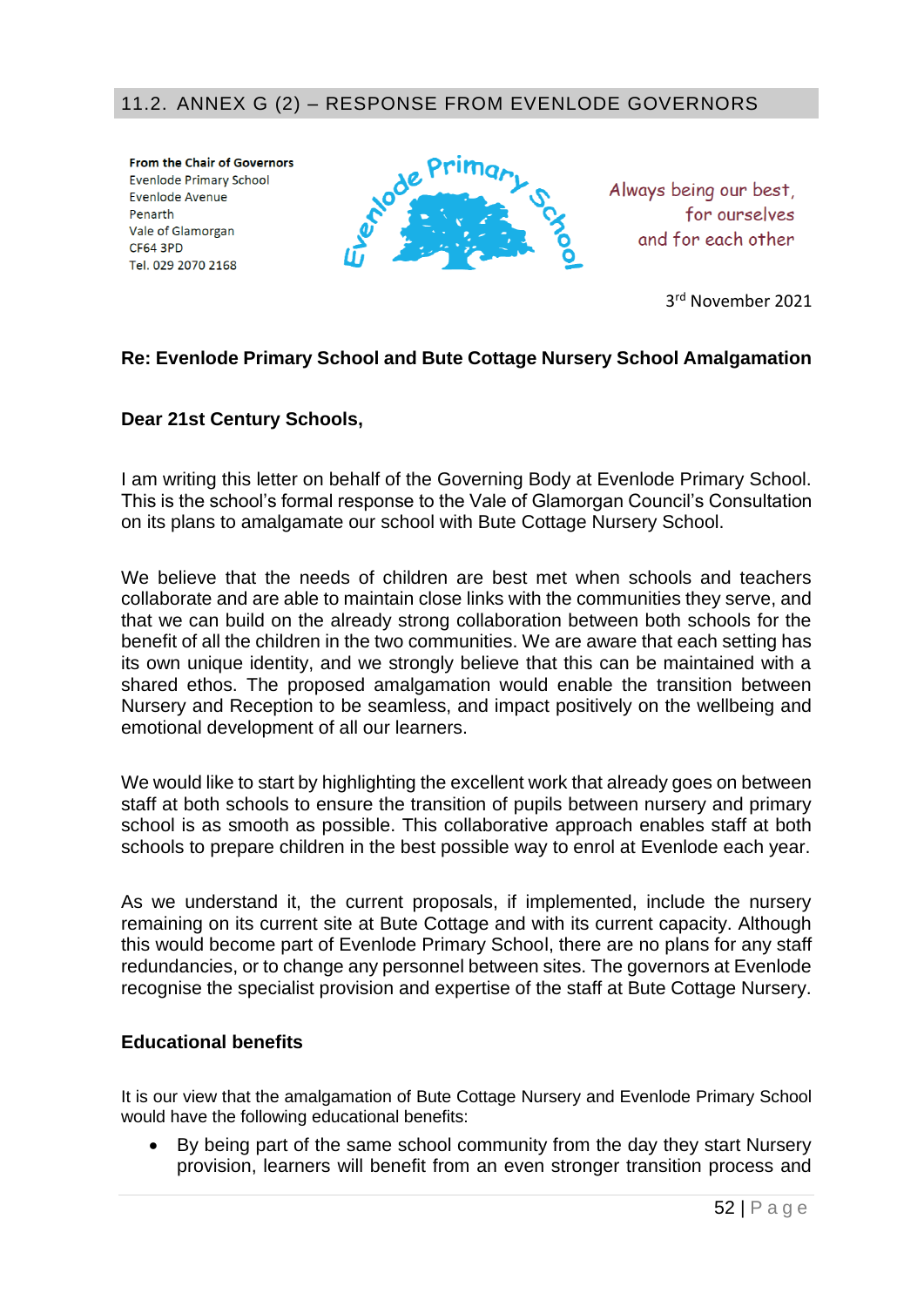## 11.2. ANNEX G (2) – RESPONSE FROM EVENLODE GOVERNORS

**From the Chair of Governors**
Evenlode Primary School
Evenlode Avenue
Penarth
Vale of Glamorgan
CF64 3PD
Tel. 029 2070 2168

Evenlode Primary School

*Always being our best, for ourselves and for each other*

3rd November 2021

**Re: Evenlode Primary School and Bute Cottage Nursery School Amalgamation**

**Dear 21st Century Schools,**

I am writing this letter on behalf of the Governing Body at Evenlode Primary School. This is the school's formal response to the Vale of Glamorgan Council's Consultation on its plans to amalgamate our school with Bute Cottage Nursery School.

We believe that the needs of children are best met when schools and teachers collaborate and are able to maintain close links with the communities they serve, and that we can build on the already strong collaboration between both schools for the benefit of all the children in the two communities. We are aware that each setting has its own unique identity, and we strongly believe that this can be maintained with a shared ethos. The proposed amalgamation would enable the transition between Nursery and Reception to be seamless, and impact positively on the wellbeing and emotional development of all our learners.

We would like to start by highlighting the excellent work that already goes on between staff at both schools to ensure the transition of pupils between nursery and primary school is as smooth as possible. This collaborative approach enables staff at both schools to prepare children in the best possible way to enrol at Evenlode each year.

As we understand it, the current proposals, if implemented, include the nursery remaining on its current site at Bute Cottage and with its current capacity. Although this would become part of Evenlode Primary School, there are no plans for any staff redundancies, or to change any personnel between sites. The governors at Evenlode recognise the specialist provision and expertise of the staff at Bute Cottage Nursery.

**Educational benefits**

It is our view that the amalgamation of Bute Cottage Nursery and Evenlode Primary School would have the following educational benefits:

- By being part of the same school community from the day they start Nursery provision, learners will benefit from an even stronger transition process and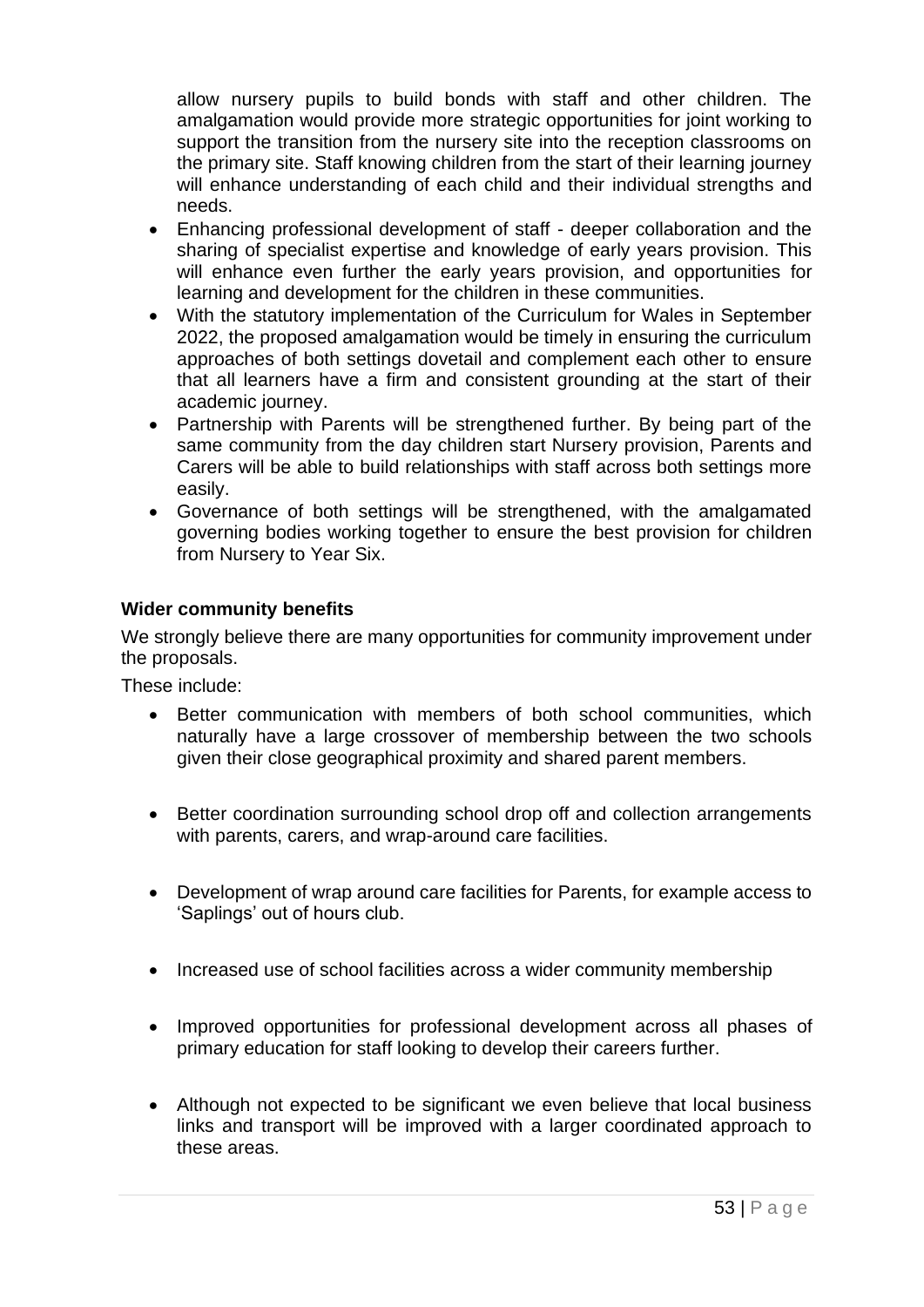allow nursery pupils to build bonds with staff and other children. The amalgamation would provide more strategic opportunities for joint working to support the transition from the nursery site into the reception classrooms on the primary site. Staff knowing children from the start of their learning journey will enhance understanding of each child and their individual strengths and needs.

- Enhancing professional development of staff - deeper collaboration and the sharing of specialist expertise and knowledge of early years provision. This will enhance even further the early years provision, and opportunities for learning and development for the children in these communities.
- With the statutory implementation of the Curriculum for Wales in September 2022, the proposed amalgamation would be timely in ensuring the curriculum approaches of both settings dovetail and complement each other to ensure that all learners have a firm and consistent grounding at the start of their academic journey.
- Partnership with Parents will be strengthened further. By being part of the same community from the day children start Nursery provision, Parents and Carers will be able to build relationships with staff across both settings more easily.
- Governance of both settings will be strengthened, with the amalgamated governing bodies working together to ensure the best provision for children from Nursery to Year Six.

**Wider community benefits**

We strongly believe there are many opportunities for community improvement under the proposals.

These include:

- Better communication with members of both school communities, which naturally have a large crossover of membership between the two schools given their close geographical proximity and shared parent members.
- Better coordination surrounding school drop off and collection arrangements with parents, carers, and wrap-around care facilities.
- Development of wrap around care facilities for Parents, for example access to 'Saplings' out of hours club.
- Increased use of school facilities across a wider community membership
- Improved opportunities for professional development across all phases of primary education for staff looking to develop their careers further.
- Although not expected to be significant we even believe that local business links and transport will be improved with a larger coordinated approach to these areas.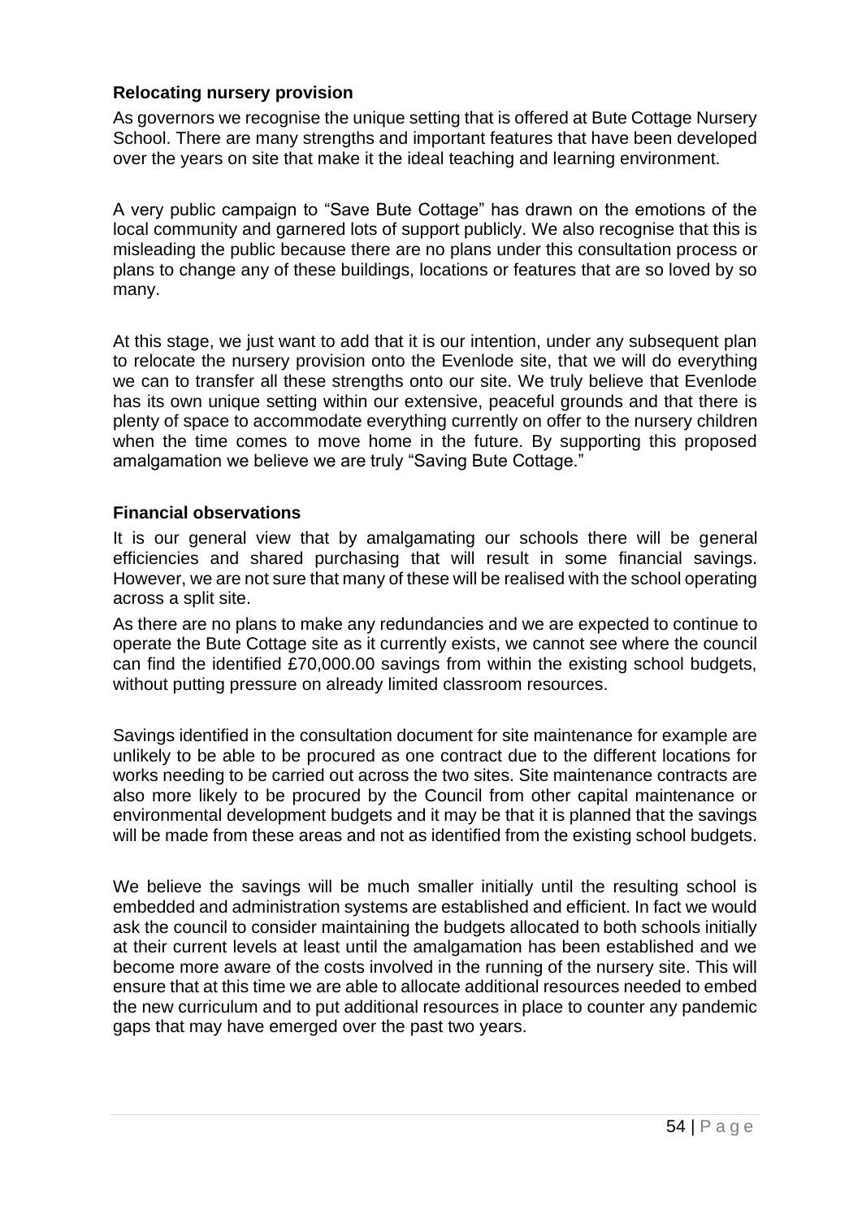### Relocating nursery provision

As governors we recognise the unique setting that is offered at Bute Cottage Nursery School. There are many strengths and important features that have been developed over the years on site that make it the ideal teaching and learning environment.

A very public campaign to "Save Bute Cottage" has drawn on the emotions of the local community and garnered lots of support publicly. We also recognise that this is misleading the public because there are no plans under this consultation process or plans to change any of these buildings, locations or features that are so loved by so many.

At this stage, we just want to add that it is our intention, under any subsequent plan to relocate the nursery provision onto the Evenlode site, that we will do everything we can to transfer all these strengths onto our site. We truly believe that Evenlode has its own unique setting within our extensive, peaceful grounds and that there is plenty of space to accommodate everything currently on offer to the nursery children when the time comes to move home in the future. By supporting this proposed amalgamation we believe we are truly "Saving Bute Cottage."

### Financial observations

It is our general view that by amalgamating our schools there will be general efficiencies and shared purchasing that will result in some financial savings. However, we are not sure that many of these will be realised with the school operating across a split site.

As there are no plans to make any redundancies and we are expected to continue to operate the Bute Cottage site as it currently exists, we cannot see where the council can find the identified £70,000.00 savings from within the existing school budgets, without putting pressure on already limited classroom resources.

Savings identified in the consultation document for site maintenance for example are unlikely to be able to be procured as one contract due to the different locations for works needing to be carried out across the two sites. Site maintenance contracts are also more likely to be procured by the Council from other capital maintenance or environmental development budgets and it may be that it is planned that the savings will be made from these areas and not as identified from the existing school budgets.

We believe the savings will be much smaller initially until the resulting school is embedded and administration systems are established and efficient. In fact we would ask the council to consider maintaining the budgets allocated to both schools initially at their current levels at least until the amalgamation has been established and we become more aware of the costs involved in the running of the nursery site. This will ensure that at this time we are able to allocate additional resources needed to embed the new curriculum and to put additional resources in place to counter any pandemic gaps that may have emerged over the past two years.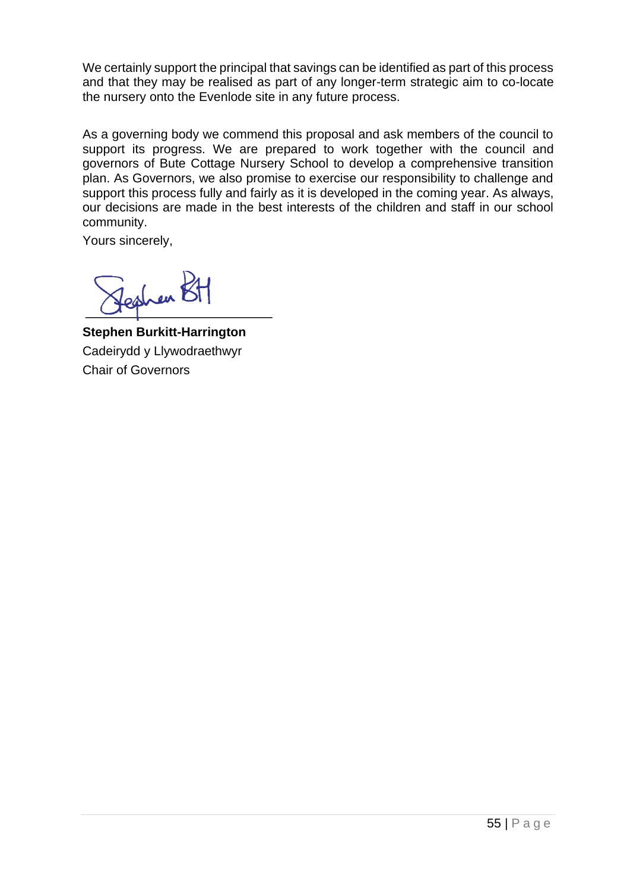We certainly support the principal that savings can be identified as part of this process and that they may be realised as part of any longer-term strategic aim to co-locate the nursery onto the Evenlode site in any future process.

As a governing body we commend this proposal and ask members of the council to support its progress. We are prepared to work together with the council and governors of Bute Cottage Nursery School to develop a comprehensive transition plan. As Governors, we also promise to exercise our responsibility to challenge and support this process fully and fairly as it is developed in the coming year. As always, our decisions are made in the best interests of the children and staff in our school community.

Yours sincerely,

**Stephen Burkitt-Harrington**
Cadeirydd y Llywodraethwyr
Chair of Governors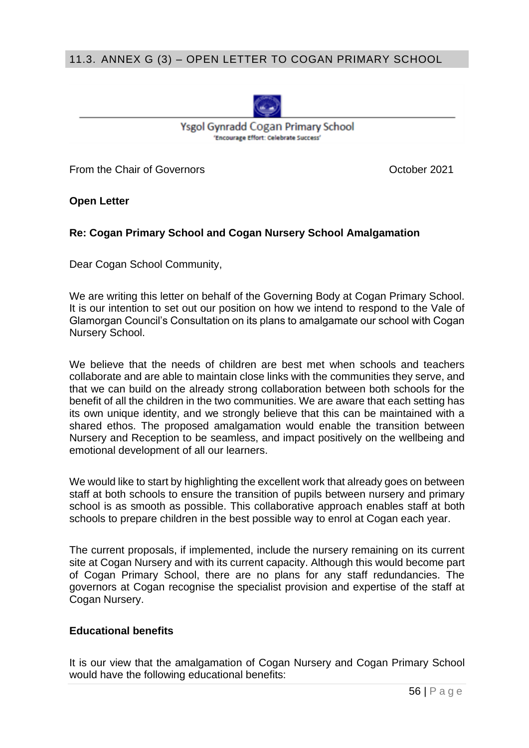## 11.3. ANNEX G (3) – OPEN LETTER TO COGAN PRIMARY SCHOOL

Ysgol Gynradd Cogan Primary School
'Encourage Effort: Celebrate Success'

From the Chair of Governors October 2021

**Open Letter**

**Re: Cogan Primary School and Cogan Nursery School Amalgamation**

Dear Cogan School Community,

We are writing this letter on behalf of the Governing Body at Cogan Primary School. It is our intention to set out our position on how we intend to respond to the Vale of Glamorgan Council's Consultation on its plans to amalgamate our school with Cogan Nursery School.

We believe that the needs of children are best met when schools and teachers collaborate and are able to maintain close links with the communities they serve, and that we can build on the already strong collaboration between both schools for the benefit of all the children in the two communities. We are aware that each setting has its own unique identity, and we strongly believe that this can be maintained with a shared ethos. The proposed amalgamation would enable the transition between Nursery and Reception to be seamless, and impact positively on the wellbeing and emotional development of all our learners.

We would like to start by highlighting the excellent work that already goes on between staff at both schools to ensure the transition of pupils between nursery and primary school is as smooth as possible. This collaborative approach enables staff at both schools to prepare children in the best possible way to enrol at Cogan each year.

The current proposals, if implemented, include the nursery remaining on its current site at Cogan Nursery and with its current capacity. Although this would become part of Cogan Primary School, there are no plans for any staff redundancies. The governors at Cogan recognise the specialist provision and expertise of the staff at Cogan Nursery.

**Educational benefits**

It is our view that the amalgamation of Cogan Nursery and Cogan Primary School would have the following educational benefits: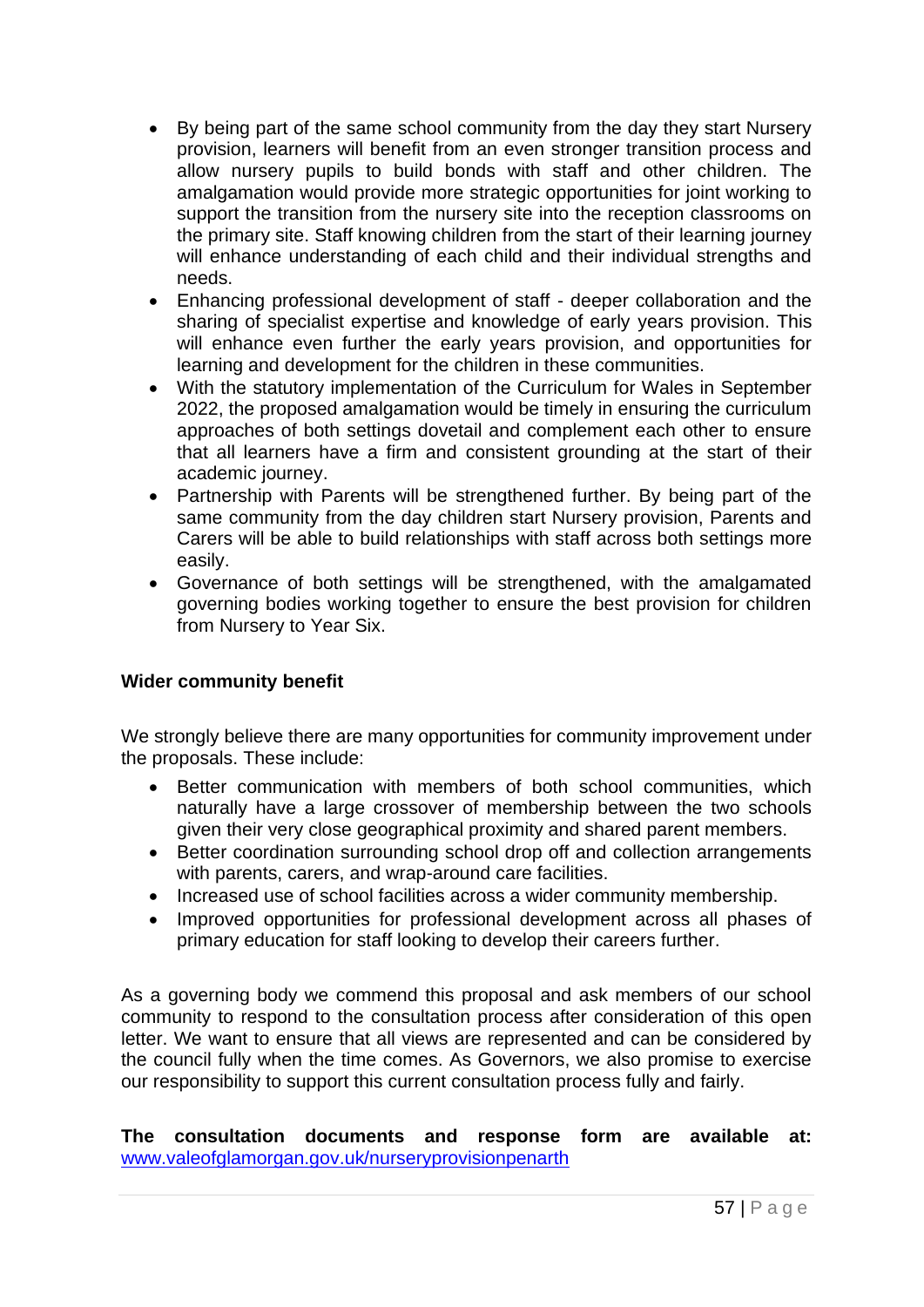- By being part of the same school community from the day they start Nursery provision, learners will benefit from an even stronger transition process and allow nursery pupils to build bonds with staff and other children. The amalgamation would provide more strategic opportunities for joint working to support the transition from the nursery site into the reception classrooms on the primary site. Staff knowing children from the start of their learning journey will enhance understanding of each child and their individual strengths and needs.
- Enhancing professional development of staff - deeper collaboration and the sharing of specialist expertise and knowledge of early years provision. This will enhance even further the early years provision, and opportunities for learning and development for the children in these communities.
- With the statutory implementation of the Curriculum for Wales in September 2022, the proposed amalgamation would be timely in ensuring the curriculum approaches of both settings dovetail and complement each other to ensure that all learners have a firm and consistent grounding at the start of their academic journey.
- Partnership with Parents will be strengthened further. By being part of the same community from the day children start Nursery provision, Parents and Carers will be able to build relationships with staff across both settings more easily.
- Governance of both settings will be strengthened, with the amalgamated governing bodies working together to ensure the best provision for children from Nursery to Year Six.

**Wider community benefit**

We strongly believe there are many opportunities for community improvement under the proposals. These include:

- Better communication with members of both school communities, which naturally have a large crossover of membership between the two schools given their very close geographical proximity and shared parent members.
- Better coordination surrounding school drop off and collection arrangements with parents, carers, and wrap-around care facilities.
- Increased use of school facilities across a wider community membership.
- Improved opportunities for professional development across all phases of primary education for staff looking to develop their careers further.

As a governing body we commend this proposal and ask members of our school community to respond to the consultation process after consideration of this open letter. We want to ensure that all views are represented and can be considered by the council fully when the time comes. As Governors, we also promise to exercise our responsibility to support this current consultation process fully and fairly.

**The consultation documents and response form are available at:** [www.valeofglamorgan.gov.uk/nurseryprovisionpenarth](http://www.valeofglamorgan.gov.uk/nurseryprovisionpenarth)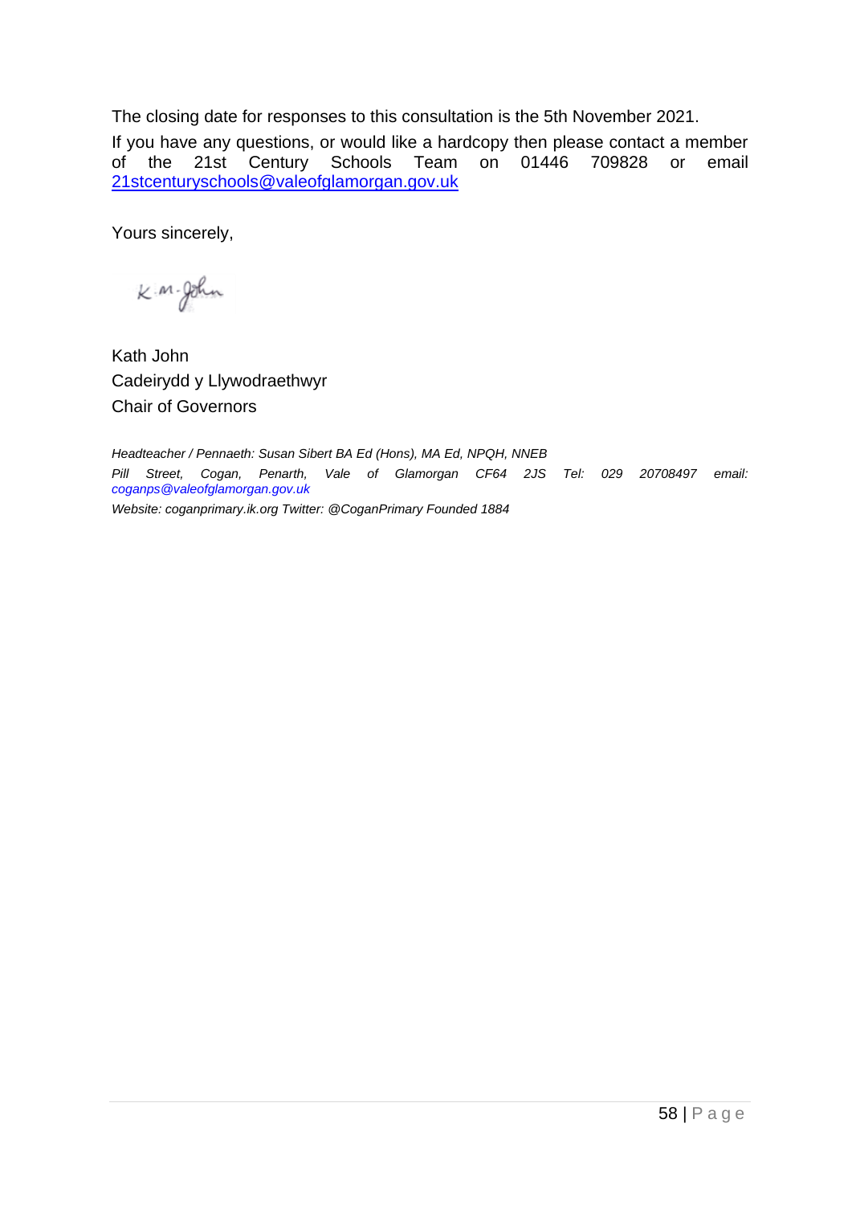The closing date for responses to this consultation is the 5th November 2021.

If you have any questions, or would like a hardcopy then please contact a member of the 21st Century Schools Team on 01446 709828 or email 21stcenturyschools@valeofglamorgan.gov.uk

Yours sincerely,

Kath John
Cadeirydd y Llywodraethwyr
Chair of Governors

*Headteacher / Pennaeth: Susan Sibert BA Ed (Hons), MA Ed, NPQH, NNEB*
*Pill Street, Cogan, Penarth, Vale of Glamorgan CF64 2JS Tel: 029 20708497 email: coganps@valeofglamorgan.gov.uk*
*Website: coganprimary.ik.org Twitter: @CoganPrimary Founded 1884*